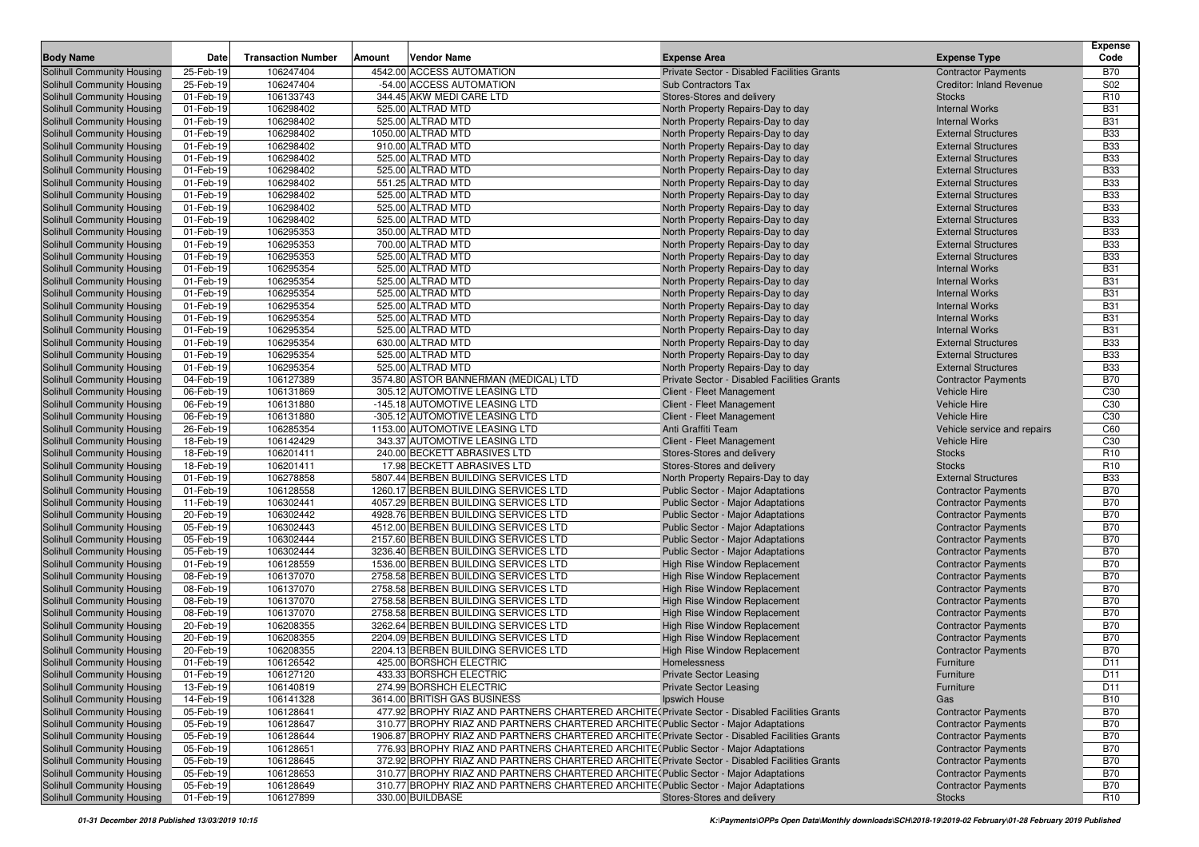| Body Name | Date | Transaction Number | Amount | Vendor Name | Expense Area | Expense Type | Expense Code |
|---|---|---|---|---|---|---|---|
| Solihull Community Housing | 25-Feb-19 | 106247404 | 4542.00 | ACCESS AUTOMATION | Private Sector - Disabled Facilities Grants | Contractor Payments | B70 |
| Solihull Community Housing | 25-Feb-19 | 106247404 | -54.00 | ACCESS AUTOMATION | Sub Contractors Tax | Creditor: Inland Revenue | S02 |
| Solihull Community Housing | 01-Feb-19 | 106133743 | 344.45 | AKW MEDI CARE LTD | Stores-Stores and delivery | Stocks | R10 |
| Solihull Community Housing | 01-Feb-19 | 106298402 | 525.00 | ALTRAD MTD | North Property Repairs-Day to day | Internal Works | B31 |
| Solihull Community Housing | 01-Feb-19 | 106298402 | 525.00 | ALTRAD MTD | North Property Repairs-Day to day | Internal Works | B31 |
| Solihull Community Housing | 01-Feb-19 | 106298402 | 1050.00 | ALTRAD MTD | North Property Repairs-Day to day | External Structures | B33 |
| Solihull Community Housing | 01-Feb-19 | 106298402 | 910.00 | ALTRAD MTD | North Property Repairs-Day to day | External Structures | B33 |
| Solihull Community Housing | 01-Feb-19 | 106298402 | 525.00 | ALTRAD MTD | North Property Repairs-Day to day | External Structures | B33 |
| Solihull Community Housing | 01-Feb-19 | 106298402 | 525.00 | ALTRAD MTD | North Property Repairs-Day to day | External Structures | B33 |
| Solihull Community Housing | 01-Feb-19 | 106298402 | 551.25 | ALTRAD MTD | North Property Repairs-Day to day | External Structures | B33 |
| Solihull Community Housing | 01-Feb-19 | 106298402 | 525.00 | ALTRAD MTD | North Property Repairs-Day to day | External Structures | B33 |
| Solihull Community Housing | 01-Feb-19 | 106298402 | 525.00 | ALTRAD MTD | North Property Repairs-Day to day | External Structures | B33 |
| Solihull Community Housing | 01-Feb-19 | 106298402 | 525.00 | ALTRAD MTD | North Property Repairs-Day to day | External Structures | B33 |
| Solihull Community Housing | 01-Feb-19 | 106295353 | 350.00 | ALTRAD MTD | North Property Repairs-Day to day | External Structures | B33 |
| Solihull Community Housing | 01-Feb-19 | 106295353 | 700.00 | ALTRAD MTD | North Property Repairs-Day to day | External Structures | B33 |
| Solihull Community Housing | 01-Feb-19 | 106295353 | 525.00 | ALTRAD MTD | North Property Repairs-Day to day | External Structures | B33 |
| Solihull Community Housing | 01-Feb-19 | 106295354 | 525.00 | ALTRAD MTD | North Property Repairs-Day to day | Internal Works | B31 |
| Solihull Community Housing | 01-Feb-19 | 106295354 | 525.00 | ALTRAD MTD | North Property Repairs-Day to day | Internal Works | B31 |
| Solihull Community Housing | 01-Feb-19 | 106295354 | 525.00 | ALTRAD MTD | North Property Repairs-Day to day | Internal Works | B31 |
| Solihull Community Housing | 01-Feb-19 | 106295354 | 525.00 | ALTRAD MTD | North Property Repairs-Day to day | Internal Works | B31 |
| Solihull Community Housing | 01-Feb-19 | 106295354 | 525.00 | ALTRAD MTD | North Property Repairs-Day to day | Internal Works | B31 |
| Solihull Community Housing | 01-Feb-19 | 106295354 | 525.00 | ALTRAD MTD | North Property Repairs-Day to day | Internal Works | B31 |
| Solihull Community Housing | 01-Feb-19 | 106295354 | 630.00 | ALTRAD MTD | North Property Repairs-Day to day | External Structures | B33 |
| Solihull Community Housing | 01-Feb-19 | 106295354 | 525.00 | ALTRAD MTD | North Property Repairs-Day to day | External Structures | B33 |
| Solihull Community Housing | 01-Feb-19 | 106295354 | 525.00 | ALTRAD MTD | North Property Repairs-Day to day | External Structures | B33 |
| Solihull Community Housing | 04-Feb-19 | 106127389 | 3574.80 | ASTOR BANNERMAN (MEDICAL) LTD | Private Sector - Disabled Facilities Grants | Contractor Payments | B70 |
| Solihull Community Housing | 06-Feb-19 | 106131869 | 305.12 | AUTOMOTIVE LEASING LTD | Client - Fleet Management | Vehicle Hire | C30 |
| Solihull Community Housing | 06-Feb-19 | 106131880 | -145.18 | AUTOMOTIVE LEASING LTD | Client - Fleet Management | Vehicle Hire | C30 |
| Solihull Community Housing | 06-Feb-19 | 106131880 | -305.12 | AUTOMOTIVE LEASING LTD | Client - Fleet Management | Vehicle Hire | C30 |
| Solihull Community Housing | 26-Feb-19 | 106285354 | 1153.00 | AUTOMOTIVE LEASING LTD | Anti Graffiti Team | Vehicle service and repairs | C60 |
| Solihull Community Housing | 18-Feb-19 | 106142429 | 343.37 | AUTOMOTIVE LEASING LTD | Client - Fleet Management | Vehicle Hire | C30 |
| Solihull Community Housing | 18-Feb-19 | 106201411 | 240.00 | BECKETT ABRASIVES LTD | Stores-Stores and delivery | Stocks | R10 |
| Solihull Community Housing | 18-Feb-19 | 106201411 | 17.98 | BECKETT ABRASIVES LTD | Stores-Stores and delivery | Stocks | R10 |
| Solihull Community Housing | 01-Feb-19 | 106278858 | 5807.44 | BERBEN BUILDING SERVICES LTD | North Property Repairs-Day to day | External Structures | B33 |
| Solihull Community Housing | 01-Feb-19 | 106128558 | 1260.17 | BERBEN BUILDING SERVICES LTD | Public Sector - Major Adaptations | Contractor Payments | B70 |
| Solihull Community Housing | 11-Feb-19 | 106302441 | 4057.29 | BERBEN BUILDING SERVICES LTD | Public Sector - Major Adaptations | Contractor Payments | B70 |
| Solihull Community Housing | 20-Feb-19 | 106302442 | 4928.76 | BERBEN BUILDING SERVICES LTD | Public Sector - Major Adaptations | Contractor Payments | B70 |
| Solihull Community Housing | 05-Feb-19 | 106302443 | 4512.00 | BERBEN BUILDING SERVICES LTD | Public Sector - Major Adaptations | Contractor Payments | B70 |
| Solihull Community Housing | 05-Feb-19 | 106302444 | 2157.60 | BERBEN BUILDING SERVICES LTD | Public Sector - Major Adaptations | Contractor Payments | B70 |
| Solihull Community Housing | 05-Feb-19 | 106302444 | 3236.40 | BERBEN BUILDING SERVICES LTD | Public Sector - Major Adaptations | Contractor Payments | B70 |
| Solihull Community Housing | 01-Feb-19 | 106128559 | 1536.00 | BERBEN BUILDING SERVICES LTD | High Rise Window Replacement | Contractor Payments | B70 |
| Solihull Community Housing | 08-Feb-19 | 106137070 | 2758.58 | BERBEN BUILDING SERVICES LTD | High Rise Window Replacement | Contractor Payments | B70 |
| Solihull Community Housing | 08-Feb-19 | 106137070 | 2758.58 | BERBEN BUILDING SERVICES LTD | High Rise Window Replacement | Contractor Payments | B70 |
| Solihull Community Housing | 08-Feb-19 | 106137070 | 2758.58 | BERBEN BUILDING SERVICES LTD | High Rise Window Replacement | Contractor Payments | B70 |
| Solihull Community Housing | 08-Feb-19 | 106137070 | 2758.58 | BERBEN BUILDING SERVICES LTD | High Rise Window Replacement | Contractor Payments | B70 |
| Solihull Community Housing | 20-Feb-19 | 106208355 | 3262.64 | BERBEN BUILDING SERVICES LTD | High Rise Window Replacement | Contractor Payments | B70 |
| Solihull Community Housing | 20-Feb-19 | 106208355 | 2204.09 | BERBEN BUILDING SERVICES LTD | High Rise Window Replacement | Contractor Payments | B70 |
| Solihull Community Housing | 20-Feb-19 | 106208355 | 2204.13 | BERBEN BUILDING SERVICES LTD | High Rise Window Replacement | Contractor Payments | B70 |
| Solihull Community Housing | 01-Feb-19 | 106126542 | 425.00 | BORSHCH ELECTRIC | Homelessness | Furniture | D11 |
| Solihull Community Housing | 01-Feb-19 | 106127120 | 433.33 | BORSHCH ELECTRIC | Private Sector Leasing | Furniture | D11 |
| Solihull Community Housing | 13-Feb-19 | 106140819 | 274.99 | BORSHCH ELECTRIC | Private Sector Leasing | Furniture | D11 |
| Solihull Community Housing | 14-Feb-19 | 106141328 | 3614.00 | BRITISH GAS BUSINESS | Ipswich House | Gas | B10 |
| Solihull Community Housing | 05-Feb-19 | 106128641 | 477.92 | BROPHY RIAZ AND PARTNERS CHARTERED ARCHITE( | Private Sector - Disabled Facilities Grants | Contractor Payments | B70 |
| Solihull Community Housing | 05-Feb-19 | 106128647 | 310.77 | BROPHY RIAZ AND PARTNERS CHARTERED ARCHITE( | Public Sector - Major Adaptations | Contractor Payments | B70 |
| Solihull Community Housing | 05-Feb-19 | 106128644 | 1906.87 | BROPHY RIAZ AND PARTNERS CHARTERED ARCHITE( | Private Sector - Disabled Facilities Grants | Contractor Payments | B70 |
| Solihull Community Housing | 05-Feb-19 | 106128651 | 776.93 | BROPHY RIAZ AND PARTNERS CHARTERED ARCHITE( | Public Sector - Major Adaptations | Contractor Payments | B70 |
| Solihull Community Housing | 05-Feb-19 | 106128645 | 372.92 | BROPHY RIAZ AND PARTNERS CHARTERED ARCHITE( | Private Sector - Disabled Facilities Grants | Contractor Payments | B70 |
| Solihull Community Housing | 05-Feb-19 | 106128653 | 310.77 | BROPHY RIAZ AND PARTNERS CHARTERED ARCHITE( | Public Sector - Major Adaptations | Contractor Payments | B70 |
| Solihull Community Housing | 05-Feb-19 | 106128649 | 310.77 | BROPHY RIAZ AND PARTNERS CHARTERED ARCHITE( | Public Sector - Major Adaptations | Contractor Payments | B70 |
| Solihull Community Housing | 01-Feb-19 | 106127899 | 330.00 | BUILDBASE | Stores-Stores and delivery | Stocks | R10 |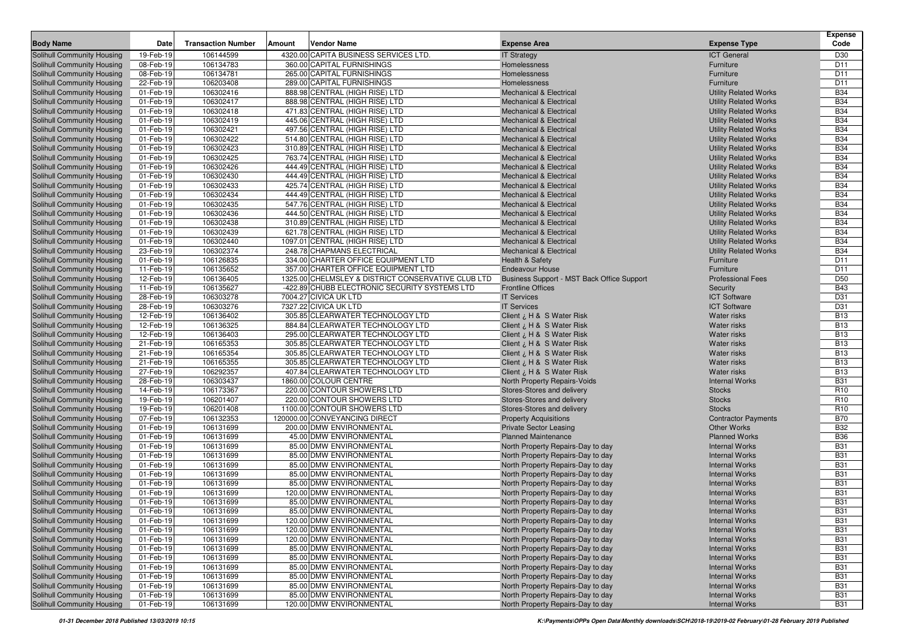| Body Name | Date | Transaction Number | Amount | Vendor Name | Expense Area | Expense Type | Expense Code |
|---|---|---|---|---|---|---|---|
| Solihull Community Housing | 19-Feb-19 | 106144599 | 4320.00 | CAPITA BUSINESS SERVICES LTD. | IT Strategy | ICT General | D30 |
| Solihull Community Housing | 08-Feb-19 | 106134783 | 360.00 | CAPITAL FURNISHINGS | Homelessness | Furniture | D11 |
| Solihull Community Housing | 08-Feb-19 | 106134781 | 265.00 | CAPITAL FURNISHINGS | Homelessness | Furniture | D11 |
| Solihull Community Housing | 22-Feb-19 | 106203408 | 289.00 | CAPITAL FURNISHINGS | Homelessness | Furniture | D11 |
| Solihull Community Housing | 01-Feb-19 | 106302416 | 888.98 | CENTRAL (HIGH RISE) LTD | Mechanical & Electrical | Utility Related Works | B34 |
| Solihull Community Housing | 01-Feb-19 | 106302417 | 888.98 | CENTRAL (HIGH RISE) LTD | Mechanical & Electrical | Utility Related Works | B34 |
| Solihull Community Housing | 01-Feb-19 | 106302418 | 471.83 | CENTRAL (HIGH RISE) LTD | Mechanical & Electrical | Utility Related Works | B34 |
| Solihull Community Housing | 01-Feb-19 | 106302419 | 445.06 | CENTRAL (HIGH RISE) LTD | Mechanical & Electrical | Utility Related Works | B34 |
| Solihull Community Housing | 01-Feb-19 | 106302421 | 497.56 | CENTRAL (HIGH RISE) LTD | Mechanical & Electrical | Utility Related Works | B34 |
| Solihull Community Housing | 01-Feb-19 | 106302422 | 514.80 | CENTRAL (HIGH RISE) LTD | Mechanical & Electrical | Utility Related Works | B34 |
| Solihull Community Housing | 01-Feb-19 | 106302423 | 310.89 | CENTRAL (HIGH RISE) LTD | Mechanical & Electrical | Utility Related Works | B34 |
| Solihull Community Housing | 01-Feb-19 | 106302425 | 763.74 | CENTRAL (HIGH RISE) LTD | Mechanical & Electrical | Utility Related Works | B34 |
| Solihull Community Housing | 01-Feb-19 | 106302426 | 444.49 | CENTRAL (HIGH RISE) LTD | Mechanical & Electrical | Utility Related Works | B34 |
| Solihull Community Housing | 01-Feb-19 | 106302430 | 444.49 | CENTRAL (HIGH RISE) LTD | Mechanical & Electrical | Utility Related Works | B34 |
| Solihull Community Housing | 01-Feb-19 | 106302433 | 425.74 | CENTRAL (HIGH RISE) LTD | Mechanical & Electrical | Utility Related Works | B34 |
| Solihull Community Housing | 01-Feb-19 | 106302434 | 444.49 | CENTRAL (HIGH RISE) LTD | Mechanical & Electrical | Utility Related Works | B34 |
| Solihull Community Housing | 01-Feb-19 | 106302435 | 547.76 | CENTRAL (HIGH RISE) LTD | Mechanical & Electrical | Utility Related Works | B34 |
| Solihull Community Housing | 01-Feb-19 | 106302436 | 444.50 | CENTRAL (HIGH RISE) LTD | Mechanical & Electrical | Utility Related Works | B34 |
| Solihull Community Housing | 01-Feb-19 | 106302438 | 310.89 | CENTRAL (HIGH RISE) LTD | Mechanical & Electrical | Utility Related Works | B34 |
| Solihull Community Housing | 01-Feb-19 | 106302439 | 621.78 | CENTRAL (HIGH RISE) LTD | Mechanical & Electrical | Utility Related Works | B34 |
| Solihull Community Housing | 01-Feb-19 | 106302440 | 1097.01 | CENTRAL (HIGH RISE) LTD | Mechanical & Electrical | Utility Related Works | B34 |
| Solihull Community Housing | 23-Feb-19 | 106302374 | 248.78 | CHAPMANS ELECTRICAL | Mechanical & Electrical | Utility Related Works | B34 |
| Solihull Community Housing | 01-Feb-19 | 106126835 | 334.00 | CHARTER OFFICE EQUIPMENT LTD | Health & Safety | Furniture | D11 |
| Solihull Community Housing | 11-Feb-19 | 106135652 | 357.00 | CHARTER OFFICE EQUIPMENT LTD | Endeavour House | Furniture | D11 |
| Solihull Community Housing | 12-Feb-19 | 106136405 | 1325.00 | CHELMSLEY & DISTRICT CONSERVATIVE CLUB LTD | Business Support - MST Back Office Support | Professional Fees | D50 |
| Solihull Community Housing | 11-Feb-19 | 106135627 | -422.89 | CHUBB ELECTRONIC SECURITY SYSTEMS LTD | Frontline Offices | Security | B43 |
| Solihull Community Housing | 28-Feb-19 | 106303278 | 7004.27 | CIVICA UK LTD | IT Services | ICT Software | D31 |
| Solihull Community Housing | 28-Feb-19 | 106303276 | 7327.22 | CIVICA UK LTD | IT Services | ICT Software | D31 |
| Solihull Community Housing | 12-Feb-19 | 106136402 | 305.85 | CLEARWATER TECHNOLOGY LTD | Client ¿ H & S Water Risk | Water risks | B13 |
| Solihull Community Housing | 12-Feb-19 | 106136325 | 884.84 | CLEARWATER TECHNOLOGY LTD | Client ¿ H & S Water Risk | Water risks | B13 |
| Solihull Community Housing | 12-Feb-19 | 106136403 | 295.00 | CLEARWATER TECHNOLOGY LTD | Client ¿ H & S Water Risk | Water risks | B13 |
| Solihull Community Housing | 21-Feb-19 | 106165353 | 305.85 | CLEARWATER TECHNOLOGY LTD | Client ¿ H & S Water Risk | Water risks | B13 |
| Solihull Community Housing | 21-Feb-19 | 106165354 | 305.85 | CLEARWATER TECHNOLOGY LTD | Client ¿ H & S Water Risk | Water risks | B13 |
| Solihull Community Housing | 21-Feb-19 | 106165355 | 305.85 | CLEARWATER TECHNOLOGY LTD | Client ¿ H & S Water Risk | Water risks | B13 |
| Solihull Community Housing | 27-Feb-19 | 106292357 | 407.84 | CLEARWATER TECHNOLOGY LTD | Client ¿ H & S Water Risk | Water risks | B13 |
| Solihull Community Housing | 28-Feb-19 | 106303437 | 1860.00 | COLOUR CENTRE | North Property Repairs-Voids | Internal Works | B31 |
| Solihull Community Housing | 14-Feb-19 | 106173367 | 220.00 | CONTOUR SHOWERS LTD | Stores-Stores and delivery | Stocks | R10 |
| Solihull Community Housing | 19-Feb-19 | 106201407 | 220.00 | CONTOUR SHOWERS LTD | Stores-Stores and delivery | Stocks | R10 |
| Solihull Community Housing | 19-Feb-19 | 106201408 | 1100.00 | CONTOUR SHOWERS LTD | Stores-Stores and delivery | Stocks | R10 |
| Solihull Community Housing | 07-Feb-19 | 106132353 | 120000.00 | CONVEYANCING DIRECT | Property Acquisitions | Contractor Payments | B70 |
| Solihull Community Housing | 01-Feb-19 | 106131699 | 200.00 | DMW ENVIRONMENTAL | Private Sector Leasing | Other Works | B32 |
| Solihull Community Housing | 01-Feb-19 | 106131699 | 45.00 | DMW ENVIRONMENTAL | Planned Maintenance | Planned Works | B36 |
| Solihull Community Housing | 01-Feb-19 | 106131699 | 85.00 | DMW ENVIRONMENTAL | North Property Repairs-Day to day | Internal Works | B31 |
| Solihull Community Housing | 01-Feb-19 | 106131699 | 85.00 | DMW ENVIRONMENTAL | North Property Repairs-Day to day | Internal Works | B31 |
| Solihull Community Housing | 01-Feb-19 | 106131699 | 85.00 | DMW ENVIRONMENTAL | North Property Repairs-Day to day | Internal Works | B31 |
| Solihull Community Housing | 01-Feb-19 | 106131699 | 85.00 | DMW ENVIRONMENTAL | North Property Repairs-Day to day | Internal Works | B31 |
| Solihull Community Housing | 01-Feb-19 | 106131699 | 85.00 | DMW ENVIRONMENTAL | North Property Repairs-Day to day | Internal Works | B31 |
| Solihull Community Housing | 01-Feb-19 | 106131699 | 120.00 | DMW ENVIRONMENTAL | North Property Repairs-Day to day | Internal Works | B31 |
| Solihull Community Housing | 01-Feb-19 | 106131699 | 85.00 | DMW ENVIRONMENTAL | North Property Repairs-Day to day | Internal Works | B31 |
| Solihull Community Housing | 01-Feb-19 | 106131699 | 85.00 | DMW ENVIRONMENTAL | North Property Repairs-Day to day | Internal Works | B31 |
| Solihull Community Housing | 01-Feb-19 | 106131699 | 120.00 | DMW ENVIRONMENTAL | North Property Repairs-Day to day | Internal Works | B31 |
| Solihull Community Housing | 01-Feb-19 | 106131699 | 120.00 | DMW ENVIRONMENTAL | North Property Repairs-Day to day | Internal Works | B31 |
| Solihull Community Housing | 01-Feb-19 | 106131699 | 120.00 | DMW ENVIRONMENTAL | North Property Repairs-Day to day | Internal Works | B31 |
| Solihull Community Housing | 01-Feb-19 | 106131699 | 85.00 | DMW ENVIRONMENTAL | North Property Repairs-Day to day | Internal Works | B31 |
| Solihull Community Housing | 01-Feb-19 | 106131699 | 85.00 | DMW ENVIRONMENTAL | North Property Repairs-Day to day | Internal Works | B31 |
| Solihull Community Housing | 01-Feb-19 | 106131699 | 85.00 | DMW ENVIRONMENTAL | North Property Repairs-Day to day | Internal Works | B31 |
| Solihull Community Housing | 01-Feb-19 | 106131699 | 85.00 | DMW ENVIRONMENTAL | North Property Repairs-Day to day | Internal Works | B31 |
| Solihull Community Housing | 01-Feb-19 | 106131699 | 85.00 | DMW ENVIRONMENTAL | North Property Repairs-Day to day | Internal Works | B31 |
| Solihull Community Housing | 01-Feb-19 | 106131699 | 85.00 | DMW ENVIRONMENTAL | North Property Repairs-Day to day | Internal Works | B31 |
| Solihull Community Housing | 01-Feb-19 | 106131699 | 120.00 | DMW ENVIRONMENTAL | North Property Repairs-Day to day | Internal Works | B31 |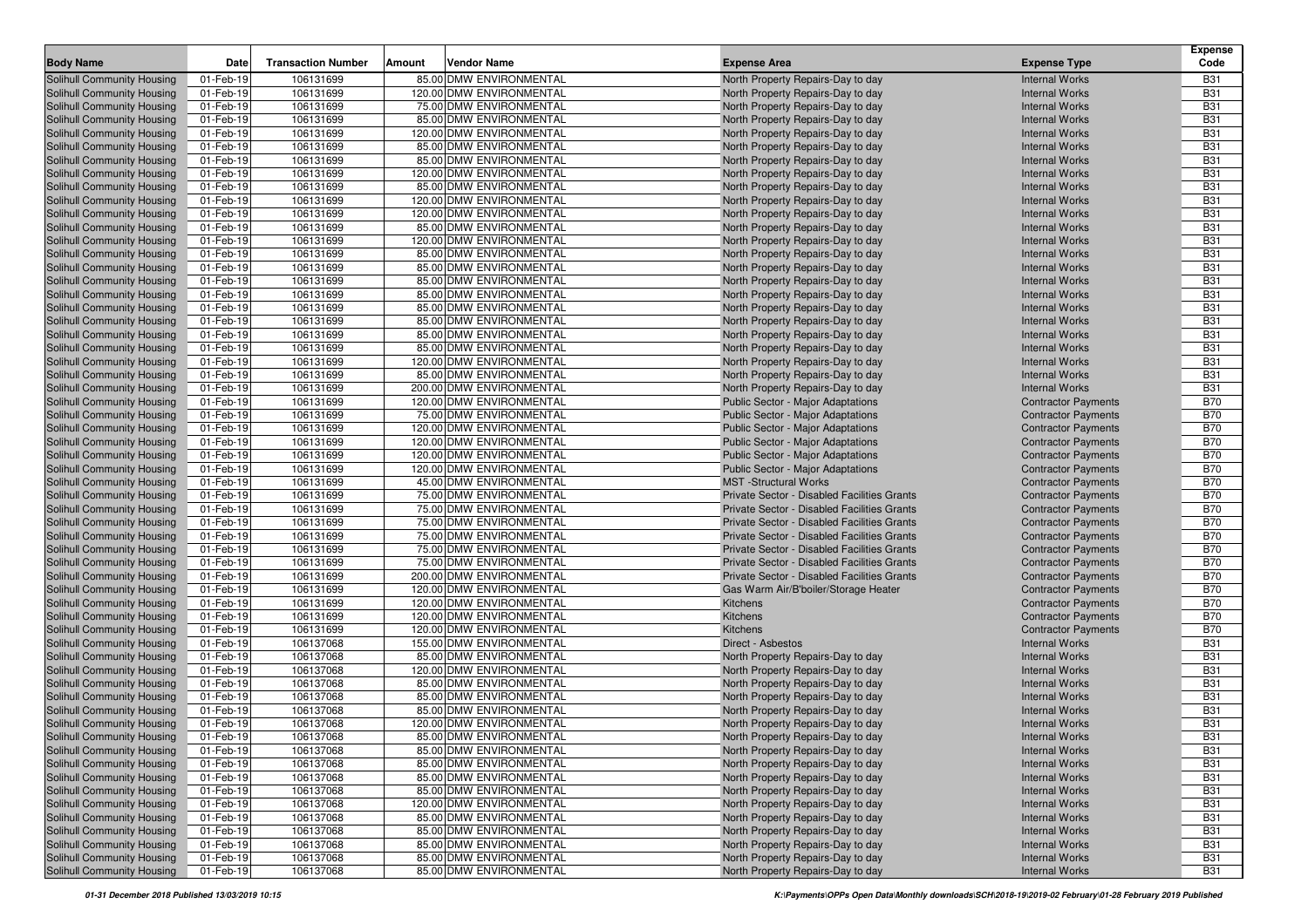| Body Name | Date | Transaction Number | Amount | Vendor Name | Expense Area | Expense Type | Expense Code |
|---|---|---|---|---|---|---|---|
| Solihull Community Housing | 01-Feb-19 | 106131699 | 85.00 | DMW ENVIRONMENTAL | North Property Repairs-Day to day | Internal Works | B31 |
| Solihull Community Housing | 01-Feb-19 | 106131699 | 120.00 | DMW ENVIRONMENTAL | North Property Repairs-Day to day | Internal Works | B31 |
| Solihull Community Housing | 01-Feb-19 | 106131699 | 75.00 | DMW ENVIRONMENTAL | North Property Repairs-Day to day | Internal Works | B31 |
| Solihull Community Housing | 01-Feb-19 | 106131699 | 85.00 | DMW ENVIRONMENTAL | North Property Repairs-Day to day | Internal Works | B31 |
| Solihull Community Housing | 01-Feb-19 | 106131699 | 120.00 | DMW ENVIRONMENTAL | North Property Repairs-Day to day | Internal Works | B31 |
| Solihull Community Housing | 01-Feb-19 | 106131699 | 85.00 | DMW ENVIRONMENTAL | North Property Repairs-Day to day | Internal Works | B31 |
| Solihull Community Housing | 01-Feb-19 | 106131699 | 85.00 | DMW ENVIRONMENTAL | North Property Repairs-Day to day | Internal Works | B31 |
| Solihull Community Housing | 01-Feb-19 | 106131699 | 120.00 | DMW ENVIRONMENTAL | North Property Repairs-Day to day | Internal Works | B31 |
| Solihull Community Housing | 01-Feb-19 | 106131699 | 85.00 | DMW ENVIRONMENTAL | North Property Repairs-Day to day | Internal Works | B31 |
| Solihull Community Housing | 01-Feb-19 | 106131699 | 120.00 | DMW ENVIRONMENTAL | North Property Repairs-Day to day | Internal Works | B31 |
| Solihull Community Housing | 01-Feb-19 | 106131699 | 120.00 | DMW ENVIRONMENTAL | North Property Repairs-Day to day | Internal Works | B31 |
| Solihull Community Housing | 01-Feb-19 | 106131699 | 85.00 | DMW ENVIRONMENTAL | North Property Repairs-Day to day | Internal Works | B31 |
| Solihull Community Housing | 01-Feb-19 | 106131699 | 120.00 | DMW ENVIRONMENTAL | North Property Repairs-Day to day | Internal Works | B31 |
| Solihull Community Housing | 01-Feb-19 | 106131699 | 85.00 | DMW ENVIRONMENTAL | North Property Repairs-Day to day | Internal Works | B31 |
| Solihull Community Housing | 01-Feb-19 | 106131699 | 85.00 | DMW ENVIRONMENTAL | North Property Repairs-Day to day | Internal Works | B31 |
| Solihull Community Housing | 01-Feb-19 | 106131699 | 85.00 | DMW ENVIRONMENTAL | North Property Repairs-Day to day | Internal Works | B31 |
| Solihull Community Housing | 01-Feb-19 | 106131699 | 85.00 | DMW ENVIRONMENTAL | North Property Repairs-Day to day | Internal Works | B31 |
| Solihull Community Housing | 01-Feb-19 | 106131699 | 85.00 | DMW ENVIRONMENTAL | North Property Repairs-Day to day | Internal Works | B31 |
| Solihull Community Housing | 01-Feb-19 | 106131699 | 85.00 | DMW ENVIRONMENTAL | North Property Repairs-Day to day | Internal Works | B31 |
| Solihull Community Housing | 01-Feb-19 | 106131699 | 85.00 | DMW ENVIRONMENTAL | North Property Repairs-Day to day | Internal Works | B31 |
| Solihull Community Housing | 01-Feb-19 | 106131699 | 85.00 | DMW ENVIRONMENTAL | North Property Repairs-Day to day | Internal Works | B31 |
| Solihull Community Housing | 01-Feb-19 | 106131699 | 120.00 | DMW ENVIRONMENTAL | North Property Repairs-Day to day | Internal Works | B31 |
| Solihull Community Housing | 01-Feb-19 | 106131699 | 85.00 | DMW ENVIRONMENTAL | North Property Repairs-Day to day | Internal Works | B31 |
| Solihull Community Housing | 01-Feb-19 | 106131699 | 200.00 | DMW ENVIRONMENTAL | North Property Repairs-Day to day | Internal Works | B31 |
| Solihull Community Housing | 01-Feb-19 | 106131699 | 120.00 | DMW ENVIRONMENTAL | Public Sector - Major Adaptations | Contractor Payments | B70 |
| Solihull Community Housing | 01-Feb-19 | 106131699 | 75.00 | DMW ENVIRONMENTAL | Public Sector - Major Adaptations | Contractor Payments | B70 |
| Solihull Community Housing | 01-Feb-19 | 106131699 | 120.00 | DMW ENVIRONMENTAL | Public Sector - Major Adaptations | Contractor Payments | B70 |
| Solihull Community Housing | 01-Feb-19 | 106131699 | 120.00 | DMW ENVIRONMENTAL | Public Sector - Major Adaptations | Contractor Payments | B70 |
| Solihull Community Housing | 01-Feb-19 | 106131699 | 120.00 | DMW ENVIRONMENTAL | Public Sector - Major Adaptations | Contractor Payments | B70 |
| Solihull Community Housing | 01-Feb-19 | 106131699 | 120.00 | DMW ENVIRONMENTAL | Public Sector - Major Adaptations | Contractor Payments | B70 |
| Solihull Community Housing | 01-Feb-19 | 106131699 | 45.00 | DMW ENVIRONMENTAL | MST -Structural Works | Contractor Payments | B70 |
| Solihull Community Housing | 01-Feb-19 | 106131699 | 75.00 | DMW ENVIRONMENTAL | Private Sector - Disabled Facilities Grants | Contractor Payments | B70 |
| Solihull Community Housing | 01-Feb-19 | 106131699 | 75.00 | DMW ENVIRONMENTAL | Private Sector - Disabled Facilities Grants | Contractor Payments | B70 |
| Solihull Community Housing | 01-Feb-19 | 106131699 | 75.00 | DMW ENVIRONMENTAL | Private Sector - Disabled Facilities Grants | Contractor Payments | B70 |
| Solihull Community Housing | 01-Feb-19 | 106131699 | 75.00 | DMW ENVIRONMENTAL | Private Sector - Disabled Facilities Grants | Contractor Payments | B70 |
| Solihull Community Housing | 01-Feb-19 | 106131699 | 75.00 | DMW ENVIRONMENTAL | Private Sector - Disabled Facilities Grants | Contractor Payments | B70 |
| Solihull Community Housing | 01-Feb-19 | 106131699 | 75.00 | DMW ENVIRONMENTAL | Private Sector - Disabled Facilities Grants | Contractor Payments | B70 |
| Solihull Community Housing | 01-Feb-19 | 106131699 | 200.00 | DMW ENVIRONMENTAL | Private Sector - Disabled Facilities Grants | Contractor Payments | B70 |
| Solihull Community Housing | 01-Feb-19 | 106131699 | 120.00 | DMW ENVIRONMENTAL | Gas Warm Air/B'boiler/Storage Heater | Contractor Payments | B70 |
| Solihull Community Housing | 01-Feb-19 | 106131699 | 120.00 | DMW ENVIRONMENTAL | Kitchens | Contractor Payments | B70 |
| Solihull Community Housing | 01-Feb-19 | 106131699 | 120.00 | DMW ENVIRONMENTAL | Kitchens | Contractor Payments | B70 |
| Solihull Community Housing | 01-Feb-19 | 106131699 | 120.00 | DMW ENVIRONMENTAL | Kitchens | Contractor Payments | B70 |
| Solihull Community Housing | 01-Feb-19 | 106137068 | 155.00 | DMW ENVIRONMENTAL | Direct - Asbestos | Internal Works | B31 |
| Solihull Community Housing | 01-Feb-19 | 106137068 | 85.00 | DMW ENVIRONMENTAL | North Property Repairs-Day to day | Internal Works | B31 |
| Solihull Community Housing | 01-Feb-19 | 106137068 | 120.00 | DMW ENVIRONMENTAL | North Property Repairs-Day to day | Internal Works | B31 |
| Solihull Community Housing | 01-Feb-19 | 106137068 | 85.00 | DMW ENVIRONMENTAL | North Property Repairs-Day to day | Internal Works | B31 |
| Solihull Community Housing | 01-Feb-19 | 106137068 | 85.00 | DMW ENVIRONMENTAL | North Property Repairs-Day to day | Internal Works | B31 |
| Solihull Community Housing | 01-Feb-19 | 106137068 | 85.00 | DMW ENVIRONMENTAL | North Property Repairs-Day to day | Internal Works | B31 |
| Solihull Community Housing | 01-Feb-19 | 106137068 | 120.00 | DMW ENVIRONMENTAL | North Property Repairs-Day to day | Internal Works | B31 |
| Solihull Community Housing | 01-Feb-19 | 106137068 | 85.00 | DMW ENVIRONMENTAL | North Property Repairs-Day to day | Internal Works | B31 |
| Solihull Community Housing | 01-Feb-19 | 106137068 | 85.00 | DMW ENVIRONMENTAL | North Property Repairs-Day to day | Internal Works | B31 |
| Solihull Community Housing | 01-Feb-19 | 106137068 | 85.00 | DMW ENVIRONMENTAL | North Property Repairs-Day to day | Internal Works | B31 |
| Solihull Community Housing | 01-Feb-19 | 106137068 | 85.00 | DMW ENVIRONMENTAL | North Property Repairs-Day to day | Internal Works | B31 |
| Solihull Community Housing | 01-Feb-19 | 106137068 | 85.00 | DMW ENVIRONMENTAL | North Property Repairs-Day to day | Internal Works | B31 |
| Solihull Community Housing | 01-Feb-19 | 106137068 | 120.00 | DMW ENVIRONMENTAL | North Property Repairs-Day to day | Internal Works | B31 |
| Solihull Community Housing | 01-Feb-19 | 106137068 | 85.00 | DMW ENVIRONMENTAL | North Property Repairs-Day to day | Internal Works | B31 |
| Solihull Community Housing | 01-Feb-19 | 106137068 | 85.00 | DMW ENVIRONMENTAL | North Property Repairs-Day to day | Internal Works | B31 |
| Solihull Community Housing | 01-Feb-19 | 106137068 | 85.00 | DMW ENVIRONMENTAL | North Property Repairs-Day to day | Internal Works | B31 |
| Solihull Community Housing | 01-Feb-19 | 106137068 | 85.00 | DMW ENVIRONMENTAL | North Property Repairs-Day to day | Internal Works | B31 |
| Solihull Community Housing | 01-Feb-19 | 106137068 | 85.00 | DMW ENVIRONMENTAL | North Property Repairs-Day to day | Internal Works | B31 |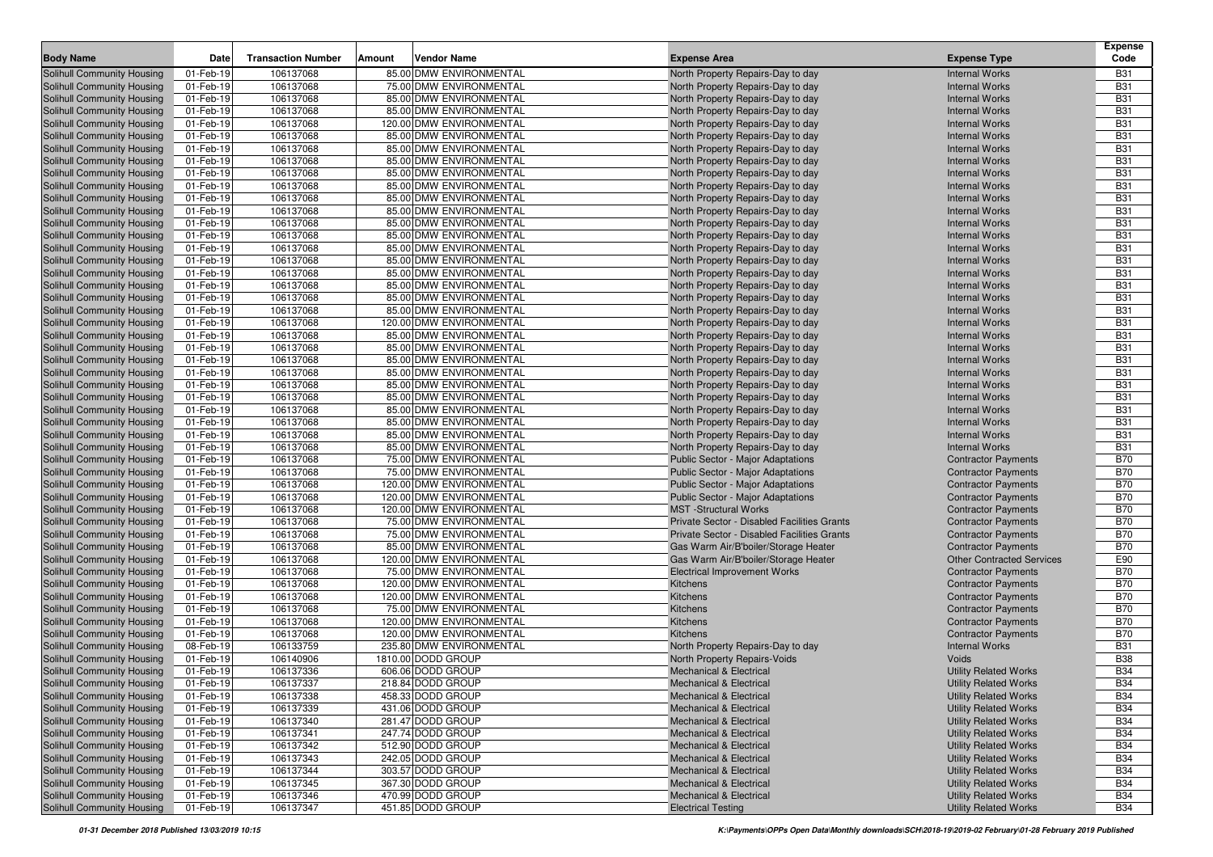| Body Name | Date | Transaction Number | Amount | Vendor Name | Expense Area | Expense Type | Expense Code |
|---|---|---|---|---|---|---|---|
| Solihull Community Housing | 01-Feb-19 | 106137068 | 85.00 | DMW ENVIRONMENTAL | North Property Repairs-Day to day | Internal Works | B31 |
| Solihull Community Housing | 01-Feb-19 | 106137068 | 75.00 | DMW ENVIRONMENTAL | North Property Repairs-Day to day | Internal Works | B31 |
| Solihull Community Housing | 01-Feb-19 | 106137068 | 85.00 | DMW ENVIRONMENTAL | North Property Repairs-Day to day | Internal Works | B31 |
| Solihull Community Housing | 01-Feb-19 | 106137068 | 85.00 | DMW ENVIRONMENTAL | North Property Repairs-Day to day | Internal Works | B31 |
| Solihull Community Housing | 01-Feb-19 | 106137068 | 120.00 | DMW ENVIRONMENTAL | North Property Repairs-Day to day | Internal Works | B31 |
| Solihull Community Housing | 01-Feb-19 | 106137068 | 85.00 | DMW ENVIRONMENTAL | North Property Repairs-Day to day | Internal Works | B31 |
| Solihull Community Housing | 01-Feb-19 | 106137068 | 85.00 | DMW ENVIRONMENTAL | North Property Repairs-Day to day | Internal Works | B31 |
| Solihull Community Housing | 01-Feb-19 | 106137068 | 85.00 | DMW ENVIRONMENTAL | North Property Repairs-Day to day | Internal Works | B31 |
| Solihull Community Housing | 01-Feb-19 | 106137068 | 85.00 | DMW ENVIRONMENTAL | North Property Repairs-Day to day | Internal Works | B31 |
| Solihull Community Housing | 01-Feb-19 | 106137068 | 85.00 | DMW ENVIRONMENTAL | North Property Repairs-Day to day | Internal Works | B31 |
| Solihull Community Housing | 01-Feb-19 | 106137068 | 85.00 | DMW ENVIRONMENTAL | North Property Repairs-Day to day | Internal Works | B31 |
| Solihull Community Housing | 01-Feb-19 | 106137068 | 85.00 | DMW ENVIRONMENTAL | North Property Repairs-Day to day | Internal Works | B31 |
| Solihull Community Housing | 01-Feb-19 | 106137068 | 85.00 | DMW ENVIRONMENTAL | North Property Repairs-Day to day | Internal Works | B31 |
| Solihull Community Housing | 01-Feb-19 | 106137068 | 85.00 | DMW ENVIRONMENTAL | North Property Repairs-Day to day | Internal Works | B31 |
| Solihull Community Housing | 01-Feb-19 | 106137068 | 85.00 | DMW ENVIRONMENTAL | North Property Repairs-Day to day | Internal Works | B31 |
| Solihull Community Housing | 01-Feb-19 | 106137068 | 85.00 | DMW ENVIRONMENTAL | North Property Repairs-Day to day | Internal Works | B31 |
| Solihull Community Housing | 01-Feb-19 | 106137068 | 85.00 | DMW ENVIRONMENTAL | North Property Repairs-Day to day | Internal Works | B31 |
| Solihull Community Housing | 01-Feb-19 | 106137068 | 85.00 | DMW ENVIRONMENTAL | North Property Repairs-Day to day | Internal Works | B31 |
| Solihull Community Housing | 01-Feb-19 | 106137068 | 85.00 | DMW ENVIRONMENTAL | North Property Repairs-Day to day | Internal Works | B31 |
| Solihull Community Housing | 01-Feb-19 | 106137068 | 85.00 | DMW ENVIRONMENTAL | North Property Repairs-Day to day | Internal Works | B31 |
| Solihull Community Housing | 01-Feb-19 | 106137068 | 120.00 | DMW ENVIRONMENTAL | North Property Repairs-Day to day | Internal Works | B31 |
| Solihull Community Housing | 01-Feb-19 | 106137068 | 85.00 | DMW ENVIRONMENTAL | North Property Repairs-Day to day | Internal Works | B31 |
| Solihull Community Housing | 01-Feb-19 | 106137068 | 85.00 | DMW ENVIRONMENTAL | North Property Repairs-Day to day | Internal Works | B31 |
| Solihull Community Housing | 01-Feb-19 | 106137068 | 85.00 | DMW ENVIRONMENTAL | North Property Repairs-Day to day | Internal Works | B31 |
| Solihull Community Housing | 01-Feb-19 | 106137068 | 85.00 | DMW ENVIRONMENTAL | North Property Repairs-Day to day | Internal Works | B31 |
| Solihull Community Housing | 01-Feb-19 | 106137068 | 85.00 | DMW ENVIRONMENTAL | North Property Repairs-Day to day | Internal Works | B31 |
| Solihull Community Housing | 01-Feb-19 | 106137068 | 85.00 | DMW ENVIRONMENTAL | North Property Repairs-Day to day | Internal Works | B31 |
| Solihull Community Housing | 01-Feb-19 | 106137068 | 85.00 | DMW ENVIRONMENTAL | North Property Repairs-Day to day | Internal Works | B31 |
| Solihull Community Housing | 01-Feb-19 | 106137068 | 85.00 | DMW ENVIRONMENTAL | North Property Repairs-Day to day | Internal Works | B31 |
| Solihull Community Housing | 01-Feb-19 | 106137068 | 85.00 | DMW ENVIRONMENTAL | North Property Repairs-Day to day | Internal Works | B31 |
| Solihull Community Housing | 01-Feb-19 | 106137068 | 85.00 | DMW ENVIRONMENTAL | North Property Repairs-Day to day | Internal Works | B31 |
| Solihull Community Housing | 01-Feb-19 | 106137068 | 75.00 | DMW ENVIRONMENTAL | Public Sector - Major Adaptations | Contractor Payments | B70 |
| Solihull Community Housing | 01-Feb-19 | 106137068 | 75.00 | DMW ENVIRONMENTAL | Public Sector - Major Adaptations | Contractor Payments | B70 |
| Solihull Community Housing | 01-Feb-19 | 106137068 | 120.00 | DMW ENVIRONMENTAL | Public Sector - Major Adaptations | Contractor Payments | B70 |
| Solihull Community Housing | 01-Feb-19 | 106137068 | 120.00 | DMW ENVIRONMENTAL | Public Sector - Major Adaptations | Contractor Payments | B70 |
| Solihull Community Housing | 01-Feb-19 | 106137068 | 120.00 | DMW ENVIRONMENTAL | MST -Structural Works | Contractor Payments | B70 |
| Solihull Community Housing | 01-Feb-19 | 106137068 | 75.00 | DMW ENVIRONMENTAL | Private Sector - Disabled Facilities Grants | Contractor Payments | B70 |
| Solihull Community Housing | 01-Feb-19 | 106137068 | 75.00 | DMW ENVIRONMENTAL | Private Sector - Disabled Facilities Grants | Contractor Payments | B70 |
| Solihull Community Housing | 01-Feb-19 | 106137068 | 85.00 | DMW ENVIRONMENTAL | Gas Warm Air/B'boiler/Storage Heater | Contractor Payments | B70 |
| Solihull Community Housing | 01-Feb-19 | 106137068 | 120.00 | DMW ENVIRONMENTAL | Gas Warm Air/B'boiler/Storage Heater | Other Contracted Services | E90 |
| Solihull Community Housing | 01-Feb-19 | 106137068 | 75.00 | DMW ENVIRONMENTAL | Electrical Improvement Works | Contractor Payments | B70 |
| Solihull Community Housing | 01-Feb-19 | 106137068 | 120.00 | DMW ENVIRONMENTAL | Kitchens | Contractor Payments | B70 |
| Solihull Community Housing | 01-Feb-19 | 106137068 | 120.00 | DMW ENVIRONMENTAL | Kitchens | Contractor Payments | B70 |
| Solihull Community Housing | 01-Feb-19 | 106137068 | 75.00 | DMW ENVIRONMENTAL | Kitchens | Contractor Payments | B70 |
| Solihull Community Housing | 01-Feb-19 | 106137068 | 120.00 | DMW ENVIRONMENTAL | Kitchens | Contractor Payments | B70 |
| Solihull Community Housing | 01-Feb-19 | 106137068 | 120.00 | DMW ENVIRONMENTAL | Kitchens | Contractor Payments | B70 |
| Solihull Community Housing | 08-Feb-19 | 106133759 | 235.80 | DMW ENVIRONMENTAL | North Property Repairs-Day to day | Internal Works | B31 |
| Solihull Community Housing | 01-Feb-19 | 106140906 | 1810.00 | DODD GROUP | North Property Repairs-Voids | Voids | B38 |
| Solihull Community Housing | 01-Feb-19 | 106137336 | 606.06 | DODD GROUP | Mechanical & Electrical | Utility Related Works | B34 |
| Solihull Community Housing | 01-Feb-19 | 106137337 | 218.84 | DODD GROUP | Mechanical & Electrical | Utility Related Works | B34 |
| Solihull Community Housing | 01-Feb-19 | 106137338 | 458.33 | DODD GROUP | Mechanical & Electrical | Utility Related Works | B34 |
| Solihull Community Housing | 01-Feb-19 | 106137339 | 431.06 | DODD GROUP | Mechanical & Electrical | Utility Related Works | B34 |
| Solihull Community Housing | 01-Feb-19 | 106137340 | 281.47 | DODD GROUP | Mechanical & Electrical | Utility Related Works | B34 |
| Solihull Community Housing | 01-Feb-19 | 106137341 | 247.74 | DODD GROUP | Mechanical & Electrical | Utility Related Works | B34 |
| Solihull Community Housing | 01-Feb-19 | 106137342 | 512.90 | DODD GROUP | Mechanical & Electrical | Utility Related Works | B34 |
| Solihull Community Housing | 01-Feb-19 | 106137343 | 242.05 | DODD GROUP | Mechanical & Electrical | Utility Related Works | B34 |
| Solihull Community Housing | 01-Feb-19 | 106137344 | 303.57 | DODD GROUP | Mechanical & Electrical | Utility Related Works | B34 |
| Solihull Community Housing | 01-Feb-19 | 106137345 | 367.30 | DODD GROUP | Mechanical & Electrical | Utility Related Works | B34 |
| Solihull Community Housing | 01-Feb-19 | 106137346 | 470.99 | DODD GROUP | Mechanical & Electrical | Utility Related Works | B34 |
| Solihull Community Housing | 01-Feb-19 | 106137347 | 451.85 | DODD GROUP | Electrical Testing | Utility Related Works | B34 |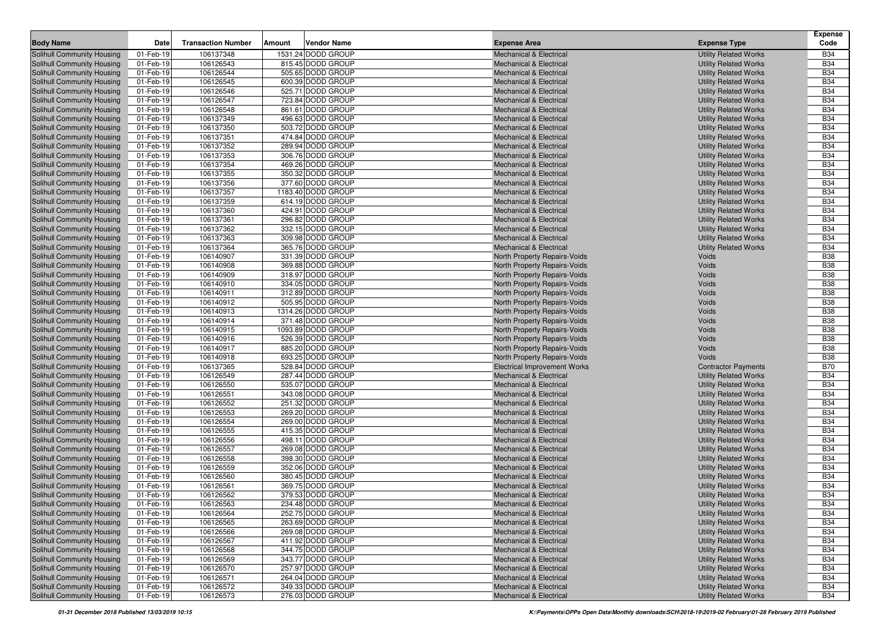| Body Name | Date | Transaction Number | Amount | Vendor Name | Expense Area | Expense Type | Expense Code |
|---|---|---|---|---|---|---|---|
| Solihull Community Housing | 01-Feb-19 | 106137348 | 1531.24 | DODD GROUP | Mechanical & Electrical | Utility Related Works | B34 |
| Solihull Community Housing | 01-Feb-19 | 106126543 | 815.45 | DODD GROUP | Mechanical & Electrical | Utility Related Works | B34 |
| Solihull Community Housing | 01-Feb-19 | 106126544 | 505.65 | DODD GROUP | Mechanical & Electrical | Utility Related Works | B34 |
| Solihull Community Housing | 01-Feb-19 | 106126545 | 600.39 | DODD GROUP | Mechanical & Electrical | Utility Related Works | B34 |
| Solihull Community Housing | 01-Feb-19 | 106126546 | 525.71 | DODD GROUP | Mechanical & Electrical | Utility Related Works | B34 |
| Solihull Community Housing | 01-Feb-19 | 106126547 | 723.84 | DODD GROUP | Mechanical & Electrical | Utility Related Works | B34 |
| Solihull Community Housing | 01-Feb-19 | 106126548 | 861.61 | DODD GROUP | Mechanical & Electrical | Utility Related Works | B34 |
| Solihull Community Housing | 01-Feb-19 | 106137349 | 496.63 | DODD GROUP | Mechanical & Electrical | Utility Related Works | B34 |
| Solihull Community Housing | 01-Feb-19 | 106137350 | 503.72 | DODD GROUP | Mechanical & Electrical | Utility Related Works | B34 |
| Solihull Community Housing | 01-Feb-19 | 106137351 | 474.84 | DODD GROUP | Mechanical & Electrical | Utility Related Works | B34 |
| Solihull Community Housing | 01-Feb-19 | 106137352 | 289.94 | DODD GROUP | Mechanical & Electrical | Utility Related Works | B34 |
| Solihull Community Housing | 01-Feb-19 | 106137353 | 306.76 | DODD GROUP | Mechanical & Electrical | Utility Related Works | B34 |
| Solihull Community Housing | 01-Feb-19 | 106137354 | 469.26 | DODD GROUP | Mechanical & Electrical | Utility Related Works | B34 |
| Solihull Community Housing | 01-Feb-19 | 106137355 | 350.32 | DODD GROUP | Mechanical & Electrical | Utility Related Works | B34 |
| Solihull Community Housing | 01-Feb-19 | 106137356 | 377.60 | DODD GROUP | Mechanical & Electrical | Utility Related Works | B34 |
| Solihull Community Housing | 01-Feb-19 | 106137357 | 1183.40 | DODD GROUP | Mechanical & Electrical | Utility Related Works | B34 |
| Solihull Community Housing | 01-Feb-19 | 106137359 | 614.19 | DODD GROUP | Mechanical & Electrical | Utility Related Works | B34 |
| Solihull Community Housing | 01-Feb-19 | 106137360 | 424.91 | DODD GROUP | Mechanical & Electrical | Utility Related Works | B34 |
| Solihull Community Housing | 01-Feb-19 | 106137361 | 296.82 | DODD GROUP | Mechanical & Electrical | Utility Related Works | B34 |
| Solihull Community Housing | 01-Feb-19 | 106137362 | 332.15 | DODD GROUP | Mechanical & Electrical | Utility Related Works | B34 |
| Solihull Community Housing | 01-Feb-19 | 106137363 | 309.98 | DODD GROUP | Mechanical & Electrical | Utility Related Works | B34 |
| Solihull Community Housing | 01-Feb-19 | 106137364 | 365.76 | DODD GROUP | Mechanical & Electrical | Utility Related Works | B34 |
| Solihull Community Housing | 01-Feb-19 | 106140907 | 331.39 | DODD GROUP | North Property Repairs-Voids | Voids | B38 |
| Solihull Community Housing | 01-Feb-19 | 106140908 | 369.88 | DODD GROUP | North Property Repairs-Voids | Voids | B38 |
| Solihull Community Housing | 01-Feb-19 | 106140909 | 318.97 | DODD GROUP | North Property Repairs-Voids | Voids | B38 |
| Solihull Community Housing | 01-Feb-19 | 106140910 | 334.05 | DODD GROUP | North Property Repairs-Voids | Voids | B38 |
| Solihull Community Housing | 01-Feb-19 | 106140911 | 312.89 | DODD GROUP | North Property Repairs-Voids | Voids | B38 |
| Solihull Community Housing | 01-Feb-19 | 106140912 | 505.95 | DODD GROUP | North Property Repairs-Voids | Voids | B38 |
| Solihull Community Housing | 01-Feb-19 | 106140913 | 1314.26 | DODD GROUP | North Property Repairs-Voids | Voids | B38 |
| Solihull Community Housing | 01-Feb-19 | 106140914 | 371.48 | DODD GROUP | North Property Repairs-Voids | Voids | B38 |
| Solihull Community Housing | 01-Feb-19 | 106140915 | 1093.89 | DODD GROUP | North Property Repairs-Voids | Voids | B38 |
| Solihull Community Housing | 01-Feb-19 | 106140916 | 526.39 | DODD GROUP | North Property Repairs-Voids | Voids | B38 |
| Solihull Community Housing | 01-Feb-19 | 106140917 | 885.20 | DODD GROUP | North Property Repairs-Voids | Voids | B38 |
| Solihull Community Housing | 01-Feb-19 | 106140918 | 693.25 | DODD GROUP | North Property Repairs-Voids | Voids | B38 |
| Solihull Community Housing | 01-Feb-19 | 106137365 | 528.84 | DODD GROUP | Electrical Improvement Works | Contractor Payments | B70 |
| Solihull Community Housing | 01-Feb-19 | 106126549 | 287.44 | DODD GROUP | Mechanical & Electrical | Utility Related Works | B34 |
| Solihull Community Housing | 01-Feb-19 | 106126550 | 535.07 | DODD GROUP | Mechanical & Electrical | Utility Related Works | B34 |
| Solihull Community Housing | 01-Feb-19 | 106126551 | 343.08 | DODD GROUP | Mechanical & Electrical | Utility Related Works | B34 |
| Solihull Community Housing | 01-Feb-19 | 106126552 | 251.32 | DODD GROUP | Mechanical & Electrical | Utility Related Works | B34 |
| Solihull Community Housing | 01-Feb-19 | 106126553 | 269.20 | DODD GROUP | Mechanical & Electrical | Utility Related Works | B34 |
| Solihull Community Housing | 01-Feb-19 | 106126554 | 269.00 | DODD GROUP | Mechanical & Electrical | Utility Related Works | B34 |
| Solihull Community Housing | 01-Feb-19 | 106126555 | 415.35 | DODD GROUP | Mechanical & Electrical | Utility Related Works | B34 |
| Solihull Community Housing | 01-Feb-19 | 106126556 | 498.11 | DODD GROUP | Mechanical & Electrical | Utility Related Works | B34 |
| Solihull Community Housing | 01-Feb-19 | 106126557 | 269.08 | DODD GROUP | Mechanical & Electrical | Utility Related Works | B34 |
| Solihull Community Housing | 01-Feb-19 | 106126558 | 398.30 | DODD GROUP | Mechanical & Electrical | Utility Related Works | B34 |
| Solihull Community Housing | 01-Feb-19 | 106126559 | 352.06 | DODD GROUP | Mechanical & Electrical | Utility Related Works | B34 |
| Solihull Community Housing | 01-Feb-19 | 106126560 | 380.45 | DODD GROUP | Mechanical & Electrical | Utility Related Works | B34 |
| Solihull Community Housing | 01-Feb-19 | 106126561 | 369.75 | DODD GROUP | Mechanical & Electrical | Utility Related Works | B34 |
| Solihull Community Housing | 01-Feb-19 | 106126562 | 379.53 | DODD GROUP | Mechanical & Electrical | Utility Related Works | B34 |
| Solihull Community Housing | 01-Feb-19 | 106126563 | 234.48 | DODD GROUP | Mechanical & Electrical | Utility Related Works | B34 |
| Solihull Community Housing | 01-Feb-19 | 106126564 | 252.75 | DODD GROUP | Mechanical & Electrical | Utility Related Works | B34 |
| Solihull Community Housing | 01-Feb-19 | 106126565 | 263.69 | DODD GROUP | Mechanical & Electrical | Utility Related Works | B34 |
| Solihull Community Housing | 01-Feb-19 | 106126566 | 269.08 | DODD GROUP | Mechanical & Electrical | Utility Related Works | B34 |
| Solihull Community Housing | 01-Feb-19 | 106126567 | 411.92 | DODD GROUP | Mechanical & Electrical | Utility Related Works | B34 |
| Solihull Community Housing | 01-Feb-19 | 106126568 | 344.75 | DODD GROUP | Mechanical & Electrical | Utility Related Works | B34 |
| Solihull Community Housing | 01-Feb-19 | 106126569 | 343.77 | DODD GROUP | Mechanical & Electrical | Utility Related Works | B34 |
| Solihull Community Housing | 01-Feb-19 | 106126570 | 257.97 | DODD GROUP | Mechanical & Electrical | Utility Related Works | B34 |
| Solihull Community Housing | 01-Feb-19 | 106126571 | 264.04 | DODD GROUP | Mechanical & Electrical | Utility Related Works | B34 |
| Solihull Community Housing | 01-Feb-19 | 106126572 | 349.33 | DODD GROUP | Mechanical & Electrical | Utility Related Works | B34 |
| Solihull Community Housing | 01-Feb-19 | 106126573 | 276.03 | DODD GROUP | Mechanical & Electrical | Utility Related Works | B34 |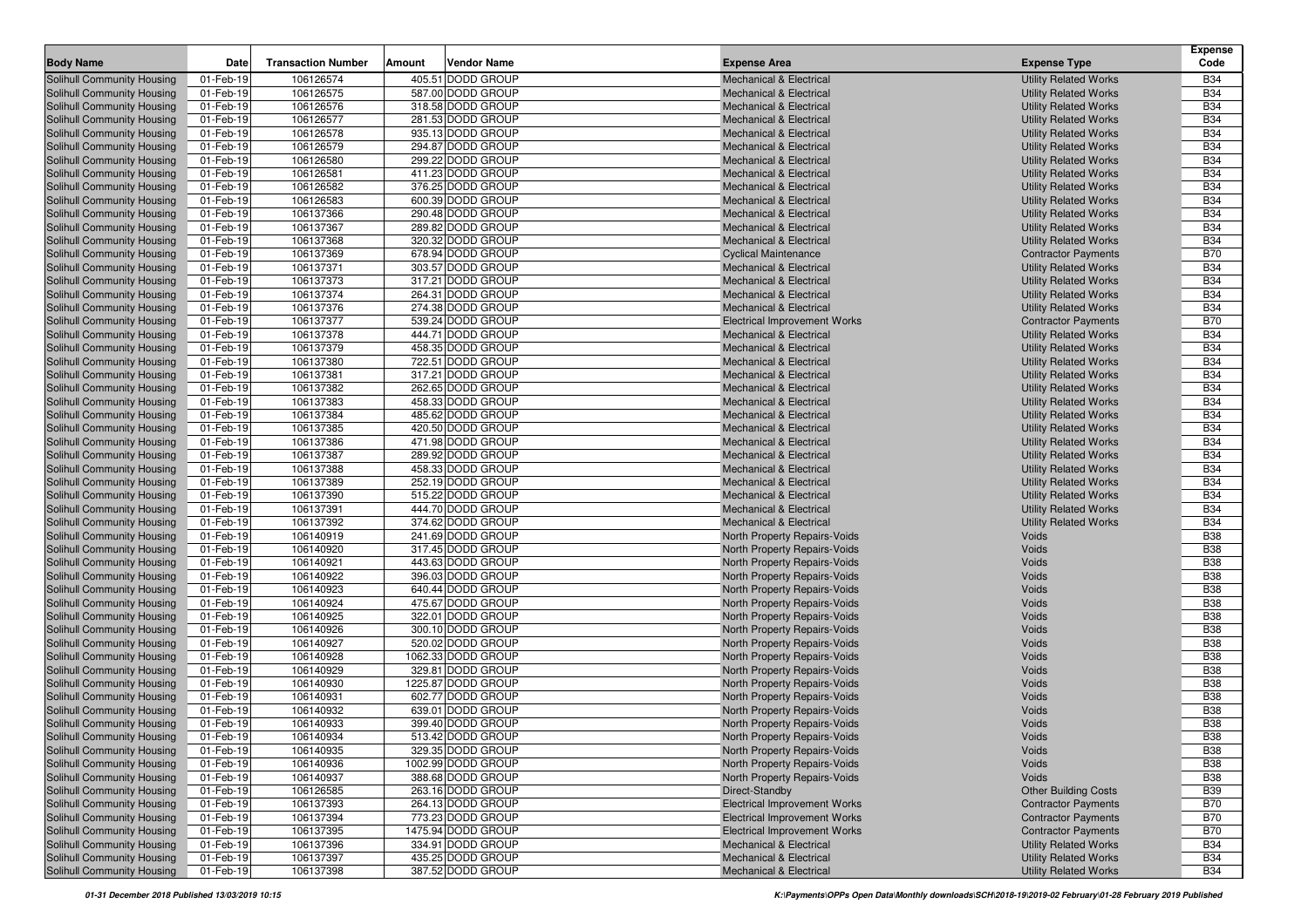| Body Name | Date | Transaction Number | Amount | Vendor Name | Expense Area | Expense Type | Expense Code |
|---|---|---|---|---|---|---|---|
| Solihull Community Housing | 01-Feb-19 | 106126574 | 405.51 | DODD GROUP | Mechanical & Electrical | Utility Related Works | B34 |
| Solihull Community Housing | 01-Feb-19 | 106126575 | 587.00 | DODD GROUP | Mechanical & Electrical | Utility Related Works | B34 |
| Solihull Community Housing | 01-Feb-19 | 106126576 | 318.58 | DODD GROUP | Mechanical & Electrical | Utility Related Works | B34 |
| Solihull Community Housing | 01-Feb-19 | 106126577 | 281.53 | DODD GROUP | Mechanical & Electrical | Utility Related Works | B34 |
| Solihull Community Housing | 01-Feb-19 | 106126578 | 935.13 | DODD GROUP | Mechanical & Electrical | Utility Related Works | B34 |
| Solihull Community Housing | 01-Feb-19 | 106126579 | 294.87 | DODD GROUP | Mechanical & Electrical | Utility Related Works | B34 |
| Solihull Community Housing | 01-Feb-19 | 106126580 | 299.22 | DODD GROUP | Mechanical & Electrical | Utility Related Works | B34 |
| Solihull Community Housing | 01-Feb-19 | 106126581 | 411.23 | DODD GROUP | Mechanical & Electrical | Utility Related Works | B34 |
| Solihull Community Housing | 01-Feb-19 | 106126582 | 376.25 | DODD GROUP | Mechanical & Electrical | Utility Related Works | B34 |
| Solihull Community Housing | 01-Feb-19 | 106126583 | 600.39 | DODD GROUP | Mechanical & Electrical | Utility Related Works | B34 |
| Solihull Community Housing | 01-Feb-19 | 106137366 | 290.48 | DODD GROUP | Mechanical & Electrical | Utility Related Works | B34 |
| Solihull Community Housing | 01-Feb-19 | 106137367 | 289.82 | DODD GROUP | Mechanical & Electrical | Utility Related Works | B34 |
| Solihull Community Housing | 01-Feb-19 | 106137368 | 320.32 | DODD GROUP | Mechanical & Electrical | Utility Related Works | B34 |
| Solihull Community Housing | 01-Feb-19 | 106137369 | 678.94 | DODD GROUP | Cyclical Maintenance | Contractor Payments | B70 |
| Solihull Community Housing | 01-Feb-19 | 106137371 | 303.57 | DODD GROUP | Mechanical & Electrical | Utility Related Works | B34 |
| Solihull Community Housing | 01-Feb-19 | 106137373 | 317.21 | DODD GROUP | Mechanical & Electrical | Utility Related Works | B34 |
| Solihull Community Housing | 01-Feb-19 | 106137374 | 264.31 | DODD GROUP | Mechanical & Electrical | Utility Related Works | B34 |
| Solihull Community Housing | 01-Feb-19 | 106137376 | 274.38 | DODD GROUP | Mechanical & Electrical | Utility Related Works | B34 |
| Solihull Community Housing | 01-Feb-19 | 106137377 | 539.24 | DODD GROUP | Electrical Improvement Works | Contractor Payments | B70 |
| Solihull Community Housing | 01-Feb-19 | 106137378 | 444.71 | DODD GROUP | Mechanical & Electrical | Utility Related Works | B34 |
| Solihull Community Housing | 01-Feb-19 | 106137379 | 458.35 | DODD GROUP | Mechanical & Electrical | Utility Related Works | B34 |
| Solihull Community Housing | 01-Feb-19 | 106137380 | 722.51 | DODD GROUP | Mechanical & Electrical | Utility Related Works | B34 |
| Solihull Community Housing | 01-Feb-19 | 106137381 | 317.21 | DODD GROUP | Mechanical & Electrical | Utility Related Works | B34 |
| Solihull Community Housing | 01-Feb-19 | 106137382 | 262.65 | DODD GROUP | Mechanical & Electrical | Utility Related Works | B34 |
| Solihull Community Housing | 01-Feb-19 | 106137383 | 458.33 | DODD GROUP | Mechanical & Electrical | Utility Related Works | B34 |
| Solihull Community Housing | 01-Feb-19 | 106137384 | 485.62 | DODD GROUP | Mechanical & Electrical | Utility Related Works | B34 |
| Solihull Community Housing | 01-Feb-19 | 106137385 | 420.50 | DODD GROUP | Mechanical & Electrical | Utility Related Works | B34 |
| Solihull Community Housing | 01-Feb-19 | 106137386 | 471.98 | DODD GROUP | Mechanical & Electrical | Utility Related Works | B34 |
| Solihull Community Housing | 01-Feb-19 | 106137387 | 289.92 | DODD GROUP | Mechanical & Electrical | Utility Related Works | B34 |
| Solihull Community Housing | 01-Feb-19 | 106137388 | 458.33 | DODD GROUP | Mechanical & Electrical | Utility Related Works | B34 |
| Solihull Community Housing | 01-Feb-19 | 106137389 | 252.19 | DODD GROUP | Mechanical & Electrical | Utility Related Works | B34 |
| Solihull Community Housing | 01-Feb-19 | 106137390 | 515.22 | DODD GROUP | Mechanical & Electrical | Utility Related Works | B34 |
| Solihull Community Housing | 01-Feb-19 | 106137391 | 444.70 | DODD GROUP | Mechanical & Electrical | Utility Related Works | B34 |
| Solihull Community Housing | 01-Feb-19 | 106137392 | 374.62 | DODD GROUP | Mechanical & Electrical | Utility Related Works | B34 |
| Solihull Community Housing | 01-Feb-19 | 106140919 | 241.69 | DODD GROUP | North Property Repairs-Voids | Voids | B38 |
| Solihull Community Housing | 01-Feb-19 | 106140920 | 317.45 | DODD GROUP | North Property Repairs-Voids | Voids | B38 |
| Solihull Community Housing | 01-Feb-19 | 106140921 | 443.63 | DODD GROUP | North Property Repairs-Voids | Voids | B38 |
| Solihull Community Housing | 01-Feb-19 | 106140922 | 396.03 | DODD GROUP | North Property Repairs-Voids | Voids | B38 |
| Solihull Community Housing | 01-Feb-19 | 106140923 | 640.44 | DODD GROUP | North Property Repairs-Voids | Voids | B38 |
| Solihull Community Housing | 01-Feb-19 | 106140924 | 475.67 | DODD GROUP | North Property Repairs-Voids | Voids | B38 |
| Solihull Community Housing | 01-Feb-19 | 106140925 | 322.01 | DODD GROUP | North Property Repairs-Voids | Voids | B38 |
| Solihull Community Housing | 01-Feb-19 | 106140926 | 300.10 | DODD GROUP | North Property Repairs-Voids | Voids | B38 |
| Solihull Community Housing | 01-Feb-19 | 106140927 | 520.02 | DODD GROUP | North Property Repairs-Voids | Voids | B38 |
| Solihull Community Housing | 01-Feb-19 | 106140928 | 1062.33 | DODD GROUP | North Property Repairs-Voids | Voids | B38 |
| Solihull Community Housing | 01-Feb-19 | 106140929 | 329.81 | DODD GROUP | North Property Repairs-Voids | Voids | B38 |
| Solihull Community Housing | 01-Feb-19 | 106140930 | 1225.87 | DODD GROUP | North Property Repairs-Voids | Voids | B38 |
| Solihull Community Housing | 01-Feb-19 | 106140931 | 602.77 | DODD GROUP | North Property Repairs-Voids | Voids | B38 |
| Solihull Community Housing | 01-Feb-19 | 106140932 | 639.01 | DODD GROUP | North Property Repairs-Voids | Voids | B38 |
| Solihull Community Housing | 01-Feb-19 | 106140933 | 399.40 | DODD GROUP | North Property Repairs-Voids | Voids | B38 |
| Solihull Community Housing | 01-Feb-19 | 106140934 | 513.42 | DODD GROUP | North Property Repairs-Voids | Voids | B38 |
| Solihull Community Housing | 01-Feb-19 | 106140935 | 329.35 | DODD GROUP | North Property Repairs-Voids | Voids | B38 |
| Solihull Community Housing | 01-Feb-19 | 106140936 | 1002.99 | DODD GROUP | North Property Repairs-Voids | Voids | B38 |
| Solihull Community Housing | 01-Feb-19 | 106140937 | 388.68 | DODD GROUP | North Property Repairs-Voids | Voids | B38 |
| Solihull Community Housing | 01-Feb-19 | 106126585 | 263.16 | DODD GROUP | Direct-Standby | Other Building Costs | B39 |
| Solihull Community Housing | 01-Feb-19 | 106137393 | 264.13 | DODD GROUP | Electrical Improvement Works | Contractor Payments | B70 |
| Solihull Community Housing | 01-Feb-19 | 106137394 | 773.23 | DODD GROUP | Electrical Improvement Works | Contractor Payments | B70 |
| Solihull Community Housing | 01-Feb-19 | 106137395 | 1475.94 | DODD GROUP | Electrical Improvement Works | Contractor Payments | B70 |
| Solihull Community Housing | 01-Feb-19 | 106137396 | 334.91 | DODD GROUP | Mechanical & Electrical | Utility Related Works | B34 |
| Solihull Community Housing | 01-Feb-19 | 106137397 | 435.25 | DODD GROUP | Mechanical & Electrical | Utility Related Works | B34 |
| Solihull Community Housing | 01-Feb-19 | 106137398 | 387.52 | DODD GROUP | Mechanical & Electrical | Utility Related Works | B34 |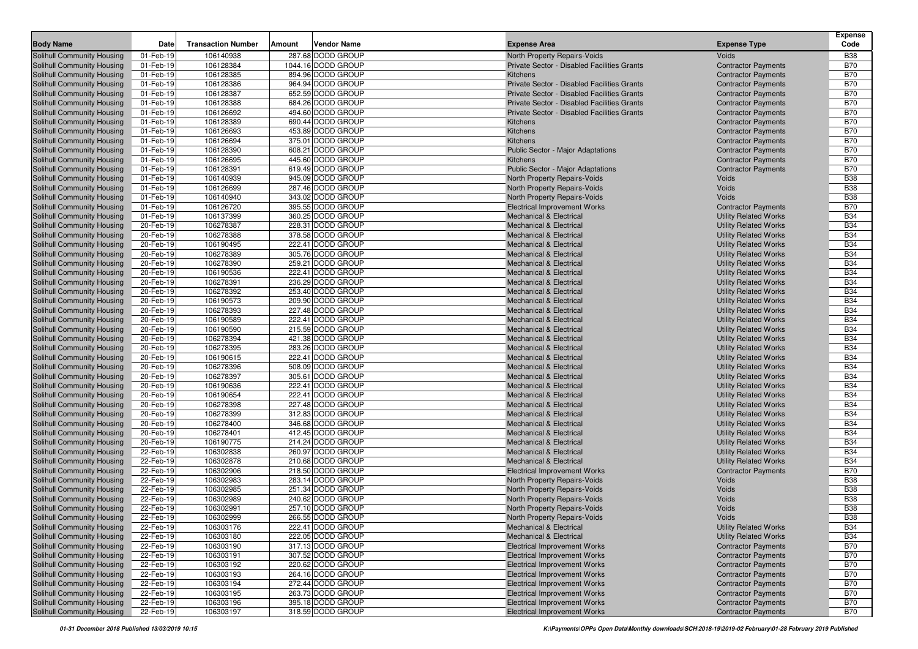| Body Name | Date | Transaction Number | Amount | Vendor Name | Expense Area | Expense Type | Expense Code |
|---|---|---|---|---|---|---|---|
| Solihull Community Housing | 01-Feb-19 | 106140938 | 287.68 | DODD GROUP | North Property Repairs-Voids | Voids | B38 |
| Solihull Community Housing | 01-Feb-19 | 106128384 | 1044.16 | DODD GROUP | Private Sector - Disabled Facilities Grants | Contractor Payments | B70 |
| Solihull Community Housing | 01-Feb-19 | 106128385 | 894.96 | DODD GROUP | Kitchens | Contractor Payments | B70 |
| Solihull Community Housing | 01-Feb-19 | 106128386 | 964.94 | DODD GROUP | Private Sector - Disabled Facilities Grants | Contractor Payments | B70 |
| Solihull Community Housing | 01-Feb-19 | 106128387 | 652.59 | DODD GROUP | Private Sector - Disabled Facilities Grants | Contractor Payments | B70 |
| Solihull Community Housing | 01-Feb-19 | 106128388 | 684.26 | DODD GROUP | Private Sector - Disabled Facilities Grants | Contractor Payments | B70 |
| Solihull Community Housing | 01-Feb-19 | 106126692 | 494.60 | DODD GROUP | Private Sector - Disabled Facilities Grants | Contractor Payments | B70 |
| Solihull Community Housing | 01-Feb-19 | 106128389 | 690.44 | DODD GROUP | Kitchens | Contractor Payments | B70 |
| Solihull Community Housing | 01-Feb-19 | 106126693 | 453.89 | DODD GROUP | Kitchens | Contractor Payments | B70 |
| Solihull Community Housing | 01-Feb-19 | 106126694 | 375.01 | DODD GROUP | Kitchens | Contractor Payments | B70 |
| Solihull Community Housing | 01-Feb-19 | 106128390 | 608.21 | DODD GROUP | Public Sector - Major Adaptations | Contractor Payments | B70 |
| Solihull Community Housing | 01-Feb-19 | 106126695 | 445.60 | DODD GROUP | Kitchens | Contractor Payments | B70 |
| Solihull Community Housing | 01-Feb-19 | 106128391 | 619.49 | DODD GROUP | Public Sector - Major Adaptations | Contractor Payments | B70 |
| Solihull Community Housing | 01-Feb-19 | 106140939 | 945.09 | DODD GROUP | North Property Repairs-Voids | Voids | B38 |
| Solihull Community Housing | 01-Feb-19 | 106126699 | 287.46 | DODD GROUP | North Property Repairs-Voids | Voids | B38 |
| Solihull Community Housing | 01-Feb-19 | 106140940 | 343.02 | DODD GROUP | North Property Repairs-Voids | Voids | B38 |
| Solihull Community Housing | 01-Feb-19 | 106126720 | 395.55 | DODD GROUP | Electrical Improvement Works | Contractor Payments | B70 |
| Solihull Community Housing | 01-Feb-19 | 106137399 | 360.25 | DODD GROUP | Mechanical & Electrical | Utility Related Works | B34 |
| Solihull Community Housing | 20-Feb-19 | 106278387 | 228.31 | DODD GROUP | Mechanical & Electrical | Utility Related Works | B34 |
| Solihull Community Housing | 20-Feb-19 | 106278388 | 378.58 | DODD GROUP | Mechanical & Electrical | Utility Related Works | B34 |
| Solihull Community Housing | 20-Feb-19 | 106190495 | 222.41 | DODD GROUP | Mechanical & Electrical | Utility Related Works | B34 |
| Solihull Community Housing | 20-Feb-19 | 106278389 | 305.76 | DODD GROUP | Mechanical & Electrical | Utility Related Works | B34 |
| Solihull Community Housing | 20-Feb-19 | 106278390 | 259.21 | DODD GROUP | Mechanical & Electrical | Utility Related Works | B34 |
| Solihull Community Housing | 20-Feb-19 | 106190536 | 222.41 | DODD GROUP | Mechanical & Electrical | Utility Related Works | B34 |
| Solihull Community Housing | 20-Feb-19 | 106278391 | 236.29 | DODD GROUP | Mechanical & Electrical | Utility Related Works | B34 |
| Solihull Community Housing | 20-Feb-19 | 106278392 | 253.40 | DODD GROUP | Mechanical & Electrical | Utility Related Works | B34 |
| Solihull Community Housing | 20-Feb-19 | 106190573 | 209.90 | DODD GROUP | Mechanical & Electrical | Utility Related Works | B34 |
| Solihull Community Housing | 20-Feb-19 | 106278393 | 227.48 | DODD GROUP | Mechanical & Electrical | Utility Related Works | B34 |
| Solihull Community Housing | 20-Feb-19 | 106190589 | 222.41 | DODD GROUP | Mechanical & Electrical | Utility Related Works | B34 |
| Solihull Community Housing | 20-Feb-19 | 106190590 | 215.59 | DODD GROUP | Mechanical & Electrical | Utility Related Works | B34 |
| Solihull Community Housing | 20-Feb-19 | 106278394 | 421.38 | DODD GROUP | Mechanical & Electrical | Utility Related Works | B34 |
| Solihull Community Housing | 20-Feb-19 | 106278395 | 283.26 | DODD GROUP | Mechanical & Electrical | Utility Related Works | B34 |
| Solihull Community Housing | 20-Feb-19 | 106190615 | 222.41 | DODD GROUP | Mechanical & Electrical | Utility Related Works | B34 |
| Solihull Community Housing | 20-Feb-19 | 106278396 | 508.09 | DODD GROUP | Mechanical & Electrical | Utility Related Works | B34 |
| Solihull Community Housing | 20-Feb-19 | 106278397 | 305.61 | DODD GROUP | Mechanical & Electrical | Utility Related Works | B34 |
| Solihull Community Housing | 20-Feb-19 | 106190636 | 222.41 | DODD GROUP | Mechanical & Electrical | Utility Related Works | B34 |
| Solihull Community Housing | 20-Feb-19 | 106190654 | 222.41 | DODD GROUP | Mechanical & Electrical | Utility Related Works | B34 |
| Solihull Community Housing | 20-Feb-19 | 106278398 | 227.48 | DODD GROUP | Mechanical & Electrical | Utility Related Works | B34 |
| Solihull Community Housing | 20-Feb-19 | 106278399 | 312.83 | DODD GROUP | Mechanical & Electrical | Utility Related Works | B34 |
| Solihull Community Housing | 20-Feb-19 | 106278400 | 346.68 | DODD GROUP | Mechanical & Electrical | Utility Related Works | B34 |
| Solihull Community Housing | 20-Feb-19 | 106278401 | 412.45 | DODD GROUP | Mechanical & Electrical | Utility Related Works | B34 |
| Solihull Community Housing | 20-Feb-19 | 106190775 | 214.24 | DODD GROUP | Mechanical & Electrical | Utility Related Works | B34 |
| Solihull Community Housing | 22-Feb-19 | 106302838 | 260.97 | DODD GROUP | Mechanical & Electrical | Utility Related Works | B34 |
| Solihull Community Housing | 22-Feb-19 | 106302878 | 210.68 | DODD GROUP | Mechanical & Electrical | Utility Related Works | B34 |
| Solihull Community Housing | 22-Feb-19 | 106302906 | 218.50 | DODD GROUP | Electrical Improvement Works | Contractor Payments | B70 |
| Solihull Community Housing | 22-Feb-19 | 106302983 | 283.14 | DODD GROUP | North Property Repairs-Voids | Voids | B38 |
| Solihull Community Housing | 22-Feb-19 | 106302985 | 251.34 | DODD GROUP | North Property Repairs-Voids | Voids | B38 |
| Solihull Community Housing | 22-Feb-19 | 106302989 | 240.62 | DODD GROUP | North Property Repairs-Voids | Voids | B38 |
| Solihull Community Housing | 22-Feb-19 | 106302991 | 257.10 | DODD GROUP | North Property Repairs-Voids | Voids | B38 |
| Solihull Community Housing | 22-Feb-19 | 106302999 | 266.55 | DODD GROUP | North Property Repairs-Voids | Voids | B38 |
| Solihull Community Housing | 22-Feb-19 | 106303176 | 222.41 | DODD GROUP | Mechanical & Electrical | Utility Related Works | B34 |
| Solihull Community Housing | 22-Feb-19 | 106303180 | 222.05 | DODD GROUP | Mechanical & Electrical | Utility Related Works | B34 |
| Solihull Community Housing | 22-Feb-19 | 106303190 | 317.13 | DODD GROUP | Electrical Improvement Works | Contractor Payments | B70 |
| Solihull Community Housing | 22-Feb-19 | 106303191 | 307.52 | DODD GROUP | Electrical Improvement Works | Contractor Payments | B70 |
| Solihull Community Housing | 22-Feb-19 | 106303192 | 220.62 | DODD GROUP | Electrical Improvement Works | Contractor Payments | B70 |
| Solihull Community Housing | 22-Feb-19 | 106303193 | 264.16 | DODD GROUP | Electrical Improvement Works | Contractor Payments | B70 |
| Solihull Community Housing | 22-Feb-19 | 106303194 | 272.44 | DODD GROUP | Electrical Improvement Works | Contractor Payments | B70 |
| Solihull Community Housing | 22-Feb-19 | 106303195 | 263.73 | DODD GROUP | Electrical Improvement Works | Contractor Payments | B70 |
| Solihull Community Housing | 22-Feb-19 | 106303196 | 395.18 | DODD GROUP | Electrical Improvement Works | Contractor Payments | B70 |
| Solihull Community Housing | 22-Feb-19 | 106303197 | 318.59 | DODD GROUP | Electrical Improvement Works | Contractor Payments | B70 |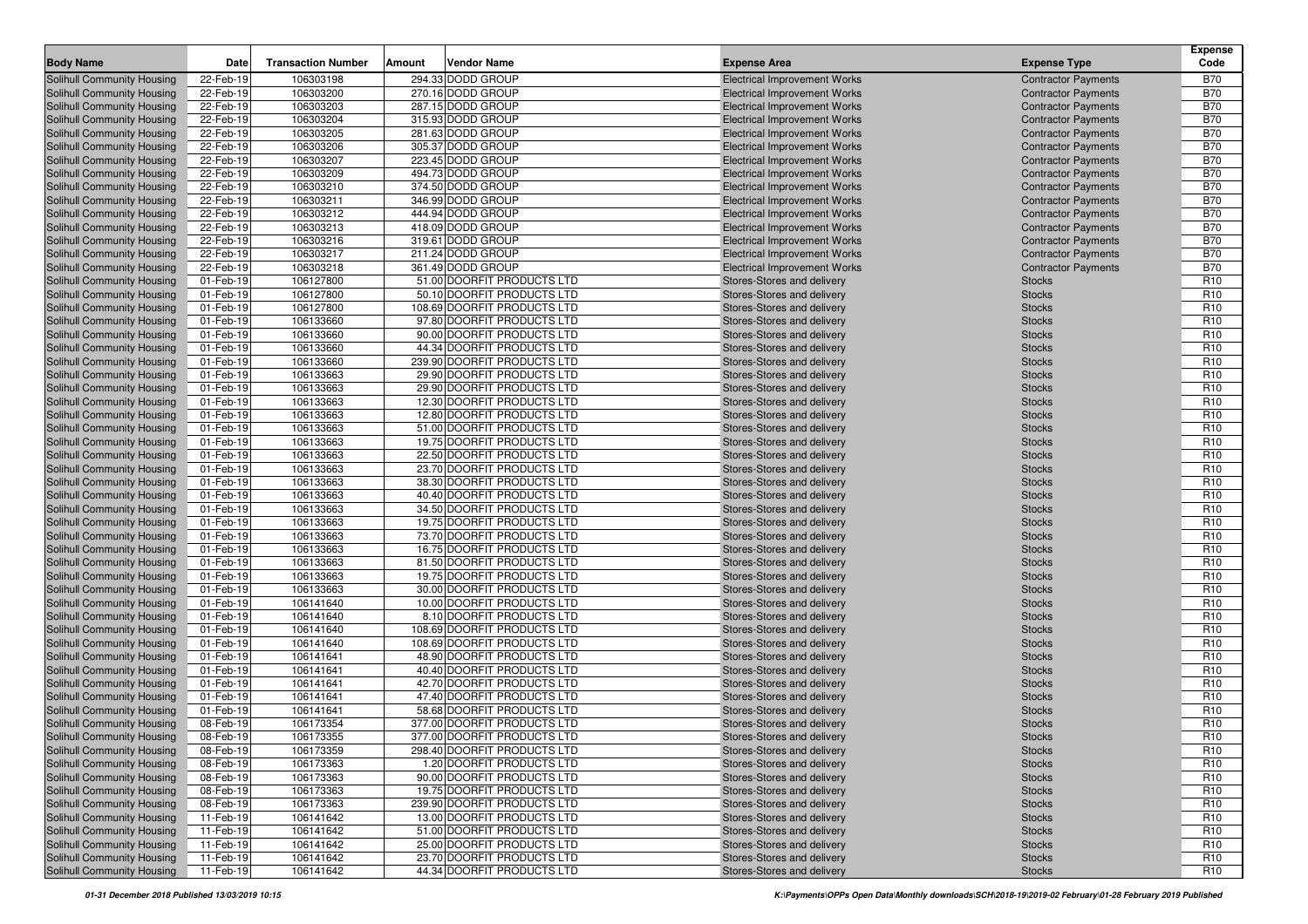| Body Name | Date | Transaction Number | Amount | Vendor Name | Expense Area | Expense Type | Expense Code |
|---|---|---|---|---|---|---|---|
| Solihull Community Housing | 22-Feb-19 | 106303198 | 294.33 | DODD GROUP | Electrical Improvement Works | Contractor Payments | B70 |
| Solihull Community Housing | 22-Feb-19 | 106303200 | 270.16 | DODD GROUP | Electrical Improvement Works | Contractor Payments | B70 |
| Solihull Community Housing | 22-Feb-19 | 106303203 | 287.15 | DODD GROUP | Electrical Improvement Works | Contractor Payments | B70 |
| Solihull Community Housing | 22-Feb-19 | 106303204 | 315.93 | DODD GROUP | Electrical Improvement Works | Contractor Payments | B70 |
| Solihull Community Housing | 22-Feb-19 | 106303205 | 281.63 | DODD GROUP | Electrical Improvement Works | Contractor Payments | B70 |
| Solihull Community Housing | 22-Feb-19 | 106303206 | 305.37 | DODD GROUP | Electrical Improvement Works | Contractor Payments | B70 |
| Solihull Community Housing | 22-Feb-19 | 106303207 | 223.45 | DODD GROUP | Electrical Improvement Works | Contractor Payments | B70 |
| Solihull Community Housing | 22-Feb-19 | 106303209 | 494.73 | DODD GROUP | Electrical Improvement Works | Contractor Payments | B70 |
| Solihull Community Housing | 22-Feb-19 | 106303210 | 374.50 | DODD GROUP | Electrical Improvement Works | Contractor Payments | B70 |
| Solihull Community Housing | 22-Feb-19 | 106303211 | 346.99 | DODD GROUP | Electrical Improvement Works | Contractor Payments | B70 |
| Solihull Community Housing | 22-Feb-19 | 106303212 | 444.94 | DODD GROUP | Electrical Improvement Works | Contractor Payments | B70 |
| Solihull Community Housing | 22-Feb-19 | 106303213 | 418.09 | DODD GROUP | Electrical Improvement Works | Contractor Payments | B70 |
| Solihull Community Housing | 22-Feb-19 | 106303216 | 319.61 | DODD GROUP | Electrical Improvement Works | Contractor Payments | B70 |
| Solihull Community Housing | 22-Feb-19 | 106303217 | 211.24 | DODD GROUP | Electrical Improvement Works | Contractor Payments | B70 |
| Solihull Community Housing | 22-Feb-19 | 106303218 | 361.49 | DODD GROUP | Electrical Improvement Works | Contractor Payments | B70 |
| Solihull Community Housing | 01-Feb-19 | 106127800 | 51.00 | DOORFIT PRODUCTS LTD | Stores-Stores and delivery | Stocks | R10 |
| Solihull Community Housing | 01-Feb-19 | 106127800 | 50.10 | DOORFIT PRODUCTS LTD | Stores-Stores and delivery | Stocks | R10 |
| Solihull Community Housing | 01-Feb-19 | 106127800 | 108.69 | DOORFIT PRODUCTS LTD | Stores-Stores and delivery | Stocks | R10 |
| Solihull Community Housing | 01-Feb-19 | 106133660 | 97.80 | DOORFIT PRODUCTS LTD | Stores-Stores and delivery | Stocks | R10 |
| Solihull Community Housing | 01-Feb-19 | 106133660 | 90.00 | DOORFIT PRODUCTS LTD | Stores-Stores and delivery | Stocks | R10 |
| Solihull Community Housing | 01-Feb-19 | 106133660 | 44.34 | DOORFIT PRODUCTS LTD | Stores-Stores and delivery | Stocks | R10 |
| Solihull Community Housing | 01-Feb-19 | 106133660 | 239.90 | DOORFIT PRODUCTS LTD | Stores-Stores and delivery | Stocks | R10 |
| Solihull Community Housing | 01-Feb-19 | 106133663 | 29.90 | DOORFIT PRODUCTS LTD | Stores-Stores and delivery | Stocks | R10 |
| Solihull Community Housing | 01-Feb-19 | 106133663 | 29.90 | DOORFIT PRODUCTS LTD | Stores-Stores and delivery | Stocks | R10 |
| Solihull Community Housing | 01-Feb-19 | 106133663 | 12.30 | DOORFIT PRODUCTS LTD | Stores-Stores and delivery | Stocks | R10 |
| Solihull Community Housing | 01-Feb-19 | 106133663 | 12.80 | DOORFIT PRODUCTS LTD | Stores-Stores and delivery | Stocks | R10 |
| Solihull Community Housing | 01-Feb-19 | 106133663 | 51.00 | DOORFIT PRODUCTS LTD | Stores-Stores and delivery | Stocks | R10 |
| Solihull Community Housing | 01-Feb-19 | 106133663 | 19.75 | DOORFIT PRODUCTS LTD | Stores-Stores and delivery | Stocks | R10 |
| Solihull Community Housing | 01-Feb-19 | 106133663 | 22.50 | DOORFIT PRODUCTS LTD | Stores-Stores and delivery | Stocks | R10 |
| Solihull Community Housing | 01-Feb-19 | 106133663 | 23.70 | DOORFIT PRODUCTS LTD | Stores-Stores and delivery | Stocks | R10 |
| Solihull Community Housing | 01-Feb-19 | 106133663 | 38.30 | DOORFIT PRODUCTS LTD | Stores-Stores and delivery | Stocks | R10 |
| Solihull Community Housing | 01-Feb-19 | 106133663 | 40.40 | DOORFIT PRODUCTS LTD | Stores-Stores and delivery | Stocks | R10 |
| Solihull Community Housing | 01-Feb-19 | 106133663 | 34.50 | DOORFIT PRODUCTS LTD | Stores-Stores and delivery | Stocks | R10 |
| Solihull Community Housing | 01-Feb-19 | 106133663 | 19.75 | DOORFIT PRODUCTS LTD | Stores-Stores and delivery | Stocks | R10 |
| Solihull Community Housing | 01-Feb-19 | 106133663 | 73.70 | DOORFIT PRODUCTS LTD | Stores-Stores and delivery | Stocks | R10 |
| Solihull Community Housing | 01-Feb-19 | 106133663 | 16.75 | DOORFIT PRODUCTS LTD | Stores-Stores and delivery | Stocks | R10 |
| Solihull Community Housing | 01-Feb-19 | 106133663 | 81.50 | DOORFIT PRODUCTS LTD | Stores-Stores and delivery | Stocks | R10 |
| Solihull Community Housing | 01-Feb-19 | 106133663 | 19.75 | DOORFIT PRODUCTS LTD | Stores-Stores and delivery | Stocks | R10 |
| Solihull Community Housing | 01-Feb-19 | 106133663 | 30.00 | DOORFIT PRODUCTS LTD | Stores-Stores and delivery | Stocks | R10 |
| Solihull Community Housing | 01-Feb-19 | 106141640 | 10.00 | DOORFIT PRODUCTS LTD | Stores-Stores and delivery | Stocks | R10 |
| Solihull Community Housing | 01-Feb-19 | 106141640 | 8.10 | DOORFIT PRODUCTS LTD | Stores-Stores and delivery | Stocks | R10 |
| Solihull Community Housing | 01-Feb-19 | 106141640 | 108.69 | DOORFIT PRODUCTS LTD | Stores-Stores and delivery | Stocks | R10 |
| Solihull Community Housing | 01-Feb-19 | 106141640 | 108.69 | DOORFIT PRODUCTS LTD | Stores-Stores and delivery | Stocks | R10 |
| Solihull Community Housing | 01-Feb-19 | 106141641 | 48.90 | DOORFIT PRODUCTS LTD | Stores-Stores and delivery | Stocks | R10 |
| Solihull Community Housing | 01-Feb-19 | 106141641 | 40.40 | DOORFIT PRODUCTS LTD | Stores-Stores and delivery | Stocks | R10 |
| Solihull Community Housing | 01-Feb-19 | 106141641 | 42.70 | DOORFIT PRODUCTS LTD | Stores-Stores and delivery | Stocks | R10 |
| Solihull Community Housing | 01-Feb-19 | 106141641 | 47.40 | DOORFIT PRODUCTS LTD | Stores-Stores and delivery | Stocks | R10 |
| Solihull Community Housing | 01-Feb-19 | 106141641 | 58.68 | DOORFIT PRODUCTS LTD | Stores-Stores and delivery | Stocks | R10 |
| Solihull Community Housing | 08-Feb-19 | 106173354 | 377.00 | DOORFIT PRODUCTS LTD | Stores-Stores and delivery | Stocks | R10 |
| Solihull Community Housing | 08-Feb-19 | 106173355 | 377.00 | DOORFIT PRODUCTS LTD | Stores-Stores and delivery | Stocks | R10 |
| Solihull Community Housing | 08-Feb-19 | 106173359 | 298.40 | DOORFIT PRODUCTS LTD | Stores-Stores and delivery | Stocks | R10 |
| Solihull Community Housing | 08-Feb-19 | 106173363 | 1.20 | DOORFIT PRODUCTS LTD | Stores-Stores and delivery | Stocks | R10 |
| Solihull Community Housing | 08-Feb-19 | 106173363 | 90.00 | DOORFIT PRODUCTS LTD | Stores-Stores and delivery | Stocks | R10 |
| Solihull Community Housing | 08-Feb-19 | 106173363 | 19.75 | DOORFIT PRODUCTS LTD | Stores-Stores and delivery | Stocks | R10 |
| Solihull Community Housing | 08-Feb-19 | 106173363 | 239.90 | DOORFIT PRODUCTS LTD | Stores-Stores and delivery | Stocks | R10 |
| Solihull Community Housing | 11-Feb-19 | 106141642 | 13.00 | DOORFIT PRODUCTS LTD | Stores-Stores and delivery | Stocks | R10 |
| Solihull Community Housing | 11-Feb-19 | 106141642 | 51.00 | DOORFIT PRODUCTS LTD | Stores-Stores and delivery | Stocks | R10 |
| Solihull Community Housing | 11-Feb-19 | 106141642 | 25.00 | DOORFIT PRODUCTS LTD | Stores-Stores and delivery | Stocks | R10 |
| Solihull Community Housing | 11-Feb-19 | 106141642 | 23.70 | DOORFIT PRODUCTS LTD | Stores-Stores and delivery | Stocks | R10 |
| Solihull Community Housing | 11-Feb-19 | 106141642 | 44.34 | DOORFIT PRODUCTS LTD | Stores-Stores and delivery | Stocks | R10 |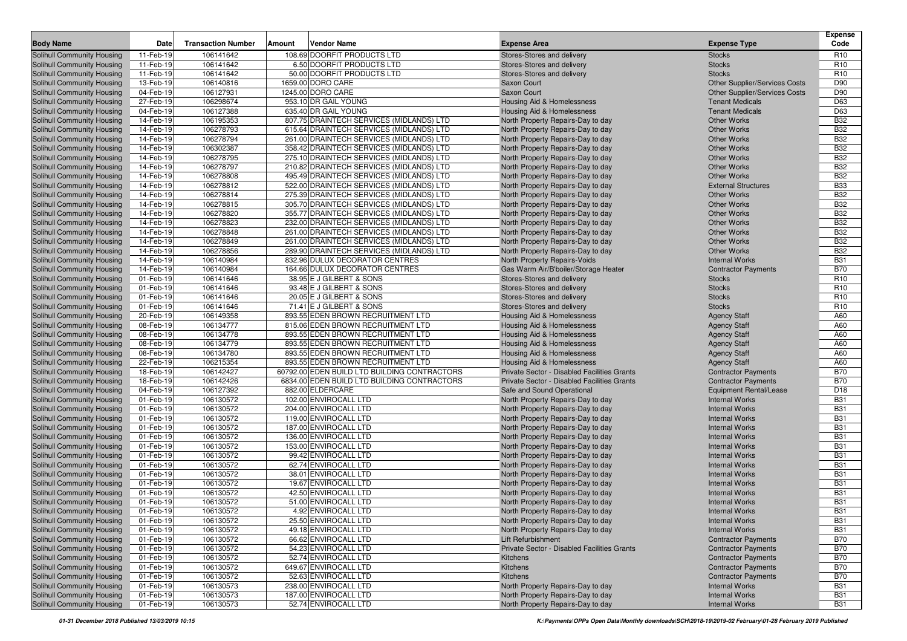| Body Name | Date | Transaction Number | Amount | Vendor Name | Expense Area | Expense Type | Expense Code |
|---|---|---|---|---|---|---|---|
| Solihull Community Housing | 11-Feb-19 | 106141642 | 108.69 | DOORFIT PRODUCTS LTD | Stores-Stores and delivery | Stocks | R10 |
| Solihull Community Housing | 11-Feb-19 | 106141642 | 6.50 | DOORFIT PRODUCTS LTD | Stores-Stores and delivery | Stocks | R10 |
| Solihull Community Housing | 11-Feb-19 | 106141642 | 50.00 | DOORFIT PRODUCTS LTD | Stores-Stores and delivery | Stocks | R10 |
| Solihull Community Housing | 13-Feb-19 | 106140816 | 1659.00 | DORO CARE | Saxon Court | Other Supplier/Services Costs | D90 |
| Solihull Community Housing | 04-Feb-19 | 106127931 | 1245.00 | DORO CARE | Saxon Court | Other Supplier/Services Costs | D90 |
| Solihull Community Housing | 27-Feb-19 | 106298674 | 953.10 | DR GAIL YOUNG | Housing Aid & Homelessness | Tenant Medicals | D63 |
| Solihull Community Housing | 04-Feb-19 | 106127388 | 635.40 | DR GAIL YOUNG | Housing Aid & Homelessness | Tenant Medicals | D63 |
| Solihull Community Housing | 14-Feb-19 | 106195353 | 807.75 | DRAINTECH SERVICES (MIDLANDS) LTD | North Property Repairs-Day to day | Other Works | B32 |
| Solihull Community Housing | 14-Feb-19 | 106278793 | 615.64 | DRAINTECH SERVICES (MIDLANDS) LTD | North Property Repairs-Day to day | Other Works | B32 |
| Solihull Community Housing | 14-Feb-19 | 106278794 | 261.00 | DRAINTECH SERVICES (MIDLANDS) LTD | North Property Repairs-Day to day | Other Works | B32 |
| Solihull Community Housing | 14-Feb-19 | 106302387 | 358.42 | DRAINTECH SERVICES (MIDLANDS) LTD | North Property Repairs-Day to day | Other Works | B32 |
| Solihull Community Housing | 14-Feb-19 | 106278795 | 275.10 | DRAINTECH SERVICES (MIDLANDS) LTD | North Property Repairs-Day to day | Other Works | B32 |
| Solihull Community Housing | 14-Feb-19 | 106278797 | 210.82 | DRAINTECH SERVICES (MIDLANDS) LTD | North Property Repairs-Day to day | Other Works | B32 |
| Solihull Community Housing | 14-Feb-19 | 106278808 | 495.49 | DRAINTECH SERVICES (MIDLANDS) LTD | North Property Repairs-Day to day | Other Works | B32 |
| Solihull Community Housing | 14-Feb-19 | 106278812 | 522.00 | DRAINTECH SERVICES (MIDLANDS) LTD | North Property Repairs-Day to day | External Structures | B33 |
| Solihull Community Housing | 14-Feb-19 | 106278814 | 275.39 | DRAINTECH SERVICES (MIDLANDS) LTD | North Property Repairs-Day to day | Other Works | B32 |
| Solihull Community Housing | 14-Feb-19 | 106278815 | 305.70 | DRAINTECH SERVICES (MIDLANDS) LTD | North Property Repairs-Day to day | Other Works | B32 |
| Solihull Community Housing | 14-Feb-19 | 106278820 | 355.77 | DRAINTECH SERVICES (MIDLANDS) LTD | North Property Repairs-Day to day | Other Works | B32 |
| Solihull Community Housing | 14-Feb-19 | 106278823 | 232.00 | DRAINTECH SERVICES (MIDLANDS) LTD | North Property Repairs-Day to day | Other Works | B32 |
| Solihull Community Housing | 14-Feb-19 | 106278848 | 261.00 | DRAINTECH SERVICES (MIDLANDS) LTD | North Property Repairs-Day to day | Other Works | B32 |
| Solihull Community Housing | 14-Feb-19 | 106278849 | 261.00 | DRAINTECH SERVICES (MIDLANDS) LTD | North Property Repairs-Day to day | Other Works | B32 |
| Solihull Community Housing | 14-Feb-19 | 106278856 | 289.90 | DRAINTECH SERVICES (MIDLANDS) LTD | North Property Repairs-Day to day | Other Works | B32 |
| Solihull Community Housing | 14-Feb-19 | 106140984 | 832.96 | DULUX DECORATOR CENTRES | North Property Repairs-Voids | Internal Works | B31 |
| Solihull Community Housing | 14-Feb-19 | 106140984 | 164.66 | DULUX DECORATOR CENTRES | Gas Warm Air/B'boiler/Storage Heater | Contractor Payments | B70 |
| Solihull Community Housing | 01-Feb-19 | 106141646 | 38.95 | E J GILBERT & SONS | Stores-Stores and delivery | Stocks | R10 |
| Solihull Community Housing | 01-Feb-19 | 106141646 | 93.48 | E J GILBERT & SONS | Stores-Stores and delivery | Stocks | R10 |
| Solihull Community Housing | 01-Feb-19 | 106141646 | 20.05 | E J GILBERT & SONS | Stores-Stores and delivery | Stocks | R10 |
| Solihull Community Housing | 01-Feb-19 | 106141646 | 71.41 | E J GILBERT & SONS | Stores-Stores and delivery | Stocks | R10 |
| Solihull Community Housing | 20-Feb-19 | 106149358 | 893.55 | EDEN BROWN RECRUITMENT LTD | Housing Aid & Homelessness | Agency Staff | A60 |
| Solihull Community Housing | 08-Feb-19 | 106134777 | 815.06 | EDEN BROWN RECRUITMENT LTD | Housing Aid & Homelessness | Agency Staff | A60 |
| Solihull Community Housing | 08-Feb-19 | 106134778 | 893.55 | EDEN BROWN RECRUITMENT LTD | Housing Aid & Homelessness | Agency Staff | A60 |
| Solihull Community Housing | 08-Feb-19 | 106134779 | 893.55 | EDEN BROWN RECRUITMENT LTD | Housing Aid & Homelessness | Agency Staff | A60 |
| Solihull Community Housing | 08-Feb-19 | 106134780 | 893.55 | EDEN BROWN RECRUITMENT LTD | Housing Aid & Homelessness | Agency Staff | A60 |
| Solihull Community Housing | 22-Feb-19 | 106215354 | 893.55 | EDEN BROWN RECRUITMENT LTD | Housing Aid & Homelessness | Agency Staff | A60 |
| Solihull Community Housing | 18-Feb-19 | 106142427 | 60792.00 | EDEN BUILD LTD BUILDING CONTRACTORS | Private Sector - Disabled Facilities Grants | Contractor Payments | B70 |
| Solihull Community Housing | 18-Feb-19 | 106142426 | 6834.00 | EDEN BUILD LTD BUILDING CONTRACTORS | Private Sector - Disabled Facilities Grants | Contractor Payments | B70 |
| Solihull Community Housing | 04-Feb-19 | 106127392 | 882.00 | ELDERCARE | Safe and Sound Operational | Equipment Rental/Lease | D18 |
| Solihull Community Housing | 01-Feb-19 | 106130572 | 102.00 | ENVIROCALL LTD | North Property Repairs-Day to day | Internal Works | B31 |
| Solihull Community Housing | 01-Feb-19 | 106130572 | 204.00 | ENVIROCALL LTD | North Property Repairs-Day to day | Internal Works | B31 |
| Solihull Community Housing | 01-Feb-19 | 106130572 | 119.00 | ENVIROCALL LTD | North Property Repairs-Day to day | Internal Works | B31 |
| Solihull Community Housing | 01-Feb-19 | 106130572 | 187.00 | ENVIROCALL LTD | North Property Repairs-Day to day | Internal Works | B31 |
| Solihull Community Housing | 01-Feb-19 | 106130572 | 136.00 | ENVIROCALL LTD | North Property Repairs-Day to day | Internal Works | B31 |
| Solihull Community Housing | 01-Feb-19 | 106130572 | 153.00 | ENVIROCALL LTD | North Property Repairs-Day to day | Internal Works | B31 |
| Solihull Community Housing | 01-Feb-19 | 106130572 | 99.42 | ENVIROCALL LTD | North Property Repairs-Day to day | Internal Works | B31 |
| Solihull Community Housing | 01-Feb-19 | 106130572 | 62.74 | ENVIROCALL LTD | North Property Repairs-Day to day | Internal Works | B31 |
| Solihull Community Housing | 01-Feb-19 | 106130572 | 38.01 | ENVIROCALL LTD | North Property Repairs-Day to day | Internal Works | B31 |
| Solihull Community Housing | 01-Feb-19 | 106130572 | 19.67 | ENVIROCALL LTD | North Property Repairs-Day to day | Internal Works | B31 |
| Solihull Community Housing | 01-Feb-19 | 106130572 | 42.50 | ENVIROCALL LTD | North Property Repairs-Day to day | Internal Works | B31 |
| Solihull Community Housing | 01-Feb-19 | 106130572 | 51.00 | ENVIROCALL LTD | North Property Repairs-Day to day | Internal Works | B31 |
| Solihull Community Housing | 01-Feb-19 | 106130572 | 4.92 | ENVIROCALL LTD | North Property Repairs-Day to day | Internal Works | B31 |
| Solihull Community Housing | 01-Feb-19 | 106130572 | 25.50 | ENVIROCALL LTD | North Property Repairs-Day to day | Internal Works | B31 |
| Solihull Community Housing | 01-Feb-19 | 106130572 | 49.18 | ENVIROCALL LTD | North Property Repairs-Day to day | Internal Works | B31 |
| Solihull Community Housing | 01-Feb-19 | 106130572 | 66.62 | ENVIROCALL LTD | Lift Refurbishment | Contractor Payments | B70 |
| Solihull Community Housing | 01-Feb-19 | 106130572 | 54.23 | ENVIROCALL LTD | Private Sector - Disabled Facilities Grants | Contractor Payments | B70 |
| Solihull Community Housing | 01-Feb-19 | 106130572 | 52.74 | ENVIROCALL LTD | Kitchens | Contractor Payments | B70 |
| Solihull Community Housing | 01-Feb-19 | 106130572 | 649.67 | ENVIROCALL LTD | Kitchens | Contractor Payments | B70 |
| Solihull Community Housing | 01-Feb-19 | 106130572 | 52.63 | ENVIROCALL LTD | Kitchens | Contractor Payments | B70 |
| Solihull Community Housing | 01-Feb-19 | 106130573 | 238.00 | ENVIROCALL LTD | North Property Repairs-Day to day | Internal Works | B31 |
| Solihull Community Housing | 01-Feb-19 | 106130573 | 187.00 | ENVIROCALL LTD | North Property Repairs-Day to day | Internal Works | B31 |
| Solihull Community Housing | 01-Feb-19 | 106130573 | 52.74 | ENVIROCALL LTD | North Property Repairs-Day to day | Internal Works | B31 |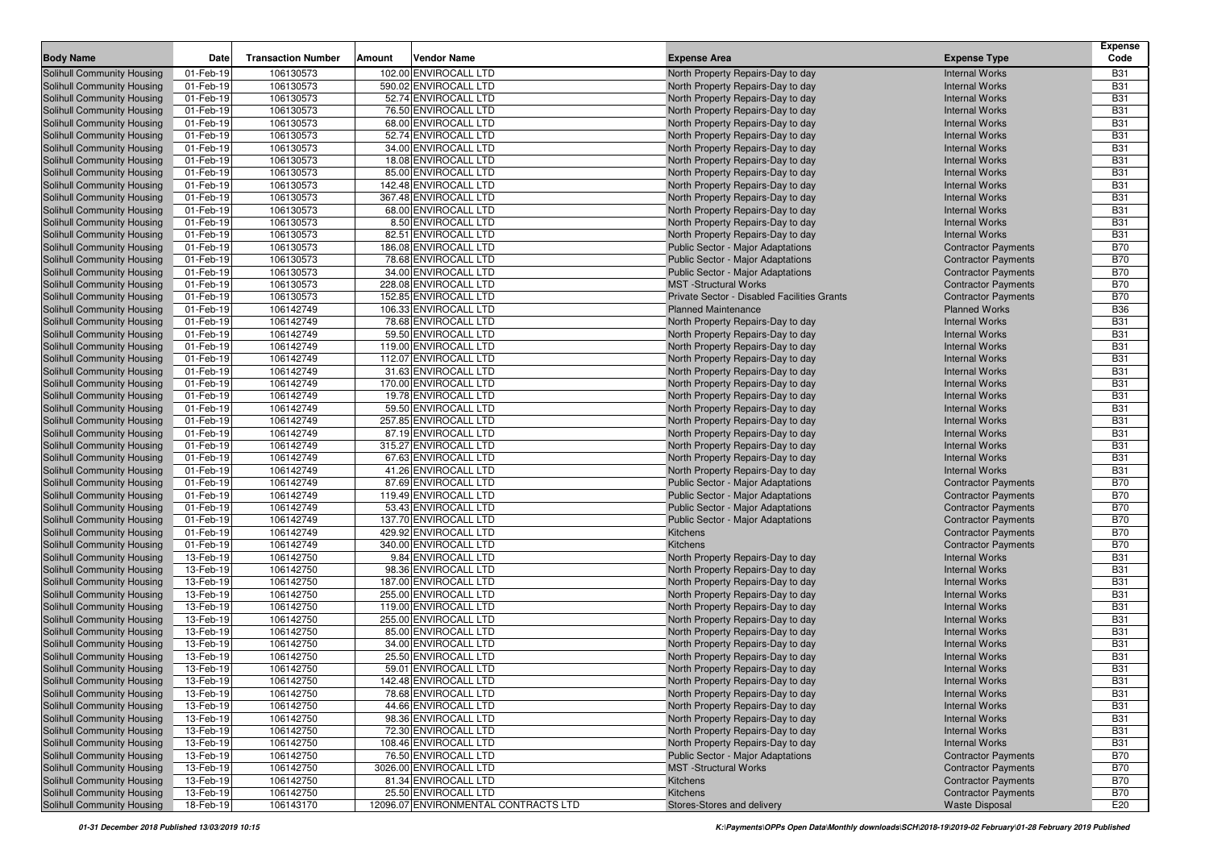| Body Name | Date | Transaction Number | Amount | Vendor Name | Expense Area | Expense Type | Expense Code |
|---|---|---|---|---|---|---|---|
| Solihull Community Housing | 01-Feb-19 | 106130573 | 102.00 | ENVIROCALL LTD | North Property Repairs-Day to day | Internal Works | B31 |
| Solihull Community Housing | 01-Feb-19 | 106130573 | 590.02 | ENVIROCALL LTD | North Property Repairs-Day to day | Internal Works | B31 |
| Solihull Community Housing | 01-Feb-19 | 106130573 | 52.74 | ENVIROCALL LTD | North Property Repairs-Day to day | Internal Works | B31 |
| Solihull Community Housing | 01-Feb-19 | 106130573 | 76.50 | ENVIROCALL LTD | North Property Repairs-Day to day | Internal Works | B31 |
| Solihull Community Housing | 01-Feb-19 | 106130573 | 68.00 | ENVIROCALL LTD | North Property Repairs-Day to day | Internal Works | B31 |
| Solihull Community Housing | 01-Feb-19 | 106130573 | 52.74 | ENVIROCALL LTD | North Property Repairs-Day to day | Internal Works | B31 |
| Solihull Community Housing | 01-Feb-19 | 106130573 | 34.00 | ENVIROCALL LTD | North Property Repairs-Day to day | Internal Works | B31 |
| Solihull Community Housing | 01-Feb-19 | 106130573 | 18.08 | ENVIROCALL LTD | North Property Repairs-Day to day | Internal Works | B31 |
| Solihull Community Housing | 01-Feb-19 | 106130573 | 85.00 | ENVIROCALL LTD | North Property Repairs-Day to day | Internal Works | B31 |
| Solihull Community Housing | 01-Feb-19 | 106130573 | 142.48 | ENVIROCALL LTD | North Property Repairs-Day to day | Internal Works | B31 |
| Solihull Community Housing | 01-Feb-19 | 106130573 | 367.48 | ENVIROCALL LTD | North Property Repairs-Day to day | Internal Works | B31 |
| Solihull Community Housing | 01-Feb-19 | 106130573 | 68.00 | ENVIROCALL LTD | North Property Repairs-Day to day | Internal Works | B31 |
| Solihull Community Housing | 01-Feb-19 | 106130573 | 8.50 | ENVIROCALL LTD | North Property Repairs-Day to day | Internal Works | B31 |
| Solihull Community Housing | 01-Feb-19 | 106130573 | 82.51 | ENVIROCALL LTD | North Property Repairs-Day to day | Internal Works | B31 |
| Solihull Community Housing | 01-Feb-19 | 106130573 | 186.08 | ENVIROCALL LTD | Public Sector - Major Adaptations | Contractor Payments | B70 |
| Solihull Community Housing | 01-Feb-19 | 106130573 | 78.68 | ENVIROCALL LTD | Public Sector - Major Adaptations | Contractor Payments | B70 |
| Solihull Community Housing | 01-Feb-19 | 106130573 | 34.00 | ENVIROCALL LTD | Public Sector - Major Adaptations | Contractor Payments | B70 |
| Solihull Community Housing | 01-Feb-19 | 106130573 | 228.08 | ENVIROCALL LTD | MST -Structural Works | Contractor Payments | B70 |
| Solihull Community Housing | 01-Feb-19 | 106130573 | 152.85 | ENVIROCALL LTD | Private Sector - Disabled Facilities Grants | Contractor Payments | B70 |
| Solihull Community Housing | 01-Feb-19 | 106142749 | 106.33 | ENVIROCALL LTD | Planned Maintenance | Planned Works | B36 |
| Solihull Community Housing | 01-Feb-19 | 106142749 | 78.68 | ENVIROCALL LTD | North Property Repairs-Day to day | Internal Works | B31 |
| Solihull Community Housing | 01-Feb-19 | 106142749 | 59.50 | ENVIROCALL LTD | North Property Repairs-Day to day | Internal Works | B31 |
| Solihull Community Housing | 01-Feb-19 | 106142749 | 119.00 | ENVIROCALL LTD | North Property Repairs-Day to day | Internal Works | B31 |
| Solihull Community Housing | 01-Feb-19 | 106142749 | 112.07 | ENVIROCALL LTD | North Property Repairs-Day to day | Internal Works | B31 |
| Solihull Community Housing | 01-Feb-19 | 106142749 | 31.63 | ENVIROCALL LTD | North Property Repairs-Day to day | Internal Works | B31 |
| Solihull Community Housing | 01-Feb-19 | 106142749 | 170.00 | ENVIROCALL LTD | North Property Repairs-Day to day | Internal Works | B31 |
| Solihull Community Housing | 01-Feb-19 | 106142749 | 19.78 | ENVIROCALL LTD | North Property Repairs-Day to day | Internal Works | B31 |
| Solihull Community Housing | 01-Feb-19 | 106142749 | 59.50 | ENVIROCALL LTD | North Property Repairs-Day to day | Internal Works | B31 |
| Solihull Community Housing | 01-Feb-19 | 106142749 | 257.85 | ENVIROCALL LTD | North Property Repairs-Day to day | Internal Works | B31 |
| Solihull Community Housing | 01-Feb-19 | 106142749 | 87.19 | ENVIROCALL LTD | North Property Repairs-Day to day | Internal Works | B31 |
| Solihull Community Housing | 01-Feb-19 | 106142749 | 315.27 | ENVIROCALL LTD | North Property Repairs-Day to day | Internal Works | B31 |
| Solihull Community Housing | 01-Feb-19 | 106142749 | 67.63 | ENVIROCALL LTD | North Property Repairs-Day to day | Internal Works | B31 |
| Solihull Community Housing | 01-Feb-19 | 106142749 | 41.26 | ENVIROCALL LTD | North Property Repairs-Day to day | Internal Works | B31 |
| Solihull Community Housing | 01-Feb-19 | 106142749 | 87.69 | ENVIROCALL LTD | Public Sector - Major Adaptations | Contractor Payments | B70 |
| Solihull Community Housing | 01-Feb-19 | 106142749 | 119.49 | ENVIROCALL LTD | Public Sector - Major Adaptations | Contractor Payments | B70 |
| Solihull Community Housing | 01-Feb-19 | 106142749 | 53.43 | ENVIROCALL LTD | Public Sector - Major Adaptations | Contractor Payments | B70 |
| Solihull Community Housing | 01-Feb-19 | 106142749 | 137.70 | ENVIROCALL LTD | Public Sector - Major Adaptations | Contractor Payments | B70 |
| Solihull Community Housing | 01-Feb-19 | 106142749 | 429.92 | ENVIROCALL LTD | Kitchens | Contractor Payments | B70 |
| Solihull Community Housing | 01-Feb-19 | 106142749 | 340.00 | ENVIROCALL LTD | Kitchens | Contractor Payments | B70 |
| Solihull Community Housing | 13-Feb-19 | 106142750 | 9.84 | ENVIROCALL LTD | North Property Repairs-Day to day | Internal Works | B31 |
| Solihull Community Housing | 13-Feb-19 | 106142750 | 98.36 | ENVIROCALL LTD | North Property Repairs-Day to day | Internal Works | B31 |
| Solihull Community Housing | 13-Feb-19 | 106142750 | 187.00 | ENVIROCALL LTD | North Property Repairs-Day to day | Internal Works | B31 |
| Solihull Community Housing | 13-Feb-19 | 106142750 | 255.00 | ENVIROCALL LTD | North Property Repairs-Day to day | Internal Works | B31 |
| Solihull Community Housing | 13-Feb-19 | 106142750 | 119.00 | ENVIROCALL LTD | North Property Repairs-Day to day | Internal Works | B31 |
| Solihull Community Housing | 13-Feb-19 | 106142750 | 255.00 | ENVIROCALL LTD | North Property Repairs-Day to day | Internal Works | B31 |
| Solihull Community Housing | 13-Feb-19 | 106142750 | 85.00 | ENVIROCALL LTD | North Property Repairs-Day to day | Internal Works | B31 |
| Solihull Community Housing | 13-Feb-19 | 106142750 | 34.00 | ENVIROCALL LTD | North Property Repairs-Day to day | Internal Works | B31 |
| Solihull Community Housing | 13-Feb-19 | 106142750 | 25.50 | ENVIROCALL LTD | North Property Repairs-Day to day | Internal Works | B31 |
| Solihull Community Housing | 13-Feb-19 | 106142750 | 59.01 | ENVIROCALL LTD | North Property Repairs-Day to day | Internal Works | B31 |
| Solihull Community Housing | 13-Feb-19 | 106142750 | 142.48 | ENVIROCALL LTD | North Property Repairs-Day to day | Internal Works | B31 |
| Solihull Community Housing | 13-Feb-19 | 106142750 | 78.68 | ENVIROCALL LTD | North Property Repairs-Day to day | Internal Works | B31 |
| Solihull Community Housing | 13-Feb-19 | 106142750 | 44.66 | ENVIROCALL LTD | North Property Repairs-Day to day | Internal Works | B31 |
| Solihull Community Housing | 13-Feb-19 | 106142750 | 98.36 | ENVIROCALL LTD | North Property Repairs-Day to day | Internal Works | B31 |
| Solihull Community Housing | 13-Feb-19 | 106142750 | 72.30 | ENVIROCALL LTD | North Property Repairs-Day to day | Internal Works | B31 |
| Solihull Community Housing | 13-Feb-19 | 106142750 | 108.46 | ENVIROCALL LTD | North Property Repairs-Day to day | Internal Works | B31 |
| Solihull Community Housing | 13-Feb-19 | 106142750 | 76.50 | ENVIROCALL LTD | Public Sector - Major Adaptations | Contractor Payments | B70 |
| Solihull Community Housing | 13-Feb-19 | 106142750 | 3026.00 | ENVIROCALL LTD | MST -Structural Works | Contractor Payments | B70 |
| Solihull Community Housing | 13-Feb-19 | 106142750 | 81.34 | ENVIROCALL LTD | Kitchens | Contractor Payments | B70 |
| Solihull Community Housing | 13-Feb-19 | 106142750 | 25.50 | ENVIROCALL LTD | Kitchens | Contractor Payments | B70 |
| Solihull Community Housing | 18-Feb-19 | 106143170 | 12096.07 | ENVIRONMENTAL CONTRACTS LTD | Stores-Stores and delivery | Waste Disposal | E20 |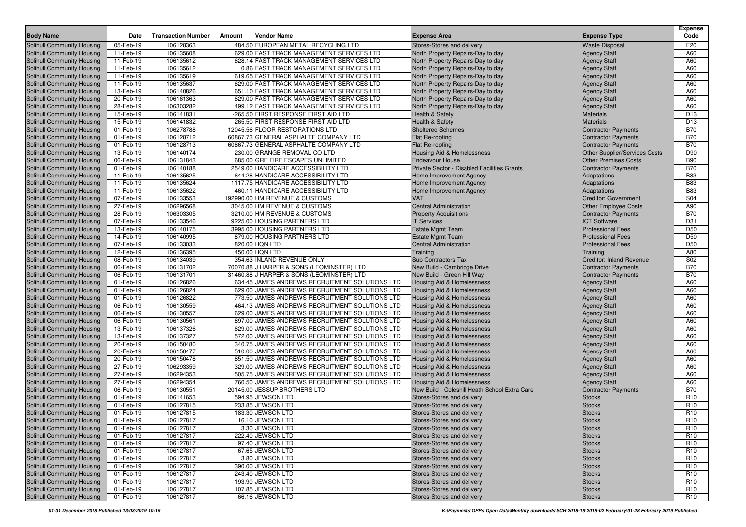| Body Name | Date | Transaction Number | Amount | Vendor Name | Expense Area | Expense Type | Expense Code |
|---|---|---|---|---|---|---|---|
| Solihull Community Housing | 05-Feb-19 | 106128363 | 484.50 | EUROPEAN METAL RECYCLING LTD | Stores-Stores and delivery | Waste Disposal | E20 |
| Solihull Community Housing | 11-Feb-19 | 106135608 | 629.00 | FAST TRACK MANAGEMENT SERVICES LTD | North Property Repairs-Day to day | Agency Staff | A60 |
| Solihull Community Housing | 11-Feb-19 | 106135612 | 628.14 | FAST TRACK MANAGEMENT SERVICES LTD | North Property Repairs-Day to day | Agency Staff | A60 |
| Solihull Community Housing | 11-Feb-19 | 106135612 | 0.86 | FAST TRACK MANAGEMENT SERVICES LTD | North Property Repairs-Day to day | Agency Staff | A60 |
| Solihull Community Housing | 11-Feb-19 | 106135619 | 619.65 | FAST TRACK MANAGEMENT SERVICES LTD | North Property Repairs-Day to day | Agency Staff | A60 |
| Solihull Community Housing | 11-Feb-19 | 106135637 | 629.00 | FAST TRACK MANAGEMENT SERVICES LTD | North Property Repairs-Day to day | Agency Staff | A60 |
| Solihull Community Housing | 13-Feb-19 | 106140826 | 651.10 | FAST TRACK MANAGEMENT SERVICES LTD | North Property Repairs-Day to day | Agency Staff | A60 |
| Solihull Community Housing | 20-Feb-19 | 106161363 | 629.00 | FAST TRACK MANAGEMENT SERVICES LTD | North Property Repairs-Day to day | Agency Staff | A60 |
| Solihull Community Housing | 28-Feb-19 | 106303282 | 499.12 | FAST TRACK MANAGEMENT SERVICES LTD | North Property Repairs-Day to day | Agency Staff | A60 |
| Solihull Community Housing | 15-Feb-19 | 106141831 | -265.50 | FIRST RESPONSE FIRST AID LTD | Health & Safety | Materials | D13 |
| Solihull Community Housing | 15-Feb-19 | 106141832 | 265.50 | FIRST RESPONSE FIRST AID LTD | Health & Safety | Materials | D13 |
| Solihull Community Housing | 01-Feb-19 | 106278788 | 12045.56 | FLOOR RESTORATIONS LTD | Sheltered Schemes | Contractor Payments | B70 |
| Solihull Community Housing | 01-Feb-19 | 106128712 | 60867.73 | GENERAL ASPHALTE COMPANY LTD | Flat Re-roofing | Contractor Payments | B70 |
| Solihull Community Housing | 01-Feb-19 | 106128713 | 60867.73 | GENERAL ASPHALTE COMPANY LTD | Flat Re-roofing | Contractor Payments | B70 |
| Solihull Community Housing | 13-Feb-19 | 106140174 | 230.00 | GRANGE REMOVAL CO LTD | Housing Aid & Homelessness | Other Supplier/Services Costs | D90 |
| Solihull Community Housing | 06-Feb-19 | 106131843 | 685.00 | GRF FIRE ESCAPES UNLIMITED | Endeavour House | Other Premises Costs | B90 |
| Solihull Community Housing | 01-Feb-19 | 106140188 | 2549.00 | HANDICARE ACCESSIBILITY LTD | Private Sector - Disabled Facilities Grants | Contractor Payments | B70 |
| Solihull Community Housing | 11-Feb-19 | 106135625 | 644.28 | HANDICARE ACCESSIBILITY LTD | Home Improvement Agency | Adaptations | B83 |
| Solihull Community Housing | 11-Feb-19 | 106135624 | 1117.75 | HANDICARE ACCESSIBILITY LTD | Home Improvement Agency | Adaptations | B83 |
| Solihull Community Housing | 11-Feb-19 | 106135622 | 460.11 | HANDICARE ACCESSIBILITY LTD | Home Improvement Agency | Adaptations | B83 |
| Solihull Community Housing | 07-Feb-19 | 106133553 | 192990.00 | HM REVENUE & CUSTOMS | VAT | Creditor: Government | S04 |
| Solihull Community Housing | 27-Feb-19 | 106296568 | 3045.00 | HM REVENUE & CUSTOMS | Central Administration | Other Employee Costs | A90 |
| Solihull Community Housing | 28-Feb-19 | 106303305 | 3210.00 | HM REVENUE & CUSTOMS | Property Acquisitions | Contractor Payments | B70 |
| Solihull Community Housing | 07-Feb-19 | 106133546 | 9225.00 | HOUSING PARTNERS LTD | IT Services | ICT Software | D31 |
| Solihull Community Housing | 13-Feb-19 | 106140175 | 3995.00 | HOUSING PARTNERS LTD | Estate Mgmt Team | Professional Fees | D50 |
| Solihull Community Housing | 14-Feb-19 | 106140995 | 879.00 | HOUSING PARTNERS LTD | Estate Mgmt Team | Professional Fees | D50 |
| Solihull Community Housing | 07-Feb-19 | 106133033 | 820.00 | HQN LTD | Central Administration | Professional Fees | D50 |
| Solihull Community Housing | 12-Feb-19 | 106136395 | 450.00 | HQN LTD | Training | Training | A80 |
| Solihull Community Housing | 08-Feb-19 | 106134039 | 354.63 | INLAND REVENUE ONLY | Sub Contractors Tax | Creditor: Inland Revenue | S02 |
| Solihull Community Housing | 06-Feb-19 | 106131702 | 70070.88 | J HARPER & SONS (LEOMINSTER) LTD | New Build - Cambridge Drive | Contractor Payments | B70 |
| Solihull Community Housing | 06-Feb-19 | 106131701 | 31460.88 | J HARPER & SONS (LEOMINSTER) LTD | New Build - Green Hill Way | Contractor Payments | B70 |
| Solihull Community Housing | 01-Feb-19 | 106126826 | 634.45 | JAMES ANDREWS RECRUITMENT SOLUTIONS LTD | Housing Aid & Homelessness | Agency Staff | A60 |
| Solihull Community Housing | 01-Feb-19 | 106126824 | 629.00 | JAMES ANDREWS RECRUITMENT SOLUTIONS LTD | Housing Aid & Homelessness | Agency Staff | A60 |
| Solihull Community Housing | 01-Feb-19 | 106126822 | 773.50 | JAMES ANDREWS RECRUITMENT SOLUTIONS LTD | Housing Aid & Homelessness | Agency Staff | A60 |
| Solihull Community Housing | 06-Feb-19 | 106130559 | 464.13 | JAMES ANDREWS RECRUITMENT SOLUTIONS LTD | Housing Aid & Homelessness | Agency Staff | A60 |
| Solihull Community Housing | 06-Feb-19 | 106130557 | 629.00 | JAMES ANDREWS RECRUITMENT SOLUTIONS LTD | Housing Aid & Homelessness | Agency Staff | A60 |
| Solihull Community Housing | 06-Feb-19 | 106130561 | 897.00 | JAMES ANDREWS RECRUITMENT SOLUTIONS LTD | Housing Aid & Homelessness | Agency Staff | A60 |
| Solihull Community Housing | 13-Feb-19 | 106137326 | 629.00 | JAMES ANDREWS RECRUITMENT SOLUTIONS LTD | Housing Aid & Homelessness | Agency Staff | A60 |
| Solihull Community Housing | 13-Feb-19 | 106137327 | 572.00 | JAMES ANDREWS RECRUITMENT SOLUTIONS LTD | Housing Aid & Homelessness | Agency Staff | A60 |
| Solihull Community Housing | 20-Feb-19 | 106150480 | 340.75 | JAMES ANDREWS RECRUITMENT SOLUTIONS LTD | Housing Aid & Homelessness | Agency Staff | A60 |
| Solihull Community Housing | 20-Feb-19 | 106150477 | 510.00 | JAMES ANDREWS RECRUITMENT SOLUTIONS LTD | Housing Aid & Homelessness | Agency Staff | A60 |
| Solihull Community Housing | 20-Feb-19 | 106150478 | 851.50 | JAMES ANDREWS RECRUITMENT SOLUTIONS LTD | Housing Aid & Homelessness | Agency Staff | A60 |
| Solihull Community Housing | 27-Feb-19 | 106293359 | 329.00 | JAMES ANDREWS RECRUITMENT SOLUTIONS LTD | Housing Aid & Homelessness | Agency Staff | A60 |
| Solihull Community Housing | 27-Feb-19 | 106294353 | 505.75 | JAMES ANDREWS RECRUITMENT SOLUTIONS LTD | Housing Aid & Homelessness | Agency Staff | A60 |
| Solihull Community Housing | 27-Feb-19 | 106294354 | 760.50 | JAMES ANDREWS RECRUITMENT SOLUTIONS LTD | Housing Aid & Homelessness | Agency Staff | A60 |
| Solihull Community Housing | 06-Feb-19 | 106130551 | 20145.00 | JESSUP BROTHERS LTD | New Build - Coleshill Heath School Extra Care | Contractor Payments | B70 |
| Solihull Community Housing | 01-Feb-19 | 106141653 | 594.95 | JEWSON LTD | Stores-Stores and delivery | Stocks | R10 |
| Solihull Community Housing | 01-Feb-19 | 106127815 | 233.85 | JEWSON LTD | Stores-Stores and delivery | Stocks | R10 |
| Solihull Community Housing | 01-Feb-19 | 106127815 | 183.30 | JEWSON LTD | Stores-Stores and delivery | Stocks | R10 |
| Solihull Community Housing | 01-Feb-19 | 106127817 | 16.10 | JEWSON LTD | Stores-Stores and delivery | Stocks | R10 |
| Solihull Community Housing | 01-Feb-19 | 106127817 | 3.30 | JEWSON LTD | Stores-Stores and delivery | Stocks | R10 |
| Solihull Community Housing | 01-Feb-19 | 106127817 | 222.40 | JEWSON LTD | Stores-Stores and delivery | Stocks | R10 |
| Solihull Community Housing | 01-Feb-19 | 106127817 | 97.40 | JEWSON LTD | Stores-Stores and delivery | Stocks | R10 |
| Solihull Community Housing | 01-Feb-19 | 106127817 | 67.65 | JEWSON LTD | Stores-Stores and delivery | Stocks | R10 |
| Solihull Community Housing | 01-Feb-19 | 106127817 | 3.80 | JEWSON LTD | Stores-Stores and delivery | Stocks | R10 |
| Solihull Community Housing | 01-Feb-19 | 106127817 | 390.00 | JEWSON LTD | Stores-Stores and delivery | Stocks | R10 |
| Solihull Community Housing | 01-Feb-19 | 106127817 | 243.40 | JEWSON LTD | Stores-Stores and delivery | Stocks | R10 |
| Solihull Community Housing | 01-Feb-19 | 106127817 | 193.90 | JEWSON LTD | Stores-Stores and delivery | Stocks | R10 |
| Solihull Community Housing | 01-Feb-19 | 106127817 | 107.85 | JEWSON LTD | Stores-Stores and delivery | Stocks | R10 |
| Solihull Community Housing | 01-Feb-19 | 106127817 | 66.16 | JEWSON LTD | Stores-Stores and delivery | Stocks | R10 |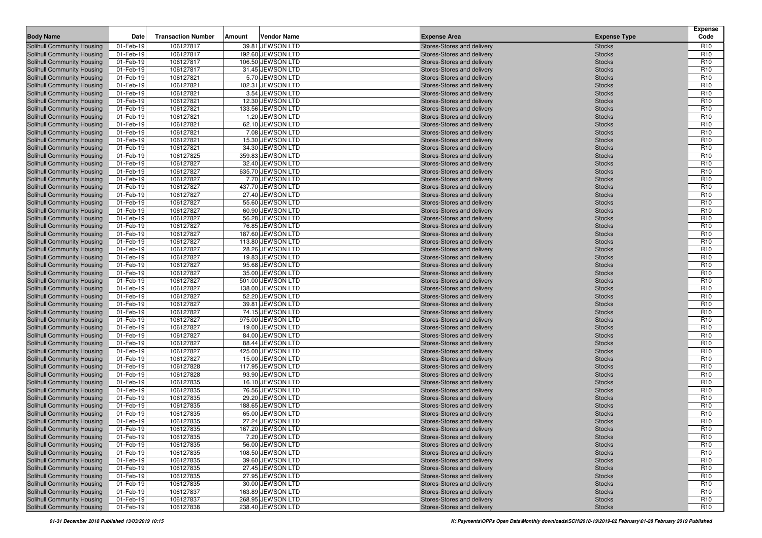| Body Name | Date | Transaction Number | Amount | Vendor Name | Expense Area | Expense Type | Expense Code |
|---|---|---|---|---|---|---|---|
| Solihull Community Housing | 01-Feb-19 | 106127817 | 39.81 | JEWSON LTD | Stores-Stores and delivery | Stocks | R10 |
| Solihull Community Housing | 01-Feb-19 | 106127817 | 192.60 | JEWSON LTD | Stores-Stores and delivery | Stocks | R10 |
| Solihull Community Housing | 01-Feb-19 | 106127817 | 106.50 | JEWSON LTD | Stores-Stores and delivery | Stocks | R10 |
| Solihull Community Housing | 01-Feb-19 | 106127817 | 31.45 | JEWSON LTD | Stores-Stores and delivery | Stocks | R10 |
| Solihull Community Housing | 01-Feb-19 | 106127821 | 5.70 | JEWSON LTD | Stores-Stores and delivery | Stocks | R10 |
| Solihull Community Housing | 01-Feb-19 | 106127821 | 102.31 | JEWSON LTD | Stores-Stores and delivery | Stocks | R10 |
| Solihull Community Housing | 01-Feb-19 | 106127821 | 3.54 | JEWSON LTD | Stores-Stores and delivery | Stocks | R10 |
| Solihull Community Housing | 01-Feb-19 | 106127821 | 12.30 | JEWSON LTD | Stores-Stores and delivery | Stocks | R10 |
| Solihull Community Housing | 01-Feb-19 | 106127821 | 133.56 | JEWSON LTD | Stores-Stores and delivery | Stocks | R10 |
| Solihull Community Housing | 01-Feb-19 | 106127821 | 1.20 | JEWSON LTD | Stores-Stores and delivery | Stocks | R10 |
| Solihull Community Housing | 01-Feb-19 | 106127821 | 62.10 | JEWSON LTD | Stores-Stores and delivery | Stocks | R10 |
| Solihull Community Housing | 01-Feb-19 | 106127821 | 7.08 | JEWSON LTD | Stores-Stores and delivery | Stocks | R10 |
| Solihull Community Housing | 01-Feb-19 | 106127821 | 15.30 | JEWSON LTD | Stores-Stores and delivery | Stocks | R10 |
| Solihull Community Housing | 01-Feb-19 | 106127821 | 34.30 | JEWSON LTD | Stores-Stores and delivery | Stocks | R10 |
| Solihull Community Housing | 01-Feb-19 | 106127825 | 359.83 | JEWSON LTD | Stores-Stores and delivery | Stocks | R10 |
| Solihull Community Housing | 01-Feb-19 | 106127827 | 32.40 | JEWSON LTD | Stores-Stores and delivery | Stocks | R10 |
| Solihull Community Housing | 01-Feb-19 | 106127827 | 635.70 | JEWSON LTD | Stores-Stores and delivery | Stocks | R10 |
| Solihull Community Housing | 01-Feb-19 | 106127827 | 7.70 | JEWSON LTD | Stores-Stores and delivery | Stocks | R10 |
| Solihull Community Housing | 01-Feb-19 | 106127827 | 437.70 | JEWSON LTD | Stores-Stores and delivery | Stocks | R10 |
| Solihull Community Housing | 01-Feb-19 | 106127827 | 27.40 | JEWSON LTD | Stores-Stores and delivery | Stocks | R10 |
| Solihull Community Housing | 01-Feb-19 | 106127827 | 55.60 | JEWSON LTD | Stores-Stores and delivery | Stocks | R10 |
| Solihull Community Housing | 01-Feb-19 | 106127827 | 60.90 | JEWSON LTD | Stores-Stores and delivery | Stocks | R10 |
| Solihull Community Housing | 01-Feb-19 | 106127827 | 56.28 | JEWSON LTD | Stores-Stores and delivery | Stocks | R10 |
| Solihull Community Housing | 01-Feb-19 | 106127827 | 76.85 | JEWSON LTD | Stores-Stores and delivery | Stocks | R10 |
| Solihull Community Housing | 01-Feb-19 | 106127827 | 187.60 | JEWSON LTD | Stores-Stores and delivery | Stocks | R10 |
| Solihull Community Housing | 01-Feb-19 | 106127827 | 113.80 | JEWSON LTD | Stores-Stores and delivery | Stocks | R10 |
| Solihull Community Housing | 01-Feb-19 | 106127827 | 28.26 | JEWSON LTD | Stores-Stores and delivery | Stocks | R10 |
| Solihull Community Housing | 01-Feb-19 | 106127827 | 19.83 | JEWSON LTD | Stores-Stores and delivery | Stocks | R10 |
| Solihull Community Housing | 01-Feb-19 | 106127827 | 95.68 | JEWSON LTD | Stores-Stores and delivery | Stocks | R10 |
| Solihull Community Housing | 01-Feb-19 | 106127827 | 35.00 | JEWSON LTD | Stores-Stores and delivery | Stocks | R10 |
| Solihull Community Housing | 01-Feb-19 | 106127827 | 501.00 | JEWSON LTD | Stores-Stores and delivery | Stocks | R10 |
| Solihull Community Housing | 01-Feb-19 | 106127827 | 138.00 | JEWSON LTD | Stores-Stores and delivery | Stocks | R10 |
| Solihull Community Housing | 01-Feb-19 | 106127827 | 52.20 | JEWSON LTD | Stores-Stores and delivery | Stocks | R10 |
| Solihull Community Housing | 01-Feb-19 | 106127827 | 39.81 | JEWSON LTD | Stores-Stores and delivery | Stocks | R10 |
| Solihull Community Housing | 01-Feb-19 | 106127827 | 74.15 | JEWSON LTD | Stores-Stores and delivery | Stocks | R10 |
| Solihull Community Housing | 01-Feb-19 | 106127827 | 975.00 | JEWSON LTD | Stores-Stores and delivery | Stocks | R10 |
| Solihull Community Housing | 01-Feb-19 | 106127827 | 19.00 | JEWSON LTD | Stores-Stores and delivery | Stocks | R10 |
| Solihull Community Housing | 01-Feb-19 | 106127827 | 84.00 | JEWSON LTD | Stores-Stores and delivery | Stocks | R10 |
| Solihull Community Housing | 01-Feb-19 | 106127827 | 88.44 | JEWSON LTD | Stores-Stores and delivery | Stocks | R10 |
| Solihull Community Housing | 01-Feb-19 | 106127827 | 425.00 | JEWSON LTD | Stores-Stores and delivery | Stocks | R10 |
| Solihull Community Housing | 01-Feb-19 | 106127827 | 15.00 | JEWSON LTD | Stores-Stores and delivery | Stocks | R10 |
| Solihull Community Housing | 01-Feb-19 | 106127828 | 117.95 | JEWSON LTD | Stores-Stores and delivery | Stocks | R10 |
| Solihull Community Housing | 01-Feb-19 | 106127828 | 93.90 | JEWSON LTD | Stores-Stores and delivery | Stocks | R10 |
| Solihull Community Housing | 01-Feb-19 | 106127835 | 16.10 | JEWSON LTD | Stores-Stores and delivery | Stocks | R10 |
| Solihull Community Housing | 01-Feb-19 | 106127835 | 76.56 | JEWSON LTD | Stores-Stores and delivery | Stocks | R10 |
| Solihull Community Housing | 01-Feb-19 | 106127835 | 29.20 | JEWSON LTD | Stores-Stores and delivery | Stocks | R10 |
| Solihull Community Housing | 01-Feb-19 | 106127835 | 188.65 | JEWSON LTD | Stores-Stores and delivery | Stocks | R10 |
| Solihull Community Housing | 01-Feb-19 | 106127835 | 65.00 | JEWSON LTD | Stores-Stores and delivery | Stocks | R10 |
| Solihull Community Housing | 01-Feb-19 | 106127835 | 27.24 | JEWSON LTD | Stores-Stores and delivery | Stocks | R10 |
| Solihull Community Housing | 01-Feb-19 | 106127835 | 167.20 | JEWSON LTD | Stores-Stores and delivery | Stocks | R10 |
| Solihull Community Housing | 01-Feb-19 | 106127835 | 7.20 | JEWSON LTD | Stores-Stores and delivery | Stocks | R10 |
| Solihull Community Housing | 01-Feb-19 | 106127835 | 56.00 | JEWSON LTD | Stores-Stores and delivery | Stocks | R10 |
| Solihull Community Housing | 01-Feb-19 | 106127835 | 108.50 | JEWSON LTD | Stores-Stores and delivery | Stocks | R10 |
| Solihull Community Housing | 01-Feb-19 | 106127835 | 39.60 | JEWSON LTD | Stores-Stores and delivery | Stocks | R10 |
| Solihull Community Housing | 01-Feb-19 | 106127835 | 27.45 | JEWSON LTD | Stores-Stores and delivery | Stocks | R10 |
| Solihull Community Housing | 01-Feb-19 | 106127835 | 27.95 | JEWSON LTD | Stores-Stores and delivery | Stocks | R10 |
| Solihull Community Housing | 01-Feb-19 | 106127835 | 30.00 | JEWSON LTD | Stores-Stores and delivery | Stocks | R10 |
| Solihull Community Housing | 01-Feb-19 | 106127837 | 163.89 | JEWSON LTD | Stores-Stores and delivery | Stocks | R10 |
| Solihull Community Housing | 01-Feb-19 | 106127837 | 268.95 | JEWSON LTD | Stores-Stores and delivery | Stocks | R10 |
| Solihull Community Housing | 01-Feb-19 | 106127838 | 238.40 | JEWSON LTD | Stores-Stores and delivery | Stocks | R10 |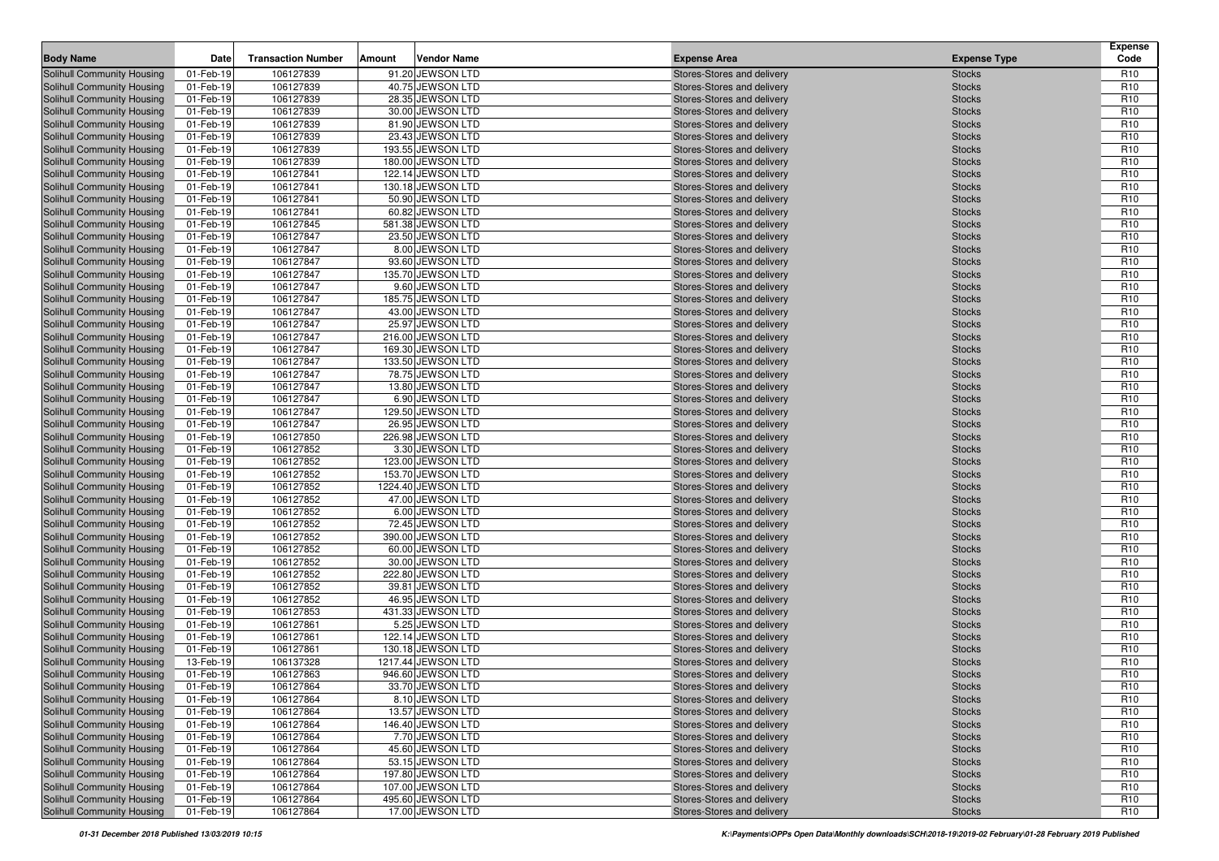| Body Name | Date | Transaction Number | Amount | Vendor Name | Expense Area | Expense Type | Expense Code |
|---|---|---|---|---|---|---|---|
| Solihull Community Housing | 01-Feb-19 | 106127839 | 91.20 | JEWSON LTD | Stores-Stores and delivery | Stocks | R10 |
| Solihull Community Housing | 01-Feb-19 | 106127839 | 40.75 | JEWSON LTD | Stores-Stores and delivery | Stocks | R10 |
| Solihull Community Housing | 01-Feb-19 | 106127839 | 28.35 | JEWSON LTD | Stores-Stores and delivery | Stocks | R10 |
| Solihull Community Housing | 01-Feb-19 | 106127839 | 30.00 | JEWSON LTD | Stores-Stores and delivery | Stocks | R10 |
| Solihull Community Housing | 01-Feb-19 | 106127839 | 81.90 | JEWSON LTD | Stores-Stores and delivery | Stocks | R10 |
| Solihull Community Housing | 01-Feb-19 | 106127839 | 23.43 | JEWSON LTD | Stores-Stores and delivery | Stocks | R10 |
| Solihull Community Housing | 01-Feb-19 | 106127839 | 193.55 | JEWSON LTD | Stores-Stores and delivery | Stocks | R10 |
| Solihull Community Housing | 01-Feb-19 | 106127839 | 180.00 | JEWSON LTD | Stores-Stores and delivery | Stocks | R10 |
| Solihull Community Housing | 01-Feb-19 | 106127841 | 122.14 | JEWSON LTD | Stores-Stores and delivery | Stocks | R10 |
| Solihull Community Housing | 01-Feb-19 | 106127841 | 130.18 | JEWSON LTD | Stores-Stores and delivery | Stocks | R10 |
| Solihull Community Housing | 01-Feb-19 | 106127841 | 50.90 | JEWSON LTD | Stores-Stores and delivery | Stocks | R10 |
| Solihull Community Housing | 01-Feb-19 | 106127841 | 60.82 | JEWSON LTD | Stores-Stores and delivery | Stocks | R10 |
| Solihull Community Housing | 01-Feb-19 | 106127845 | 581.38 | JEWSON LTD | Stores-Stores and delivery | Stocks | R10 |
| Solihull Community Housing | 01-Feb-19 | 106127847 | 23.50 | JEWSON LTD | Stores-Stores and delivery | Stocks | R10 |
| Solihull Community Housing | 01-Feb-19 | 106127847 | 8.00 | JEWSON LTD | Stores-Stores and delivery | Stocks | R10 |
| Solihull Community Housing | 01-Feb-19 | 106127847 | 93.60 | JEWSON LTD | Stores-Stores and delivery | Stocks | R10 |
| Solihull Community Housing | 01-Feb-19 | 106127847 | 135.70 | JEWSON LTD | Stores-Stores and delivery | Stocks | R10 |
| Solihull Community Housing | 01-Feb-19 | 106127847 | 9.60 | JEWSON LTD | Stores-Stores and delivery | Stocks | R10 |
| Solihull Community Housing | 01-Feb-19 | 106127847 | 185.75 | JEWSON LTD | Stores-Stores and delivery | Stocks | R10 |
| Solihull Community Housing | 01-Feb-19 | 106127847 | 43.00 | JEWSON LTD | Stores-Stores and delivery | Stocks | R10 |
| Solihull Community Housing | 01-Feb-19 | 106127847 | 25.97 | JEWSON LTD | Stores-Stores and delivery | Stocks | R10 |
| Solihull Community Housing | 01-Feb-19 | 106127847 | 216.00 | JEWSON LTD | Stores-Stores and delivery | Stocks | R10 |
| Solihull Community Housing | 01-Feb-19 | 106127847 | 169.30 | JEWSON LTD | Stores-Stores and delivery | Stocks | R10 |
| Solihull Community Housing | 01-Feb-19 | 106127847 | 133.50 | JEWSON LTD | Stores-Stores and delivery | Stocks | R10 |
| Solihull Community Housing | 01-Feb-19 | 106127847 | 78.75 | JEWSON LTD | Stores-Stores and delivery | Stocks | R10 |
| Solihull Community Housing | 01-Feb-19 | 106127847 | 13.80 | JEWSON LTD | Stores-Stores and delivery | Stocks | R10 |
| Solihull Community Housing | 01-Feb-19 | 106127847 | 6.90 | JEWSON LTD | Stores-Stores and delivery | Stocks | R10 |
| Solihull Community Housing | 01-Feb-19 | 106127847 | 129.50 | JEWSON LTD | Stores-Stores and delivery | Stocks | R10 |
| Solihull Community Housing | 01-Feb-19 | 106127847 | 26.95 | JEWSON LTD | Stores-Stores and delivery | Stocks | R10 |
| Solihull Community Housing | 01-Feb-19 | 106127850 | 226.98 | JEWSON LTD | Stores-Stores and delivery | Stocks | R10 |
| Solihull Community Housing | 01-Feb-19 | 106127852 | 3.30 | JEWSON LTD | Stores-Stores and delivery | Stocks | R10 |
| Solihull Community Housing | 01-Feb-19 | 106127852 | 123.00 | JEWSON LTD | Stores-Stores and delivery | Stocks | R10 |
| Solihull Community Housing | 01-Feb-19 | 106127852 | 153.70 | JEWSON LTD | Stores-Stores and delivery | Stocks | R10 |
| Solihull Community Housing | 01-Feb-19 | 106127852 | 1224.40 | JEWSON LTD | Stores-Stores and delivery | Stocks | R10 |
| Solihull Community Housing | 01-Feb-19 | 106127852 | 47.00 | JEWSON LTD | Stores-Stores and delivery | Stocks | R10 |
| Solihull Community Housing | 01-Feb-19 | 106127852 | 6.00 | JEWSON LTD | Stores-Stores and delivery | Stocks | R10 |
| Solihull Community Housing | 01-Feb-19 | 106127852 | 72.45 | JEWSON LTD | Stores-Stores and delivery | Stocks | R10 |
| Solihull Community Housing | 01-Feb-19 | 106127852 | 390.00 | JEWSON LTD | Stores-Stores and delivery | Stocks | R10 |
| Solihull Community Housing | 01-Feb-19 | 106127852 | 60.00 | JEWSON LTD | Stores-Stores and delivery | Stocks | R10 |
| Solihull Community Housing | 01-Feb-19 | 106127852 | 30.00 | JEWSON LTD | Stores-Stores and delivery | Stocks | R10 |
| Solihull Community Housing | 01-Feb-19 | 106127852 | 222.80 | JEWSON LTD | Stores-Stores and delivery | Stocks | R10 |
| Solihull Community Housing | 01-Feb-19 | 106127852 | 39.81 | JEWSON LTD | Stores-Stores and delivery | Stocks | R10 |
| Solihull Community Housing | 01-Feb-19 | 106127852 | 46.95 | JEWSON LTD | Stores-Stores and delivery | Stocks | R10 |
| Solihull Community Housing | 01-Feb-19 | 106127853 | 431.33 | JEWSON LTD | Stores-Stores and delivery | Stocks | R10 |
| Solihull Community Housing | 01-Feb-19 | 106127861 | 5.25 | JEWSON LTD | Stores-Stores and delivery | Stocks | R10 |
| Solihull Community Housing | 01-Feb-19 | 106127861 | 122.14 | JEWSON LTD | Stores-Stores and delivery | Stocks | R10 |
| Solihull Community Housing | 01-Feb-19 | 106127861 | 130.18 | JEWSON LTD | Stores-Stores and delivery | Stocks | R10 |
| Solihull Community Housing | 13-Feb-19 | 106137328 | 1217.44 | JEWSON LTD | Stores-Stores and delivery | Stocks | R10 |
| Solihull Community Housing | 01-Feb-19 | 106127863 | 946.60 | JEWSON LTD | Stores-Stores and delivery | Stocks | R10 |
| Solihull Community Housing | 01-Feb-19 | 106127864 | 33.70 | JEWSON LTD | Stores-Stores and delivery | Stocks | R10 |
| Solihull Community Housing | 01-Feb-19 | 106127864 | 8.10 | JEWSON LTD | Stores-Stores and delivery | Stocks | R10 |
| Solihull Community Housing | 01-Feb-19 | 106127864 | 13.57 | JEWSON LTD | Stores-Stores and delivery | Stocks | R10 |
| Solihull Community Housing | 01-Feb-19 | 106127864 | 146.40 | JEWSON LTD | Stores-Stores and delivery | Stocks | R10 |
| Solihull Community Housing | 01-Feb-19 | 106127864 | 7.70 | JEWSON LTD | Stores-Stores and delivery | Stocks | R10 |
| Solihull Community Housing | 01-Feb-19 | 106127864 | 45.60 | JEWSON LTD | Stores-Stores and delivery | Stocks | R10 |
| Solihull Community Housing | 01-Feb-19 | 106127864 | 53.15 | JEWSON LTD | Stores-Stores and delivery | Stocks | R10 |
| Solihull Community Housing | 01-Feb-19 | 106127864 | 197.80 | JEWSON LTD | Stores-Stores and delivery | Stocks | R10 |
| Solihull Community Housing | 01-Feb-19 | 106127864 | 107.00 | JEWSON LTD | Stores-Stores and delivery | Stocks | R10 |
| Solihull Community Housing | 01-Feb-19 | 106127864 | 495.60 | JEWSON LTD | Stores-Stores and delivery | Stocks | R10 |
| Solihull Community Housing | 01-Feb-19 | 106127864 | 17.00 | JEWSON LTD | Stores-Stores and delivery | Stocks | R10 |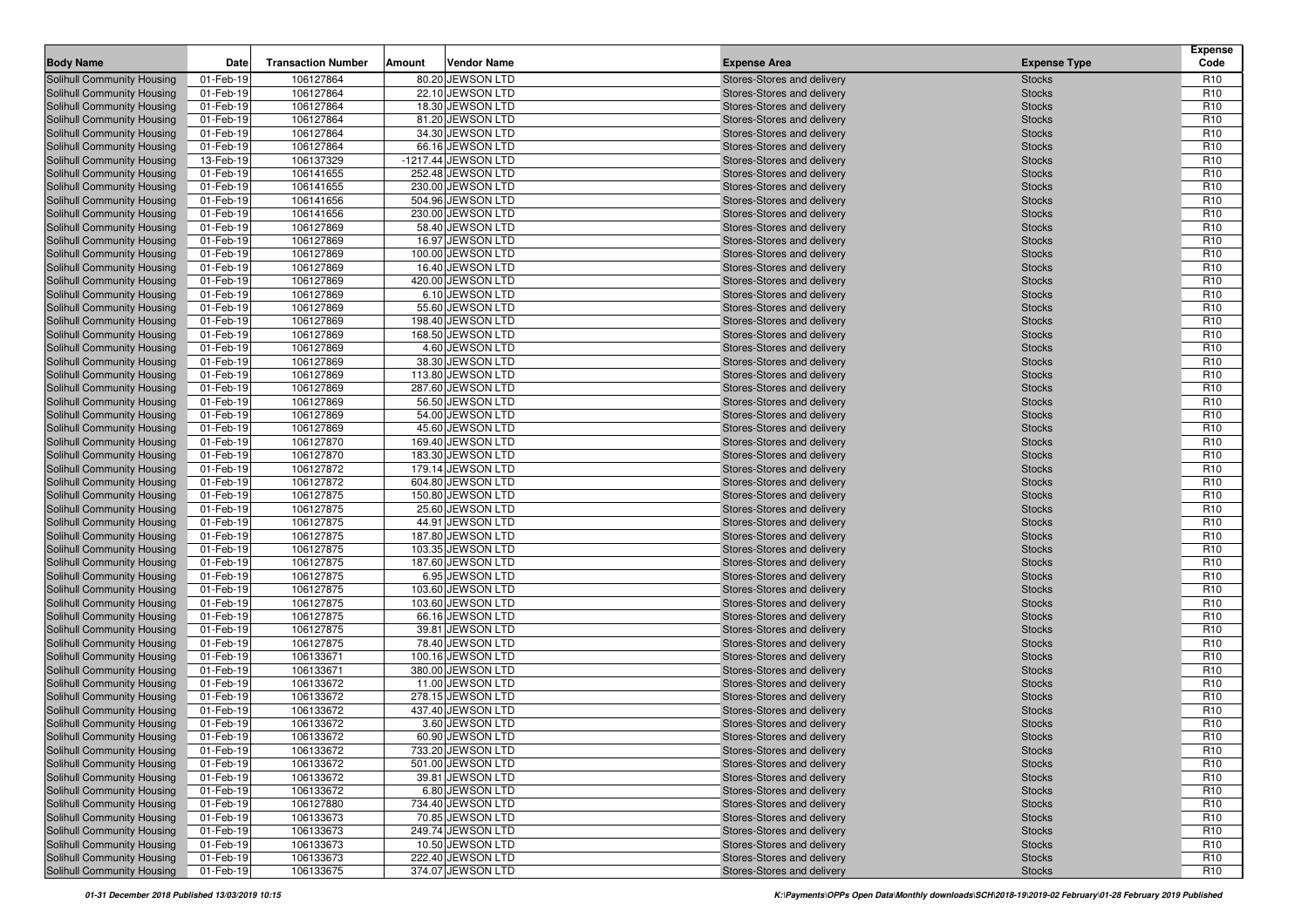| Body Name | Date | Transaction Number | Amount | Vendor Name | Expense Area | Expense Type | Expense Code |
|---|---|---|---|---|---|---|---|
| Solihull Community Housing | 01-Feb-19 | 106127864 | 80.20 | JEWSON LTD | Stores-Stores and delivery | Stocks | R10 |
| Solihull Community Housing | 01-Feb-19 | 106127864 | 22.10 | JEWSON LTD | Stores-Stores and delivery | Stocks | R10 |
| Solihull Community Housing | 01-Feb-19 | 106127864 | 18.30 | JEWSON LTD | Stores-Stores and delivery | Stocks | R10 |
| Solihull Community Housing | 01-Feb-19 | 106127864 | 81.20 | JEWSON LTD | Stores-Stores and delivery | Stocks | R10 |
| Solihull Community Housing | 01-Feb-19 | 106127864 | 34.30 | JEWSON LTD | Stores-Stores and delivery | Stocks | R10 |
| Solihull Community Housing | 01-Feb-19 | 106127864 | 66.16 | JEWSON LTD | Stores-Stores and delivery | Stocks | R10 |
| Solihull Community Housing | 13-Feb-19 | 106137329 | -1217.44 | JEWSON LTD | Stores-Stores and delivery | Stocks | R10 |
| Solihull Community Housing | 01-Feb-19 | 106141655 | 252.48 | JEWSON LTD | Stores-Stores and delivery | Stocks | R10 |
| Solihull Community Housing | 01-Feb-19 | 106141655 | 230.00 | JEWSON LTD | Stores-Stores and delivery | Stocks | R10 |
| Solihull Community Housing | 01-Feb-19 | 106141656 | 504.96 | JEWSON LTD | Stores-Stores and delivery | Stocks | R10 |
| Solihull Community Housing | 01-Feb-19 | 106141656 | 230.00 | JEWSON LTD | Stores-Stores and delivery | Stocks | R10 |
| Solihull Community Housing | 01-Feb-19 | 106127869 | 58.40 | JEWSON LTD | Stores-Stores and delivery | Stocks | R10 |
| Solihull Community Housing | 01-Feb-19 | 106127869 | 16.97 | JEWSON LTD | Stores-Stores and delivery | Stocks | R10 |
| Solihull Community Housing | 01-Feb-19 | 106127869 | 100.00 | JEWSON LTD | Stores-Stores and delivery | Stocks | R10 |
| Solihull Community Housing | 01-Feb-19 | 106127869 | 16.40 | JEWSON LTD | Stores-Stores and delivery | Stocks | R10 |
| Solihull Community Housing | 01-Feb-19 | 106127869 | 420.00 | JEWSON LTD | Stores-Stores and delivery | Stocks | R10 |
| Solihull Community Housing | 01-Feb-19 | 106127869 | 6.10 | JEWSON LTD | Stores-Stores and delivery | Stocks | R10 |
| Solihull Community Housing | 01-Feb-19 | 106127869 | 55.60 | JEWSON LTD | Stores-Stores and delivery | Stocks | R10 |
| Solihull Community Housing | 01-Feb-19 | 106127869 | 198.40 | JEWSON LTD | Stores-Stores and delivery | Stocks | R10 |
| Solihull Community Housing | 01-Feb-19 | 106127869 | 168.50 | JEWSON LTD | Stores-Stores and delivery | Stocks | R10 |
| Solihull Community Housing | 01-Feb-19 | 106127869 | 4.60 | JEWSON LTD | Stores-Stores and delivery | Stocks | R10 |
| Solihull Community Housing | 01-Feb-19 | 106127869 | 38.30 | JEWSON LTD | Stores-Stores and delivery | Stocks | R10 |
| Solihull Community Housing | 01-Feb-19 | 106127869 | 113.80 | JEWSON LTD | Stores-Stores and delivery | Stocks | R10 |
| Solihull Community Housing | 01-Feb-19 | 106127869 | 287.60 | JEWSON LTD | Stores-Stores and delivery | Stocks | R10 |
| Solihull Community Housing | 01-Feb-19 | 106127869 | 56.50 | JEWSON LTD | Stores-Stores and delivery | Stocks | R10 |
| Solihull Community Housing | 01-Feb-19 | 106127869 | 54.00 | JEWSON LTD | Stores-Stores and delivery | Stocks | R10 |
| Solihull Community Housing | 01-Feb-19 | 106127869 | 45.60 | JEWSON LTD | Stores-Stores and delivery | Stocks | R10 |
| Solihull Community Housing | 01-Feb-19 | 106127870 | 169.40 | JEWSON LTD | Stores-Stores and delivery | Stocks | R10 |
| Solihull Community Housing | 01-Feb-19 | 106127870 | 183.30 | JEWSON LTD | Stores-Stores and delivery | Stocks | R10 |
| Solihull Community Housing | 01-Feb-19 | 106127872 | 179.14 | JEWSON LTD | Stores-Stores and delivery | Stocks | R10 |
| Solihull Community Housing | 01-Feb-19 | 106127872 | 604.80 | JEWSON LTD | Stores-Stores and delivery | Stocks | R10 |
| Solihull Community Housing | 01-Feb-19 | 106127875 | 150.80 | JEWSON LTD | Stores-Stores and delivery | Stocks | R10 |
| Solihull Community Housing | 01-Feb-19 | 106127875 | 25.60 | JEWSON LTD | Stores-Stores and delivery | Stocks | R10 |
| Solihull Community Housing | 01-Feb-19 | 106127875 | 44.91 | JEWSON LTD | Stores-Stores and delivery | Stocks | R10 |
| Solihull Community Housing | 01-Feb-19 | 106127875 | 187.80 | JEWSON LTD | Stores-Stores and delivery | Stocks | R10 |
| Solihull Community Housing | 01-Feb-19 | 106127875 | 103.35 | JEWSON LTD | Stores-Stores and delivery | Stocks | R10 |
| Solihull Community Housing | 01-Feb-19 | 106127875 | 187.60 | JEWSON LTD | Stores-Stores and delivery | Stocks | R10 |
| Solihull Community Housing | 01-Feb-19 | 106127875 | 6.95 | JEWSON LTD | Stores-Stores and delivery | Stocks | R10 |
| Solihull Community Housing | 01-Feb-19 | 106127875 | 103.60 | JEWSON LTD | Stores-Stores and delivery | Stocks | R10 |
| Solihull Community Housing | 01-Feb-19 | 106127875 | 103.60 | JEWSON LTD | Stores-Stores and delivery | Stocks | R10 |
| Solihull Community Housing | 01-Feb-19 | 106127875 | 66.16 | JEWSON LTD | Stores-Stores and delivery | Stocks | R10 |
| Solihull Community Housing | 01-Feb-19 | 106127875 | 39.81 | JEWSON LTD | Stores-Stores and delivery | Stocks | R10 |
| Solihull Community Housing | 01-Feb-19 | 106127875 | 78.40 | JEWSON LTD | Stores-Stores and delivery | Stocks | R10 |
| Solihull Community Housing | 01-Feb-19 | 106133671 | 100.16 | JEWSON LTD | Stores-Stores and delivery | Stocks | R10 |
| Solihull Community Housing | 01-Feb-19 | 106133671 | 380.00 | JEWSON LTD | Stores-Stores and delivery | Stocks | R10 |
| Solihull Community Housing | 01-Feb-19 | 106133672 | 11.00 | JEWSON LTD | Stores-Stores and delivery | Stocks | R10 |
| Solihull Community Housing | 01-Feb-19 | 106133672 | 278.15 | JEWSON LTD | Stores-Stores and delivery | Stocks | R10 |
| Solihull Community Housing | 01-Feb-19 | 106133672 | 437.40 | JEWSON LTD | Stores-Stores and delivery | Stocks | R10 |
| Solihull Community Housing | 01-Feb-19 | 106133672 | 3.60 | JEWSON LTD | Stores-Stores and delivery | Stocks | R10 |
| Solihull Community Housing | 01-Feb-19 | 106133672 | 60.90 | JEWSON LTD | Stores-Stores and delivery | Stocks | R10 |
| Solihull Community Housing | 01-Feb-19 | 106133672 | 733.20 | JEWSON LTD | Stores-Stores and delivery | Stocks | R10 |
| Solihull Community Housing | 01-Feb-19 | 106133672 | 501.00 | JEWSON LTD | Stores-Stores and delivery | Stocks | R10 |
| Solihull Community Housing | 01-Feb-19 | 106133672 | 39.81 | JEWSON LTD | Stores-Stores and delivery | Stocks | R10 |
| Solihull Community Housing | 01-Feb-19 | 106133672 | 6.80 | JEWSON LTD | Stores-Stores and delivery | Stocks | R10 |
| Solihull Community Housing | 01-Feb-19 | 106127880 | 734.40 | JEWSON LTD | Stores-Stores and delivery | Stocks | R10 |
| Solihull Community Housing | 01-Feb-19 | 106133673 | 70.85 | JEWSON LTD | Stores-Stores and delivery | Stocks | R10 |
| Solihull Community Housing | 01-Feb-19 | 106133673 | 249.74 | JEWSON LTD | Stores-Stores and delivery | Stocks | R10 |
| Solihull Community Housing | 01-Feb-19 | 106133673 | 10.50 | JEWSON LTD | Stores-Stores and delivery | Stocks | R10 |
| Solihull Community Housing | 01-Feb-19 | 106133673 | 222.40 | JEWSON LTD | Stores-Stores and delivery | Stocks | R10 |
| Solihull Community Housing | 01-Feb-19 | 106133675 | 374.07 | JEWSON LTD | Stores-Stores and delivery | Stocks | R10 |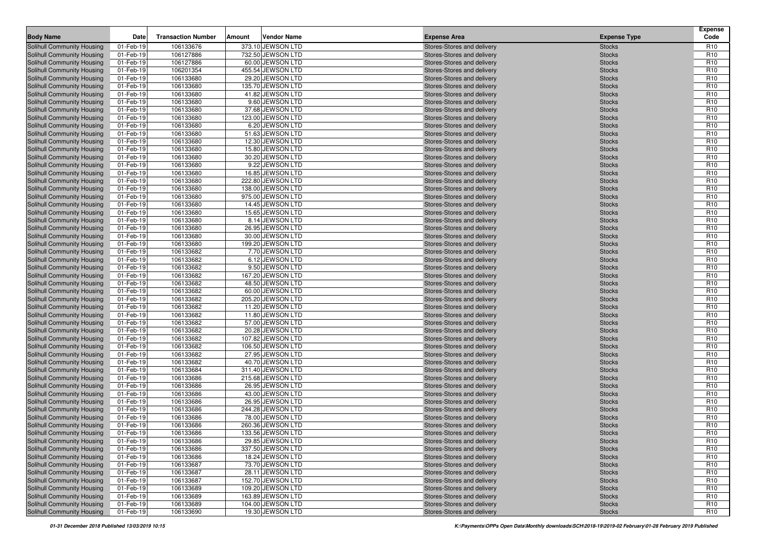| Body Name | Date | Transaction Number | Amount | Vendor Name | Expense Area | Expense Type | Expense Code |
|---|---|---|---|---|---|---|---|
| Solihull Community Housing | 01-Feb-19 | 106133676 | 373.10 | JEWSON LTD | Stores-Stores and delivery | Stocks | R10 |
| Solihull Community Housing | 01-Feb-19 | 106127886 | 732.50 | JEWSON LTD | Stores-Stores and delivery | Stocks | R10 |
| Solihull Community Housing | 01-Feb-19 | 106127886 | 60.00 | JEWSON LTD | Stores-Stores and delivery | Stocks | R10 |
| Solihull Community Housing | 01-Feb-19 | 106201354 | 455.54 | JEWSON LTD | Stores-Stores and delivery | Stocks | R10 |
| Solihull Community Housing | 01-Feb-19 | 106133680 | 29.20 | JEWSON LTD | Stores-Stores and delivery | Stocks | R10 |
| Solihull Community Housing | 01-Feb-19 | 106133680 | 135.70 | JEWSON LTD | Stores-Stores and delivery | Stocks | R10 |
| Solihull Community Housing | 01-Feb-19 | 106133680 | 41.82 | JEWSON LTD | Stores-Stores and delivery | Stocks | R10 |
| Solihull Community Housing | 01-Feb-19 | 106133680 | 9.60 | JEWSON LTD | Stores-Stores and delivery | Stocks | R10 |
| Solihull Community Housing | 01-Feb-19 | 106133680 | 37.68 | JEWSON LTD | Stores-Stores and delivery | Stocks | R10 |
| Solihull Community Housing | 01-Feb-19 | 106133680 | 123.00 | JEWSON LTD | Stores-Stores and delivery | Stocks | R10 |
| Solihull Community Housing | 01-Feb-19 | 106133680 | 6.20 | JEWSON LTD | Stores-Stores and delivery | Stocks | R10 |
| Solihull Community Housing | 01-Feb-19 | 106133680 | 51.63 | JEWSON LTD | Stores-Stores and delivery | Stocks | R10 |
| Solihull Community Housing | 01-Feb-19 | 106133680 | 12.30 | JEWSON LTD | Stores-Stores and delivery | Stocks | R10 |
| Solihull Community Housing | 01-Feb-19 | 106133680 | 15.80 | JEWSON LTD | Stores-Stores and delivery | Stocks | R10 |
| Solihull Community Housing | 01-Feb-19 | 106133680 | 30.20 | JEWSON LTD | Stores-Stores and delivery | Stocks | R10 |
| Solihull Community Housing | 01-Feb-19 | 106133680 | 9.22 | JEWSON LTD | Stores-Stores and delivery | Stocks | R10 |
| Solihull Community Housing | 01-Feb-19 | 106133680 | 16.85 | JEWSON LTD | Stores-Stores and delivery | Stocks | R10 |
| Solihull Community Housing | 01-Feb-19 | 106133680 | 222.80 | JEWSON LTD | Stores-Stores and delivery | Stocks | R10 |
| Solihull Community Housing | 01-Feb-19 | 106133680 | 138.00 | JEWSON LTD | Stores-Stores and delivery | Stocks | R10 |
| Solihull Community Housing | 01-Feb-19 | 106133680 | 975.00 | JEWSON LTD | Stores-Stores and delivery | Stocks | R10 |
| Solihull Community Housing | 01-Feb-19 | 106133680 | 14.45 | JEWSON LTD | Stores-Stores and delivery | Stocks | R10 |
| Solihull Community Housing | 01-Feb-19 | 106133680 | 15.65 | JEWSON LTD | Stores-Stores and delivery | Stocks | R10 |
| Solihull Community Housing | 01-Feb-19 | 106133680 | 8.14 | JEWSON LTD | Stores-Stores and delivery | Stocks | R10 |
| Solihull Community Housing | 01-Feb-19 | 106133680 | 26.95 | JEWSON LTD | Stores-Stores and delivery | Stocks | R10 |
| Solihull Community Housing | 01-Feb-19 | 106133680 | 30.00 | JEWSON LTD | Stores-Stores and delivery | Stocks | R10 |
| Solihull Community Housing | 01-Feb-19 | 106133680 | 199.20 | JEWSON LTD | Stores-Stores and delivery | Stocks | R10 |
| Solihull Community Housing | 01-Feb-19 | 106133682 | 7.70 | JEWSON LTD | Stores-Stores and delivery | Stocks | R10 |
| Solihull Community Housing | 01-Feb-19 | 106133682 | 6.12 | JEWSON LTD | Stores-Stores and delivery | Stocks | R10 |
| Solihull Community Housing | 01-Feb-19 | 106133682 | 9.50 | JEWSON LTD | Stores-Stores and delivery | Stocks | R10 |
| Solihull Community Housing | 01-Feb-19 | 106133682 | 167.20 | JEWSON LTD | Stores-Stores and delivery | Stocks | R10 |
| Solihull Community Housing | 01-Feb-19 | 106133682 | 48.50 | JEWSON LTD | Stores-Stores and delivery | Stocks | R10 |
| Solihull Community Housing | 01-Feb-19 | 106133682 | 60.00 | JEWSON LTD | Stores-Stores and delivery | Stocks | R10 |
| Solihull Community Housing | 01-Feb-19 | 106133682 | 205.20 | JEWSON LTD | Stores-Stores and delivery | Stocks | R10 |
| Solihull Community Housing | 01-Feb-19 | 106133682 | 11.20 | JEWSON LTD | Stores-Stores and delivery | Stocks | R10 |
| Solihull Community Housing | 01-Feb-19 | 106133682 | 11.80 | JEWSON LTD | Stores-Stores and delivery | Stocks | R10 |
| Solihull Community Housing | 01-Feb-19 | 106133682 | 57.00 | JEWSON LTD | Stores-Stores and delivery | Stocks | R10 |
| Solihull Community Housing | 01-Feb-19 | 106133682 | 20.28 | JEWSON LTD | Stores-Stores and delivery | Stocks | R10 |
| Solihull Community Housing | 01-Feb-19 | 106133682 | 107.82 | JEWSON LTD | Stores-Stores and delivery | Stocks | R10 |
| Solihull Community Housing | 01-Feb-19 | 106133682 | 106.50 | JEWSON LTD | Stores-Stores and delivery | Stocks | R10 |
| Solihull Community Housing | 01-Feb-19 | 106133682 | 27.95 | JEWSON LTD | Stores-Stores and delivery | Stocks | R10 |
| Solihull Community Housing | 01-Feb-19 | 106133682 | 40.70 | JEWSON LTD | Stores-Stores and delivery | Stocks | R10 |
| Solihull Community Housing | 01-Feb-19 | 106133684 | 311.40 | JEWSON LTD | Stores-Stores and delivery | Stocks | R10 |
| Solihull Community Housing | 01-Feb-19 | 106133686 | 215.68 | JEWSON LTD | Stores-Stores and delivery | Stocks | R10 |
| Solihull Community Housing | 01-Feb-19 | 106133686 | 26.95 | JEWSON LTD | Stores-Stores and delivery | Stocks | R10 |
| Solihull Community Housing | 01-Feb-19 | 106133686 | 43.00 | JEWSON LTD | Stores-Stores and delivery | Stocks | R10 |
| Solihull Community Housing | 01-Feb-19 | 106133686 | 26.95 | JEWSON LTD | Stores-Stores and delivery | Stocks | R10 |
| Solihull Community Housing | 01-Feb-19 | 106133686 | 244.28 | JEWSON LTD | Stores-Stores and delivery | Stocks | R10 |
| Solihull Community Housing | 01-Feb-19 | 106133686 | 78.00 | JEWSON LTD | Stores-Stores and delivery | Stocks | R10 |
| Solihull Community Housing | 01-Feb-19 | 106133686 | 260.36 | JEWSON LTD | Stores-Stores and delivery | Stocks | R10 |
| Solihull Community Housing | 01-Feb-19 | 106133686 | 133.56 | JEWSON LTD | Stores-Stores and delivery | Stocks | R10 |
| Solihull Community Housing | 01-Feb-19 | 106133686 | 29.85 | JEWSON LTD | Stores-Stores and delivery | Stocks | R10 |
| Solihull Community Housing | 01-Feb-19 | 106133686 | 337.50 | JEWSON LTD | Stores-Stores and delivery | Stocks | R10 |
| Solihull Community Housing | 01-Feb-19 | 106133686 | 18.24 | JEWSON LTD | Stores-Stores and delivery | Stocks | R10 |
| Solihull Community Housing | 01-Feb-19 | 106133687 | 73.70 | JEWSON LTD | Stores-Stores and delivery | Stocks | R10 |
| Solihull Community Housing | 01-Feb-19 | 106133687 | 28.11 | JEWSON LTD | Stores-Stores and delivery | Stocks | R10 |
| Solihull Community Housing | 01-Feb-19 | 106133687 | 152.70 | JEWSON LTD | Stores-Stores and delivery | Stocks | R10 |
| Solihull Community Housing | 01-Feb-19 | 106133689 | 109.20 | JEWSON LTD | Stores-Stores and delivery | Stocks | R10 |
| Solihull Community Housing | 01-Feb-19 | 106133689 | 163.89 | JEWSON LTD | Stores-Stores and delivery | Stocks | R10 |
| Solihull Community Housing | 01-Feb-19 | 106133689 | 104.00 | JEWSON LTD | Stores-Stores and delivery | Stocks | R10 |
| Solihull Community Housing | 01-Feb-19 | 106133690 | 19.30 | JEWSON LTD | Stores-Stores and delivery | Stocks | R10 |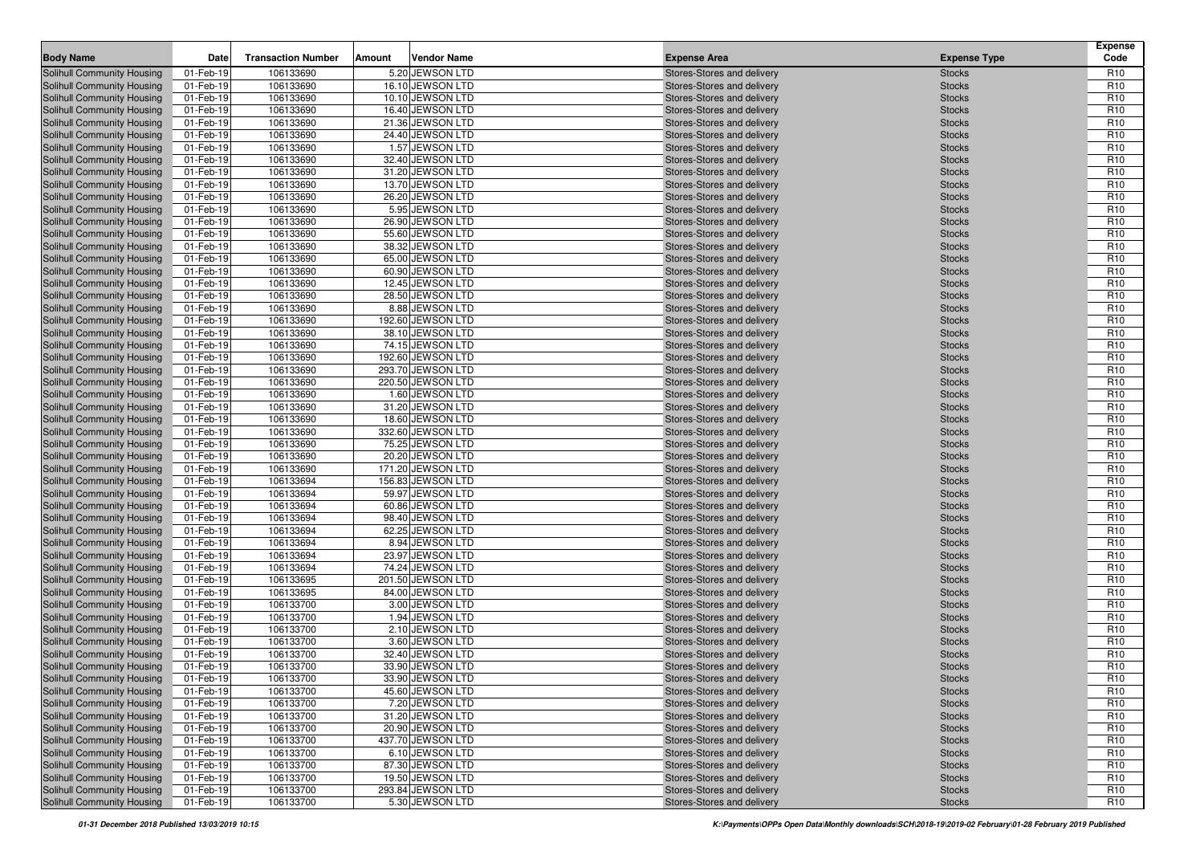| Body Name | Date | Transaction Number | Amount | Vendor Name | Expense Area | Expense Type | Expense Code |
|---|---|---|---|---|---|---|---|
| Solihull Community Housing | 01-Feb-19 | 106133690 | 5.20 | JEWSON LTD | Stores-Stores and delivery | Stocks | R10 |
| Solihull Community Housing | 01-Feb-19 | 106133690 | 16.10 | JEWSON LTD | Stores-Stores and delivery | Stocks | R10 |
| Solihull Community Housing | 01-Feb-19 | 106133690 | 10.10 | JEWSON LTD | Stores-Stores and delivery | Stocks | R10 |
| Solihull Community Housing | 01-Feb-19 | 106133690 | 16.40 | JEWSON LTD | Stores-Stores and delivery | Stocks | R10 |
| Solihull Community Housing | 01-Feb-19 | 106133690 | 21.36 | JEWSON LTD | Stores-Stores and delivery | Stocks | R10 |
| Solihull Community Housing | 01-Feb-19 | 106133690 | 24.40 | JEWSON LTD | Stores-Stores and delivery | Stocks | R10 |
| Solihull Community Housing | 01-Feb-19 | 106133690 | 1.57 | JEWSON LTD | Stores-Stores and delivery | Stocks | R10 |
| Solihull Community Housing | 01-Feb-19 | 106133690 | 32.40 | JEWSON LTD | Stores-Stores and delivery | Stocks | R10 |
| Solihull Community Housing | 01-Feb-19 | 106133690 | 31.20 | JEWSON LTD | Stores-Stores and delivery | Stocks | R10 |
| Solihull Community Housing | 01-Feb-19 | 106133690 | 13.70 | JEWSON LTD | Stores-Stores and delivery | Stocks | R10 |
| Solihull Community Housing | 01-Feb-19 | 106133690 | 26.20 | JEWSON LTD | Stores-Stores and delivery | Stocks | R10 |
| Solihull Community Housing | 01-Feb-19 | 106133690 | 5.95 | JEWSON LTD | Stores-Stores and delivery | Stocks | R10 |
| Solihull Community Housing | 01-Feb-19 | 106133690 | 26.90 | JEWSON LTD | Stores-Stores and delivery | Stocks | R10 |
| Solihull Community Housing | 01-Feb-19 | 106133690 | 55.60 | JEWSON LTD | Stores-Stores and delivery | Stocks | R10 |
| Solihull Community Housing | 01-Feb-19 | 106133690 | 38.32 | JEWSON LTD | Stores-Stores and delivery | Stocks | R10 |
| Solihull Community Housing | 01-Feb-19 | 106133690 | 65.00 | JEWSON LTD | Stores-Stores and delivery | Stocks | R10 |
| Solihull Community Housing | 01-Feb-19 | 106133690 | 60.90 | JEWSON LTD | Stores-Stores and delivery | Stocks | R10 |
| Solihull Community Housing | 01-Feb-19 | 106133690 | 12.45 | JEWSON LTD | Stores-Stores and delivery | Stocks | R10 |
| Solihull Community Housing | 01-Feb-19 | 106133690 | 28.50 | JEWSON LTD | Stores-Stores and delivery | Stocks | R10 |
| Solihull Community Housing | 01-Feb-19 | 106133690 | 8.88 | JEWSON LTD | Stores-Stores and delivery | Stocks | R10 |
| Solihull Community Housing | 01-Feb-19 | 106133690 | 192.60 | JEWSON LTD | Stores-Stores and delivery | Stocks | R10 |
| Solihull Community Housing | 01-Feb-19 | 106133690 | 38.10 | JEWSON LTD | Stores-Stores and delivery | Stocks | R10 |
| Solihull Community Housing | 01-Feb-19 | 106133690 | 74.15 | JEWSON LTD | Stores-Stores and delivery | Stocks | R10 |
| Solihull Community Housing | 01-Feb-19 | 106133690 | 192.60 | JEWSON LTD | Stores-Stores and delivery | Stocks | R10 |
| Solihull Community Housing | 01-Feb-19 | 106133690 | 293.70 | JEWSON LTD | Stores-Stores and delivery | Stocks | R10 |
| Solihull Community Housing | 01-Feb-19 | 106133690 | 220.50 | JEWSON LTD | Stores-Stores and delivery | Stocks | R10 |
| Solihull Community Housing | 01-Feb-19 | 106133690 | 1.60 | JEWSON LTD | Stores-Stores and delivery | Stocks | R10 |
| Solihull Community Housing | 01-Feb-19 | 106133690 | 31.20 | JEWSON LTD | Stores-Stores and delivery | Stocks | R10 |
| Solihull Community Housing | 01-Feb-19 | 106133690 | 18.60 | JEWSON LTD | Stores-Stores and delivery | Stocks | R10 |
| Solihull Community Housing | 01-Feb-19 | 106133690 | 332.60 | JEWSON LTD | Stores-Stores and delivery | Stocks | R10 |
| Solihull Community Housing | 01-Feb-19 | 106133690 | 75.25 | JEWSON LTD | Stores-Stores and delivery | Stocks | R10 |
| Solihull Community Housing | 01-Feb-19 | 106133690 | 20.20 | JEWSON LTD | Stores-Stores and delivery | Stocks | R10 |
| Solihull Community Housing | 01-Feb-19 | 106133690 | 171.20 | JEWSON LTD | Stores-Stores and delivery | Stocks | R10 |
| Solihull Community Housing | 01-Feb-19 | 106133694 | 156.83 | JEWSON LTD | Stores-Stores and delivery | Stocks | R10 |
| Solihull Community Housing | 01-Feb-19 | 106133694 | 59.97 | JEWSON LTD | Stores-Stores and delivery | Stocks | R10 |
| Solihull Community Housing | 01-Feb-19 | 106133694 | 60.86 | JEWSON LTD | Stores-Stores and delivery | Stocks | R10 |
| Solihull Community Housing | 01-Feb-19 | 106133694 | 98.40 | JEWSON LTD | Stores-Stores and delivery | Stocks | R10 |
| Solihull Community Housing | 01-Feb-19 | 106133694 | 62.25 | JEWSON LTD | Stores-Stores and delivery | Stocks | R10 |
| Solihull Community Housing | 01-Feb-19 | 106133694 | 8.94 | JEWSON LTD | Stores-Stores and delivery | Stocks | R10 |
| Solihull Community Housing | 01-Feb-19 | 106133694 | 23.97 | JEWSON LTD | Stores-Stores and delivery | Stocks | R10 |
| Solihull Community Housing | 01-Feb-19 | 106133694 | 74.24 | JEWSON LTD | Stores-Stores and delivery | Stocks | R10 |
| Solihull Community Housing | 01-Feb-19 | 106133695 | 201.50 | JEWSON LTD | Stores-Stores and delivery | Stocks | R10 |
| Solihull Community Housing | 01-Feb-19 | 106133695 | 84.00 | JEWSON LTD | Stores-Stores and delivery | Stocks | R10 |
| Solihull Community Housing | 01-Feb-19 | 106133700 | 3.00 | JEWSON LTD | Stores-Stores and delivery | Stocks | R10 |
| Solihull Community Housing | 01-Feb-19 | 106133700 | 1.94 | JEWSON LTD | Stores-Stores and delivery | Stocks | R10 |
| Solihull Community Housing | 01-Feb-19 | 106133700 | 2.10 | JEWSON LTD | Stores-Stores and delivery | Stocks | R10 |
| Solihull Community Housing | 01-Feb-19 | 106133700 | 3.60 | JEWSON LTD | Stores-Stores and delivery | Stocks | R10 |
| Solihull Community Housing | 01-Feb-19 | 106133700 | 32.40 | JEWSON LTD | Stores-Stores and delivery | Stocks | R10 |
| Solihull Community Housing | 01-Feb-19 | 106133700 | 33.90 | JEWSON LTD | Stores-Stores and delivery | Stocks | R10 |
| Solihull Community Housing | 01-Feb-19 | 106133700 | 33.90 | JEWSON LTD | Stores-Stores and delivery | Stocks | R10 |
| Solihull Community Housing | 01-Feb-19 | 106133700 | 45.60 | JEWSON LTD | Stores-Stores and delivery | Stocks | R10 |
| Solihull Community Housing | 01-Feb-19 | 106133700 | 7.20 | JEWSON LTD | Stores-Stores and delivery | Stocks | R10 |
| Solihull Community Housing | 01-Feb-19 | 106133700 | 31.20 | JEWSON LTD | Stores-Stores and delivery | Stocks | R10 |
| Solihull Community Housing | 01-Feb-19 | 106133700 | 20.90 | JEWSON LTD | Stores-Stores and delivery | Stocks | R10 |
| Solihull Community Housing | 01-Feb-19 | 106133700 | 437.70 | JEWSON LTD | Stores-Stores and delivery | Stocks | R10 |
| Solihull Community Housing | 01-Feb-19 | 106133700 | 6.10 | JEWSON LTD | Stores-Stores and delivery | Stocks | R10 |
| Solihull Community Housing | 01-Feb-19 | 106133700 | 87.30 | JEWSON LTD | Stores-Stores and delivery | Stocks | R10 |
| Solihull Community Housing | 01-Feb-19 | 106133700 | 19.50 | JEWSON LTD | Stores-Stores and delivery | Stocks | R10 |
| Solihull Community Housing | 01-Feb-19 | 106133700 | 293.84 | JEWSON LTD | Stores-Stores and delivery | Stocks | R10 |
| Solihull Community Housing | 01-Feb-19 | 106133700 | 5.30 | JEWSON LTD | Stores-Stores and delivery | Stocks | R10 |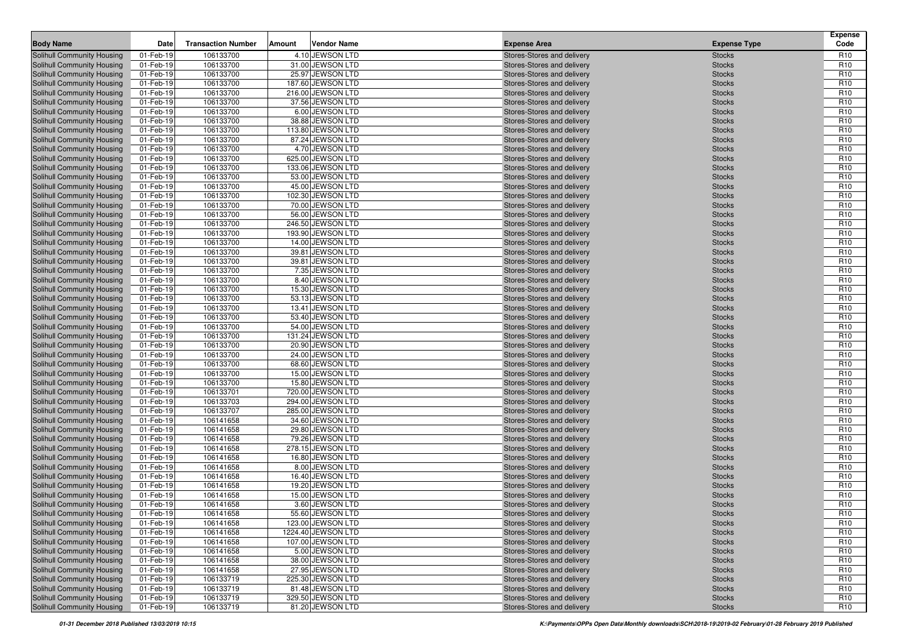| Body Name | Date | Transaction Number | Amount | Vendor Name | Expense Area | Expense Type | Expense Code |
|---|---|---|---|---|---|---|---|
| Solihull Community Housing | 01-Feb-19 | 106133700 | 4.10 | JEWSON LTD | Stores-Stores and delivery | Stocks | R10 |
| Solihull Community Housing | 01-Feb-19 | 106133700 | 31.00 | JEWSON LTD | Stores-Stores and delivery | Stocks | R10 |
| Solihull Community Housing | 01-Feb-19 | 106133700 | 25.97 | JEWSON LTD | Stores-Stores and delivery | Stocks | R10 |
| Solihull Community Housing | 01-Feb-19 | 106133700 | 187.60 | JEWSON LTD | Stores-Stores and delivery | Stocks | R10 |
| Solihull Community Housing | 01-Feb-19 | 106133700 | 216.00 | JEWSON LTD | Stores-Stores and delivery | Stocks | R10 |
| Solihull Community Housing | 01-Feb-19 | 106133700 | 37.56 | JEWSON LTD | Stores-Stores and delivery | Stocks | R10 |
| Solihull Community Housing | 01-Feb-19 | 106133700 | 6.00 | JEWSON LTD | Stores-Stores and delivery | Stocks | R10 |
| Solihull Community Housing | 01-Feb-19 | 106133700 | 38.88 | JEWSON LTD | Stores-Stores and delivery | Stocks | R10 |
| Solihull Community Housing | 01-Feb-19 | 106133700 | 113.80 | JEWSON LTD | Stores-Stores and delivery | Stocks | R10 |
| Solihull Community Housing | 01-Feb-19 | 106133700 | 87.24 | JEWSON LTD | Stores-Stores and delivery | Stocks | R10 |
| Solihull Community Housing | 01-Feb-19 | 106133700 | 4.70 | JEWSON LTD | Stores-Stores and delivery | Stocks | R10 |
| Solihull Community Housing | 01-Feb-19 | 106133700 | 625.00 | JEWSON LTD | Stores-Stores and delivery | Stocks | R10 |
| Solihull Community Housing | 01-Feb-19 | 106133700 | 133.06 | JEWSON LTD | Stores-Stores and delivery | Stocks | R10 |
| Solihull Community Housing | 01-Feb-19 | 106133700 | 53.00 | JEWSON LTD | Stores-Stores and delivery | Stocks | R10 |
| Solihull Community Housing | 01-Feb-19 | 106133700 | 45.00 | JEWSON LTD | Stores-Stores and delivery | Stocks | R10 |
| Solihull Community Housing | 01-Feb-19 | 106133700 | 102.30 | JEWSON LTD | Stores-Stores and delivery | Stocks | R10 |
| Solihull Community Housing | 01-Feb-19 | 106133700 | 70.00 | JEWSON LTD | Stores-Stores and delivery | Stocks | R10 |
| Solihull Community Housing | 01-Feb-19 | 106133700 | 56.00 | JEWSON LTD | Stores-Stores and delivery | Stocks | R10 |
| Solihull Community Housing | 01-Feb-19 | 106133700 | 246.50 | JEWSON LTD | Stores-Stores and delivery | Stocks | R10 |
| Solihull Community Housing | 01-Feb-19 | 106133700 | 193.90 | JEWSON LTD | Stores-Stores and delivery | Stocks | R10 |
| Solihull Community Housing | 01-Feb-19 | 106133700 | 14.00 | JEWSON LTD | Stores-Stores and delivery | Stocks | R10 |
| Solihull Community Housing | 01-Feb-19 | 106133700 | 39.81 | JEWSON LTD | Stores-Stores and delivery | Stocks | R10 |
| Solihull Community Housing | 01-Feb-19 | 106133700 | 39.81 | JEWSON LTD | Stores-Stores and delivery | Stocks | R10 |
| Solihull Community Housing | 01-Feb-19 | 106133700 | 7.35 | JEWSON LTD | Stores-Stores and delivery | Stocks | R10 |
| Solihull Community Housing | 01-Feb-19 | 106133700 | 8.40 | JEWSON LTD | Stores-Stores and delivery | Stocks | R10 |
| Solihull Community Housing | 01-Feb-19 | 106133700 | 15.30 | JEWSON LTD | Stores-Stores and delivery | Stocks | R10 |
| Solihull Community Housing | 01-Feb-19 | 106133700 | 53.13 | JEWSON LTD | Stores-Stores and delivery | Stocks | R10 |
| Solihull Community Housing | 01-Feb-19 | 106133700 | 13.41 | JEWSON LTD | Stores-Stores and delivery | Stocks | R10 |
| Solihull Community Housing | 01-Feb-19 | 106133700 | 53.40 | JEWSON LTD | Stores-Stores and delivery | Stocks | R10 |
| Solihull Community Housing | 01-Feb-19 | 106133700 | 54.00 | JEWSON LTD | Stores-Stores and delivery | Stocks | R10 |
| Solihull Community Housing | 01-Feb-19 | 106133700 | 131.24 | JEWSON LTD | Stores-Stores and delivery | Stocks | R10 |
| Solihull Community Housing | 01-Feb-19 | 106133700 | 20.90 | JEWSON LTD | Stores-Stores and delivery | Stocks | R10 |
| Solihull Community Housing | 01-Feb-19 | 106133700 | 24.00 | JEWSON LTD | Stores-Stores and delivery | Stocks | R10 |
| Solihull Community Housing | 01-Feb-19 | 106133700 | 68.60 | JEWSON LTD | Stores-Stores and delivery | Stocks | R10 |
| Solihull Community Housing | 01-Feb-19 | 106133700 | 15.00 | JEWSON LTD | Stores-Stores and delivery | Stocks | R10 |
| Solihull Community Housing | 01-Feb-19 | 106133700 | 15.80 | JEWSON LTD | Stores-Stores and delivery | Stocks | R10 |
| Solihull Community Housing | 01-Feb-19 | 106133701 | 720.00 | JEWSON LTD | Stores-Stores and delivery | Stocks | R10 |
| Solihull Community Housing | 01-Feb-19 | 106133703 | 294.00 | JEWSON LTD | Stores-Stores and delivery | Stocks | R10 |
| Solihull Community Housing | 01-Feb-19 | 106133707 | 285.00 | JEWSON LTD | Stores-Stores and delivery | Stocks | R10 |
| Solihull Community Housing | 01-Feb-19 | 106141658 | 34.60 | JEWSON LTD | Stores-Stores and delivery | Stocks | R10 |
| Solihull Community Housing | 01-Feb-19 | 106141658 | 29.80 | JEWSON LTD | Stores-Stores and delivery | Stocks | R10 |
| Solihull Community Housing | 01-Feb-19 | 106141658 | 79.26 | JEWSON LTD | Stores-Stores and delivery | Stocks | R10 |
| Solihull Community Housing | 01-Feb-19 | 106141658 | 278.15 | JEWSON LTD | Stores-Stores and delivery | Stocks | R10 |
| Solihull Community Housing | 01-Feb-19 | 106141658 | 16.80 | JEWSON LTD | Stores-Stores and delivery | Stocks | R10 |
| Solihull Community Housing | 01-Feb-19 | 106141658 | 8.00 | JEWSON LTD | Stores-Stores and delivery | Stocks | R10 |
| Solihull Community Housing | 01-Feb-19 | 106141658 | 16.40 | JEWSON LTD | Stores-Stores and delivery | Stocks | R10 |
| Solihull Community Housing | 01-Feb-19 | 106141658 | 19.20 | JEWSON LTD | Stores-Stores and delivery | Stocks | R10 |
| Solihull Community Housing | 01-Feb-19 | 106141658 | 15.00 | JEWSON LTD | Stores-Stores and delivery | Stocks | R10 |
| Solihull Community Housing | 01-Feb-19 | 106141658 | 3.60 | JEWSON LTD | Stores-Stores and delivery | Stocks | R10 |
| Solihull Community Housing | 01-Feb-19 | 106141658 | 55.60 | JEWSON LTD | Stores-Stores and delivery | Stocks | R10 |
| Solihull Community Housing | 01-Feb-19 | 106141658 | 123.00 | JEWSON LTD | Stores-Stores and delivery | Stocks | R10 |
| Solihull Community Housing | 01-Feb-19 | 106141658 | 1224.40 | JEWSON LTD | Stores-Stores and delivery | Stocks | R10 |
| Solihull Community Housing | 01-Feb-19 | 106141658 | 107.00 | JEWSON LTD | Stores-Stores and delivery | Stocks | R10 |
| Solihull Community Housing | 01-Feb-19 | 106141658 | 5.00 | JEWSON LTD | Stores-Stores and delivery | Stocks | R10 |
| Solihull Community Housing | 01-Feb-19 | 106141658 | 38.00 | JEWSON LTD | Stores-Stores and delivery | Stocks | R10 |
| Solihull Community Housing | 01-Feb-19 | 106141658 | 27.95 | JEWSON LTD | Stores-Stores and delivery | Stocks | R10 |
| Solihull Community Housing | 01-Feb-19 | 106133719 | 225.30 | JEWSON LTD | Stores-Stores and delivery | Stocks | R10 |
| Solihull Community Housing | 01-Feb-19 | 106133719 | 81.48 | JEWSON LTD | Stores-Stores and delivery | Stocks | R10 |
| Solihull Community Housing | 01-Feb-19 | 106133719 | 329.50 | JEWSON LTD | Stores-Stores and delivery | Stocks | R10 |
| Solihull Community Housing | 01-Feb-19 | 106133719 | 81.20 | JEWSON LTD | Stores-Stores and delivery | Stocks | R10 |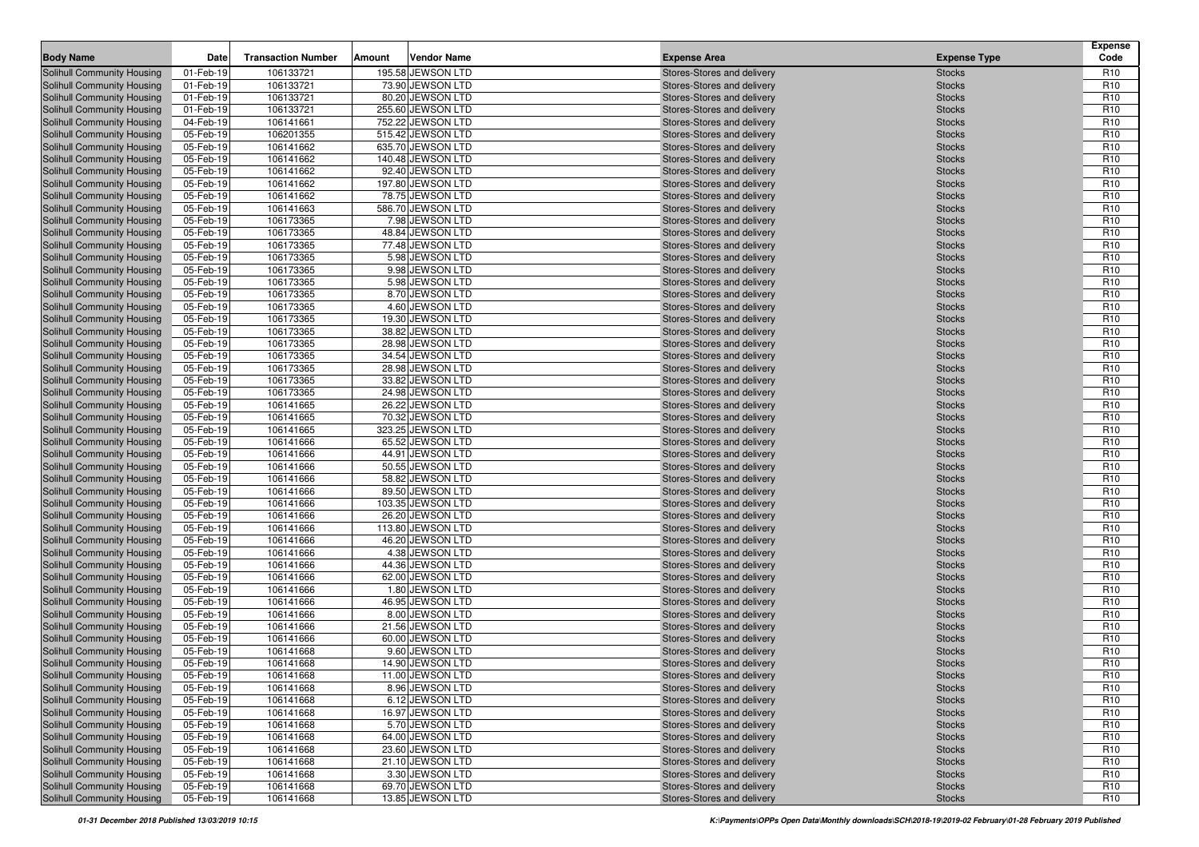| Body Name | Date | Transaction Number | Amount | Vendor Name | Expense Area | Expense Type | Expense Code |
|---|---|---|---|---|---|---|---|
| Solihull Community Housing | 01-Feb-19 | 106133721 | 195.58 | JEWSON LTD | Stores-Stores and delivery | Stocks | R10 |
| Solihull Community Housing | 01-Feb-19 | 106133721 | 73.90 | JEWSON LTD | Stores-Stores and delivery | Stocks | R10 |
| Solihull Community Housing | 01-Feb-19 | 106133721 | 80.20 | JEWSON LTD | Stores-Stores and delivery | Stocks | R10 |
| Solihull Community Housing | 01-Feb-19 | 106133721 | 255.60 | JEWSON LTD | Stores-Stores and delivery | Stocks | R10 |
| Solihull Community Housing | 04-Feb-19 | 106141661 | 752.22 | JEWSON LTD | Stores-Stores and delivery | Stocks | R10 |
| Solihull Community Housing | 05-Feb-19 | 106201355 | 515.42 | JEWSON LTD | Stores-Stores and delivery | Stocks | R10 |
| Solihull Community Housing | 05-Feb-19 | 106141662 | 635.70 | JEWSON LTD | Stores-Stores and delivery | Stocks | R10 |
| Solihull Community Housing | 05-Feb-19 | 106141662 | 140.48 | JEWSON LTD | Stores-Stores and delivery | Stocks | R10 |
| Solihull Community Housing | 05-Feb-19 | 106141662 | 92.40 | JEWSON LTD | Stores-Stores and delivery | Stocks | R10 |
| Solihull Community Housing | 05-Feb-19 | 106141662 | 197.80 | JEWSON LTD | Stores-Stores and delivery | Stocks | R10 |
| Solihull Community Housing | 05-Feb-19 | 106141662 | 78.75 | JEWSON LTD | Stores-Stores and delivery | Stocks | R10 |
| Solihull Community Housing | 05-Feb-19 | 106141663 | 586.70 | JEWSON LTD | Stores-Stores and delivery | Stocks | R10 |
| Solihull Community Housing | 05-Feb-19 | 106173365 | 7.98 | JEWSON LTD | Stores-Stores and delivery | Stocks | R10 |
| Solihull Community Housing | 05-Feb-19 | 106173365 | 48.84 | JEWSON LTD | Stores-Stores and delivery | Stocks | R10 |
| Solihull Community Housing | 05-Feb-19 | 106173365 | 77.48 | JEWSON LTD | Stores-Stores and delivery | Stocks | R10 |
| Solihull Community Housing | 05-Feb-19 | 106173365 | 5.98 | JEWSON LTD | Stores-Stores and delivery | Stocks | R10 |
| Solihull Community Housing | 05-Feb-19 | 106173365 | 9.98 | JEWSON LTD | Stores-Stores and delivery | Stocks | R10 |
| Solihull Community Housing | 05-Feb-19 | 106173365 | 5.98 | JEWSON LTD | Stores-Stores and delivery | Stocks | R10 |
| Solihull Community Housing | 05-Feb-19 | 106173365 | 8.70 | JEWSON LTD | Stores-Stores and delivery | Stocks | R10 |
| Solihull Community Housing | 05-Feb-19 | 106173365 | 4.60 | JEWSON LTD | Stores-Stores and delivery | Stocks | R10 |
| Solihull Community Housing | 05-Feb-19 | 106173365 | 19.30 | JEWSON LTD | Stores-Stores and delivery | Stocks | R10 |
| Solihull Community Housing | 05-Feb-19 | 106173365 | 38.82 | JEWSON LTD | Stores-Stores and delivery | Stocks | R10 |
| Solihull Community Housing | 05-Feb-19 | 106173365 | 28.98 | JEWSON LTD | Stores-Stores and delivery | Stocks | R10 |
| Solihull Community Housing | 05-Feb-19 | 106173365 | 34.54 | JEWSON LTD | Stores-Stores and delivery | Stocks | R10 |
| Solihull Community Housing | 05-Feb-19 | 106173365 | 28.98 | JEWSON LTD | Stores-Stores and delivery | Stocks | R10 |
| Solihull Community Housing | 05-Feb-19 | 106173365 | 33.82 | JEWSON LTD | Stores-Stores and delivery | Stocks | R10 |
| Solihull Community Housing | 05-Feb-19 | 106173365 | 24.98 | JEWSON LTD | Stores-Stores and delivery | Stocks | R10 |
| Solihull Community Housing | 05-Feb-19 | 106141665 | 26.22 | JEWSON LTD | Stores-Stores and delivery | Stocks | R10 |
| Solihull Community Housing | 05-Feb-19 | 106141665 | 70.32 | JEWSON LTD | Stores-Stores and delivery | Stocks | R10 |
| Solihull Community Housing | 05-Feb-19 | 106141665 | 323.25 | JEWSON LTD | Stores-Stores and delivery | Stocks | R10 |
| Solihull Community Housing | 05-Feb-19 | 106141666 | 65.52 | JEWSON LTD | Stores-Stores and delivery | Stocks | R10 |
| Solihull Community Housing | 05-Feb-19 | 106141666 | 44.91 | JEWSON LTD | Stores-Stores and delivery | Stocks | R10 |
| Solihull Community Housing | 05-Feb-19 | 106141666 | 50.55 | JEWSON LTD | Stores-Stores and delivery | Stocks | R10 |
| Solihull Community Housing | 05-Feb-19 | 106141666 | 58.82 | JEWSON LTD | Stores-Stores and delivery | Stocks | R10 |
| Solihull Community Housing | 05-Feb-19 | 106141666 | 89.50 | JEWSON LTD | Stores-Stores and delivery | Stocks | R10 |
| Solihull Community Housing | 05-Feb-19 | 106141666 | 103.35 | JEWSON LTD | Stores-Stores and delivery | Stocks | R10 |
| Solihull Community Housing | 05-Feb-19 | 106141666 | 26.20 | JEWSON LTD | Stores-Stores and delivery | Stocks | R10 |
| Solihull Community Housing | 05-Feb-19 | 106141666 | 113.80 | JEWSON LTD | Stores-Stores and delivery | Stocks | R10 |
| Solihull Community Housing | 05-Feb-19 | 106141666 | 46.20 | JEWSON LTD | Stores-Stores and delivery | Stocks | R10 |
| Solihull Community Housing | 05-Feb-19 | 106141666 | 4.38 | JEWSON LTD | Stores-Stores and delivery | Stocks | R10 |
| Solihull Community Housing | 05-Feb-19 | 106141666 | 44.36 | JEWSON LTD | Stores-Stores and delivery | Stocks | R10 |
| Solihull Community Housing | 05-Feb-19 | 106141666 | 62.00 | JEWSON LTD | Stores-Stores and delivery | Stocks | R10 |
| Solihull Community Housing | 05-Feb-19 | 106141666 | 1.80 | JEWSON LTD | Stores-Stores and delivery | Stocks | R10 |
| Solihull Community Housing | 05-Feb-19 | 106141666 | 46.95 | JEWSON LTD | Stores-Stores and delivery | Stocks | R10 |
| Solihull Community Housing | 05-Feb-19 | 106141666 | 8.00 | JEWSON LTD | Stores-Stores and delivery | Stocks | R10 |
| Solihull Community Housing | 05-Feb-19 | 106141666 | 21.56 | JEWSON LTD | Stores-Stores and delivery | Stocks | R10 |
| Solihull Community Housing | 05-Feb-19 | 106141666 | 60.00 | JEWSON LTD | Stores-Stores and delivery | Stocks | R10 |
| Solihull Community Housing | 05-Feb-19 | 106141668 | 9.60 | JEWSON LTD | Stores-Stores and delivery | Stocks | R10 |
| Solihull Community Housing | 05-Feb-19 | 106141668 | 14.90 | JEWSON LTD | Stores-Stores and delivery | Stocks | R10 |
| Solihull Community Housing | 05-Feb-19 | 106141668 | 11.00 | JEWSON LTD | Stores-Stores and delivery | Stocks | R10 |
| Solihull Community Housing | 05-Feb-19 | 106141668 | 8.96 | JEWSON LTD | Stores-Stores and delivery | Stocks | R10 |
| Solihull Community Housing | 05-Feb-19 | 106141668 | 6.12 | JEWSON LTD | Stores-Stores and delivery | Stocks | R10 |
| Solihull Community Housing | 05-Feb-19 | 106141668 | 16.97 | JEWSON LTD | Stores-Stores and delivery | Stocks | R10 |
| Solihull Community Housing | 05-Feb-19 | 106141668 | 5.70 | JEWSON LTD | Stores-Stores and delivery | Stocks | R10 |
| Solihull Community Housing | 05-Feb-19 | 106141668 | 64.00 | JEWSON LTD | Stores-Stores and delivery | Stocks | R10 |
| Solihull Community Housing | 05-Feb-19 | 106141668 | 23.60 | JEWSON LTD | Stores-Stores and delivery | Stocks | R10 |
| Solihull Community Housing | 05-Feb-19 | 106141668 | 21.10 | JEWSON LTD | Stores-Stores and delivery | Stocks | R10 |
| Solihull Community Housing | 05-Feb-19 | 106141668 | 3.30 | JEWSON LTD | Stores-Stores and delivery | Stocks | R10 |
| Solihull Community Housing | 05-Feb-19 | 106141668 | 69.70 | JEWSON LTD | Stores-Stores and delivery | Stocks | R10 |
| Solihull Community Housing | 05-Feb-19 | 106141668 | 13.85 | JEWSON LTD | Stores-Stores and delivery | Stocks | R10 |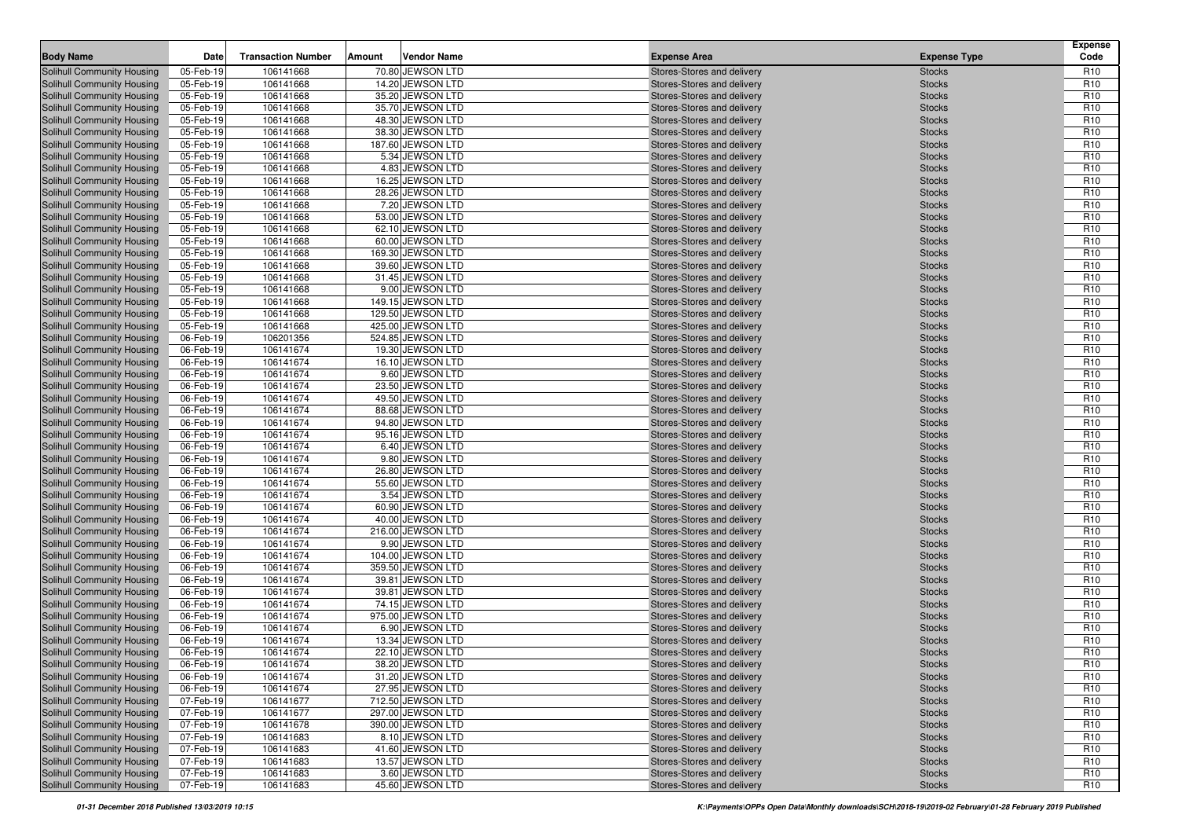| Body Name | Date | Transaction Number | Amount | Vendor Name | Expense Area | Expense Type | Expense Code |
|---|---|---|---|---|---|---|---|
| Solihull Community Housing | 05-Feb-19 | 106141668 | 70.80 | JEWSON LTD | Stores-Stores and delivery | Stocks | R10 |
| Solihull Community Housing | 05-Feb-19 | 106141668 | 14.20 | JEWSON LTD | Stores-Stores and delivery | Stocks | R10 |
| Solihull Community Housing | 05-Feb-19 | 106141668 | 35.20 | JEWSON LTD | Stores-Stores and delivery | Stocks | R10 |
| Solihull Community Housing | 05-Feb-19 | 106141668 | 35.70 | JEWSON LTD | Stores-Stores and delivery | Stocks | R10 |
| Solihull Community Housing | 05-Feb-19 | 106141668 | 48.30 | JEWSON LTD | Stores-Stores and delivery | Stocks | R10 |
| Solihull Community Housing | 05-Feb-19 | 106141668 | 38.30 | JEWSON LTD | Stores-Stores and delivery | Stocks | R10 |
| Solihull Community Housing | 05-Feb-19 | 106141668 | 187.60 | JEWSON LTD | Stores-Stores and delivery | Stocks | R10 |
| Solihull Community Housing | 05-Feb-19 | 106141668 | 5.34 | JEWSON LTD | Stores-Stores and delivery | Stocks | R10 |
| Solihull Community Housing | 05-Feb-19 | 106141668 | 4.83 | JEWSON LTD | Stores-Stores and delivery | Stocks | R10 |
| Solihull Community Housing | 05-Feb-19 | 106141668 | 16.25 | JEWSON LTD | Stores-Stores and delivery | Stocks | R10 |
| Solihull Community Housing | 05-Feb-19 | 106141668 | 28.26 | JEWSON LTD | Stores-Stores and delivery | Stocks | R10 |
| Solihull Community Housing | 05-Feb-19 | 106141668 | 7.20 | JEWSON LTD | Stores-Stores and delivery | Stocks | R10 |
| Solihull Community Housing | 05-Feb-19 | 106141668 | 53.00 | JEWSON LTD | Stores-Stores and delivery | Stocks | R10 |
| Solihull Community Housing | 05-Feb-19 | 106141668 | 62.10 | JEWSON LTD | Stores-Stores and delivery | Stocks | R10 |
| Solihull Community Housing | 05-Feb-19 | 106141668 | 60.00 | JEWSON LTD | Stores-Stores and delivery | Stocks | R10 |
| Solihull Community Housing | 05-Feb-19 | 106141668 | 169.30 | JEWSON LTD | Stores-Stores and delivery | Stocks | R10 |
| Solihull Community Housing | 05-Feb-19 | 106141668 | 39.60 | JEWSON LTD | Stores-Stores and delivery | Stocks | R10 |
| Solihull Community Housing | 05-Feb-19 | 106141668 | 31.45 | JEWSON LTD | Stores-Stores and delivery | Stocks | R10 |
| Solihull Community Housing | 05-Feb-19 | 106141668 | 9.00 | JEWSON LTD | Stores-Stores and delivery | Stocks | R10 |
| Solihull Community Housing | 05-Feb-19 | 106141668 | 149.15 | JEWSON LTD | Stores-Stores and delivery | Stocks | R10 |
| Solihull Community Housing | 05-Feb-19 | 106141668 | 129.50 | JEWSON LTD | Stores-Stores and delivery | Stocks | R10 |
| Solihull Community Housing | 05-Feb-19 | 106141668 | 425.00 | JEWSON LTD | Stores-Stores and delivery | Stocks | R10 |
| Solihull Community Housing | 06-Feb-19 | 106201356 | 524.85 | JEWSON LTD | Stores-Stores and delivery | Stocks | R10 |
| Solihull Community Housing | 06-Feb-19 | 106141674 | 19.30 | JEWSON LTD | Stores-Stores and delivery | Stocks | R10 |
| Solihull Community Housing | 06-Feb-19 | 106141674 | 16.10 | JEWSON LTD | Stores-Stores and delivery | Stocks | R10 |
| Solihull Community Housing | 06-Feb-19 | 106141674 | 9.60 | JEWSON LTD | Stores-Stores and delivery | Stocks | R10 |
| Solihull Community Housing | 06-Feb-19 | 106141674 | 23.50 | JEWSON LTD | Stores-Stores and delivery | Stocks | R10 |
| Solihull Community Housing | 06-Feb-19 | 106141674 | 49.50 | JEWSON LTD | Stores-Stores and delivery | Stocks | R10 |
| Solihull Community Housing | 06-Feb-19 | 106141674 | 88.68 | JEWSON LTD | Stores-Stores and delivery | Stocks | R10 |
| Solihull Community Housing | 06-Feb-19 | 106141674 | 94.80 | JEWSON LTD | Stores-Stores and delivery | Stocks | R10 |
| Solihull Community Housing | 06-Feb-19 | 106141674 | 95.16 | JEWSON LTD | Stores-Stores and delivery | Stocks | R10 |
| Solihull Community Housing | 06-Feb-19 | 106141674 | 6.40 | JEWSON LTD | Stores-Stores and delivery | Stocks | R10 |
| Solihull Community Housing | 06-Feb-19 | 106141674 | 9.80 | JEWSON LTD | Stores-Stores and delivery | Stocks | R10 |
| Solihull Community Housing | 06-Feb-19 | 106141674 | 26.80 | JEWSON LTD | Stores-Stores and delivery | Stocks | R10 |
| Solihull Community Housing | 06-Feb-19 | 106141674 | 55.60 | JEWSON LTD | Stores-Stores and delivery | Stocks | R10 |
| Solihull Community Housing | 06-Feb-19 | 106141674 | 3.54 | JEWSON LTD | Stores-Stores and delivery | Stocks | R10 |
| Solihull Community Housing | 06-Feb-19 | 106141674 | 60.90 | JEWSON LTD | Stores-Stores and delivery | Stocks | R10 |
| Solihull Community Housing | 06-Feb-19 | 106141674 | 40.00 | JEWSON LTD | Stores-Stores and delivery | Stocks | R10 |
| Solihull Community Housing | 06-Feb-19 | 106141674 | 216.00 | JEWSON LTD | Stores-Stores and delivery | Stocks | R10 |
| Solihull Community Housing | 06-Feb-19 | 106141674 | 9.90 | JEWSON LTD | Stores-Stores and delivery | Stocks | R10 |
| Solihull Community Housing | 06-Feb-19 | 106141674 | 104.00 | JEWSON LTD | Stores-Stores and delivery | Stocks | R10 |
| Solihull Community Housing | 06-Feb-19 | 106141674 | 359.50 | JEWSON LTD | Stores-Stores and delivery | Stocks | R10 |
| Solihull Community Housing | 06-Feb-19 | 106141674 | 39.81 | JEWSON LTD | Stores-Stores and delivery | Stocks | R10 |
| Solihull Community Housing | 06-Feb-19 | 106141674 | 39.81 | JEWSON LTD | Stores-Stores and delivery | Stocks | R10 |
| Solihull Community Housing | 06-Feb-19 | 106141674 | 74.15 | JEWSON LTD | Stores-Stores and delivery | Stocks | R10 |
| Solihull Community Housing | 06-Feb-19 | 106141674 | 975.00 | JEWSON LTD | Stores-Stores and delivery | Stocks | R10 |
| Solihull Community Housing | 06-Feb-19 | 106141674 | 6.90 | JEWSON LTD | Stores-Stores and delivery | Stocks | R10 |
| Solihull Community Housing | 06-Feb-19 | 106141674 | 13.34 | JEWSON LTD | Stores-Stores and delivery | Stocks | R10 |
| Solihull Community Housing | 06-Feb-19 | 106141674 | 22.10 | JEWSON LTD | Stores-Stores and delivery | Stocks | R10 |
| Solihull Community Housing | 06-Feb-19 | 106141674 | 38.20 | JEWSON LTD | Stores-Stores and delivery | Stocks | R10 |
| Solihull Community Housing | 06-Feb-19 | 106141674 | 31.20 | JEWSON LTD | Stores-Stores and delivery | Stocks | R10 |
| Solihull Community Housing | 06-Feb-19 | 106141674 | 27.95 | JEWSON LTD | Stores-Stores and delivery | Stocks | R10 |
| Solihull Community Housing | 07-Feb-19 | 106141677 | 712.50 | JEWSON LTD | Stores-Stores and delivery | Stocks | R10 |
| Solihull Community Housing | 07-Feb-19 | 106141677 | 297.00 | JEWSON LTD | Stores-Stores and delivery | Stocks | R10 |
| Solihull Community Housing | 07-Feb-19 | 106141678 | 390.00 | JEWSON LTD | Stores-Stores and delivery | Stocks | R10 |
| Solihull Community Housing | 07-Feb-19 | 106141683 | 8.10 | JEWSON LTD | Stores-Stores and delivery | Stocks | R10 |
| Solihull Community Housing | 07-Feb-19 | 106141683 | 41.60 | JEWSON LTD | Stores-Stores and delivery | Stocks | R10 |
| Solihull Community Housing | 07-Feb-19 | 106141683 | 13.57 | JEWSON LTD | Stores-Stores and delivery | Stocks | R10 |
| Solihull Community Housing | 07-Feb-19 | 106141683 | 3.60 | JEWSON LTD | Stores-Stores and delivery | Stocks | R10 |
| Solihull Community Housing | 07-Feb-19 | 106141683 | 45.60 | JEWSON LTD | Stores-Stores and delivery | Stocks | R10 |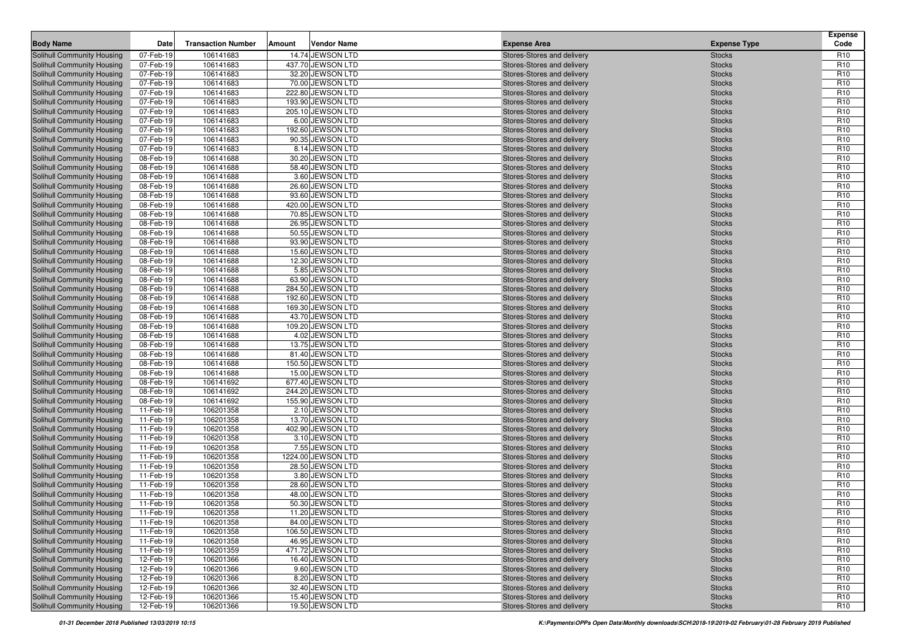| Body Name | Date | Transaction Number | Amount | Vendor Name | Expense Area | Expense Type | Expense Code |
|---|---|---|---|---|---|---|---|
| Solihull Community Housing | 07-Feb-19 | 106141683 | 14.74 | JEWSON LTD | Stores-Stores and delivery | Stocks | R10 |
| Solihull Community Housing | 07-Feb-19 | 106141683 | 437.70 | JEWSON LTD | Stores-Stores and delivery | Stocks | R10 |
| Solihull Community Housing | 07-Feb-19 | 106141683 | 32.20 | JEWSON LTD | Stores-Stores and delivery | Stocks | R10 |
| Solihull Community Housing | 07-Feb-19 | 106141683 | 70.00 | JEWSON LTD | Stores-Stores and delivery | Stocks | R10 |
| Solihull Community Housing | 07-Feb-19 | 106141683 | 222.80 | JEWSON LTD | Stores-Stores and delivery | Stocks | R10 |
| Solihull Community Housing | 07-Feb-19 | 106141683 | 193.90 | JEWSON LTD | Stores-Stores and delivery | Stocks | R10 |
| Solihull Community Housing | 07-Feb-19 | 106141683 | 205.10 | JEWSON LTD | Stores-Stores and delivery | Stocks | R10 |
| Solihull Community Housing | 07-Feb-19 | 106141683 | 6.00 | JEWSON LTD | Stores-Stores and delivery | Stocks | R10 |
| Solihull Community Housing | 07-Feb-19 | 106141683 | 192.60 | JEWSON LTD | Stores-Stores and delivery | Stocks | R10 |
| Solihull Community Housing | 07-Feb-19 | 106141683 | 90.35 | JEWSON LTD | Stores-Stores and delivery | Stocks | R10 |
| Solihull Community Housing | 07-Feb-19 | 106141683 | 8.14 | JEWSON LTD | Stores-Stores and delivery | Stocks | R10 |
| Solihull Community Housing | 08-Feb-19 | 106141688 | 30.20 | JEWSON LTD | Stores-Stores and delivery | Stocks | R10 |
| Solihull Community Housing | 08-Feb-19 | 106141688 | 58.40 | JEWSON LTD | Stores-Stores and delivery | Stocks | R10 |
| Solihull Community Housing | 08-Feb-19 | 106141688 | 3.60 | JEWSON LTD | Stores-Stores and delivery | Stocks | R10 |
| Solihull Community Housing | 08-Feb-19 | 106141688 | 26.60 | JEWSON LTD | Stores-Stores and delivery | Stocks | R10 |
| Solihull Community Housing | 08-Feb-19 | 106141688 | 93.60 | JEWSON LTD | Stores-Stores and delivery | Stocks | R10 |
| Solihull Community Housing | 08-Feb-19 | 106141688 | 420.00 | JEWSON LTD | Stores-Stores and delivery | Stocks | R10 |
| Solihull Community Housing | 08-Feb-19 | 106141688 | 70.85 | JEWSON LTD | Stores-Stores and delivery | Stocks | R10 |
| Solihull Community Housing | 08-Feb-19 | 106141688 | 26.95 | JEWSON LTD | Stores-Stores and delivery | Stocks | R10 |
| Solihull Community Housing | 08-Feb-19 | 106141688 | 50.55 | JEWSON LTD | Stores-Stores and delivery | Stocks | R10 |
| Solihull Community Housing | 08-Feb-19 | 106141688 | 93.90 | JEWSON LTD | Stores-Stores and delivery | Stocks | R10 |
| Solihull Community Housing | 08-Feb-19 | 106141688 | 15.60 | JEWSON LTD | Stores-Stores and delivery | Stocks | R10 |
| Solihull Community Housing | 08-Feb-19 | 106141688 | 12.30 | JEWSON LTD | Stores-Stores and delivery | Stocks | R10 |
| Solihull Community Housing | 08-Feb-19 | 106141688 | 5.85 | JEWSON LTD | Stores-Stores and delivery | Stocks | R10 |
| Solihull Community Housing | 08-Feb-19 | 106141688 | 63.90 | JEWSON LTD | Stores-Stores and delivery | Stocks | R10 |
| Solihull Community Housing | 08-Feb-19 | 106141688 | 284.50 | JEWSON LTD | Stores-Stores and delivery | Stocks | R10 |
| Solihull Community Housing | 08-Feb-19 | 106141688 | 192.60 | JEWSON LTD | Stores-Stores and delivery | Stocks | R10 |
| Solihull Community Housing | 08-Feb-19 | 106141688 | 169.30 | JEWSON LTD | Stores-Stores and delivery | Stocks | R10 |
| Solihull Community Housing | 08-Feb-19 | 106141688 | 43.70 | JEWSON LTD | Stores-Stores and delivery | Stocks | R10 |
| Solihull Community Housing | 08-Feb-19 | 106141688 | 109.20 | JEWSON LTD | Stores-Stores and delivery | Stocks | R10 |
| Solihull Community Housing | 08-Feb-19 | 106141688 | 4.02 | JEWSON LTD | Stores-Stores and delivery | Stocks | R10 |
| Solihull Community Housing | 08-Feb-19 | 106141688 | 13.75 | JEWSON LTD | Stores-Stores and delivery | Stocks | R10 |
| Solihull Community Housing | 08-Feb-19 | 106141688 | 81.40 | JEWSON LTD | Stores-Stores and delivery | Stocks | R10 |
| Solihull Community Housing | 08-Feb-19 | 106141688 | 150.50 | JEWSON LTD | Stores-Stores and delivery | Stocks | R10 |
| Solihull Community Housing | 08-Feb-19 | 106141688 | 15.00 | JEWSON LTD | Stores-Stores and delivery | Stocks | R10 |
| Solihull Community Housing | 08-Feb-19 | 106141692 | 677.40 | JEWSON LTD | Stores-Stores and delivery | Stocks | R10 |
| Solihull Community Housing | 08-Feb-19 | 106141692 | 244.20 | JEWSON LTD | Stores-Stores and delivery | Stocks | R10 |
| Solihull Community Housing | 08-Feb-19 | 106141692 | 155.90 | JEWSON LTD | Stores-Stores and delivery | Stocks | R10 |
| Solihull Community Housing | 11-Feb-19 | 106201358 | 2.10 | JEWSON LTD | Stores-Stores and delivery | Stocks | R10 |
| Solihull Community Housing | 11-Feb-19 | 106201358 | 13.70 | JEWSON LTD | Stores-Stores and delivery | Stocks | R10 |
| Solihull Community Housing | 11-Feb-19 | 106201358 | 402.90 | JEWSON LTD | Stores-Stores and delivery | Stocks | R10 |
| Solihull Community Housing | 11-Feb-19 | 106201358 | 3.10 | JEWSON LTD | Stores-Stores and delivery | Stocks | R10 |
| Solihull Community Housing | 11-Feb-19 | 106201358 | 7.55 | JEWSON LTD | Stores-Stores and delivery | Stocks | R10 |
| Solihull Community Housing | 11-Feb-19 | 106201358 | 1224.00 | JEWSON LTD | Stores-Stores and delivery | Stocks | R10 |
| Solihull Community Housing | 11-Feb-19 | 106201358 | 28.50 | JEWSON LTD | Stores-Stores and delivery | Stocks | R10 |
| Solihull Community Housing | 11-Feb-19 | 106201358 | 3.80 | JEWSON LTD | Stores-Stores and delivery | Stocks | R10 |
| Solihull Community Housing | 11-Feb-19 | 106201358 | 28.60 | JEWSON LTD | Stores-Stores and delivery | Stocks | R10 |
| Solihull Community Housing | 11-Feb-19 | 106201358 | 48.00 | JEWSON LTD | Stores-Stores and delivery | Stocks | R10 |
| Solihull Community Housing | 11-Feb-19 | 106201358 | 50.30 | JEWSON LTD | Stores-Stores and delivery | Stocks | R10 |
| Solihull Community Housing | 11-Feb-19 | 106201358 | 11.20 | JEWSON LTD | Stores-Stores and delivery | Stocks | R10 |
| Solihull Community Housing | 11-Feb-19 | 106201358 | 84.00 | JEWSON LTD | Stores-Stores and delivery | Stocks | R10 |
| Solihull Community Housing | 11-Feb-19 | 106201358 | 106.50 | JEWSON LTD | Stores-Stores and delivery | Stocks | R10 |
| Solihull Community Housing | 11-Feb-19 | 106201358 | 46.95 | JEWSON LTD | Stores-Stores and delivery | Stocks | R10 |
| Solihull Community Housing | 11-Feb-19 | 106201359 | 471.72 | JEWSON LTD | Stores-Stores and delivery | Stocks | R10 |
| Solihull Community Housing | 12-Feb-19 | 106201366 | 16.40 | JEWSON LTD | Stores-Stores and delivery | Stocks | R10 |
| Solihull Community Housing | 12-Feb-19 | 106201366 | 9.60 | JEWSON LTD | Stores-Stores and delivery | Stocks | R10 |
| Solihull Community Housing | 12-Feb-19 | 106201366 | 8.20 | JEWSON LTD | Stores-Stores and delivery | Stocks | R10 |
| Solihull Community Housing | 12-Feb-19 | 106201366 | 32.40 | JEWSON LTD | Stores-Stores and delivery | Stocks | R10 |
| Solihull Community Housing | 12-Feb-19 | 106201366 | 15.40 | JEWSON LTD | Stores-Stores and delivery | Stocks | R10 |
| Solihull Community Housing | 12-Feb-19 | 106201366 | 19.50 | JEWSON LTD | Stores-Stores and delivery | Stocks | R10 |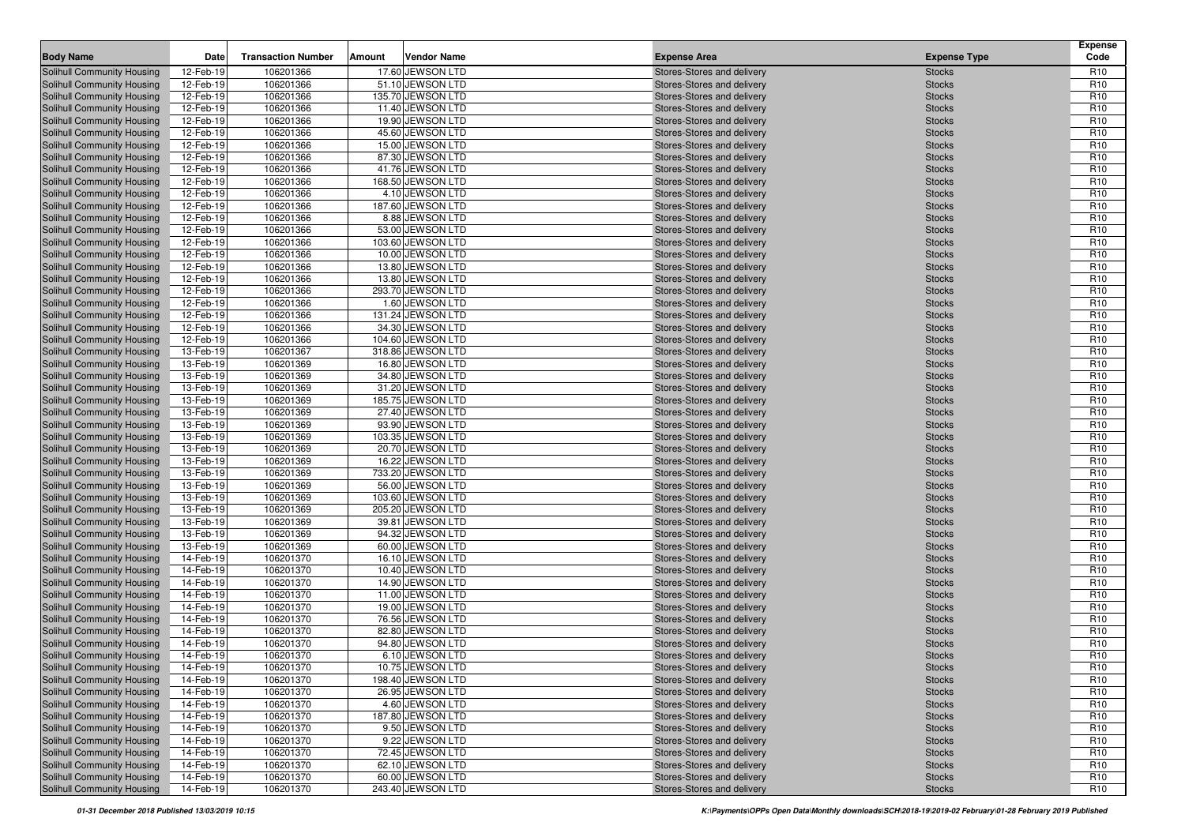| Body Name | Date | Transaction Number | Amount | Vendor Name | Expense Area | Expense Type | Expense Code |
|---|---|---|---|---|---|---|---|
| Solihull Community Housing | 12-Feb-19 | 106201366 | 17.60 | JEWSON LTD | Stores-Stores and delivery | Stocks | R10 |
| Solihull Community Housing | 12-Feb-19 | 106201366 | 51.10 | JEWSON LTD | Stores-Stores and delivery | Stocks | R10 |
| Solihull Community Housing | 12-Feb-19 | 106201366 | 135.70 | JEWSON LTD | Stores-Stores and delivery | Stocks | R10 |
| Solihull Community Housing | 12-Feb-19 | 106201366 | 11.40 | JEWSON LTD | Stores-Stores and delivery | Stocks | R10 |
| Solihull Community Housing | 12-Feb-19 | 106201366 | 19.90 | JEWSON LTD | Stores-Stores and delivery | Stocks | R10 |
| Solihull Community Housing | 12-Feb-19 | 106201366 | 45.60 | JEWSON LTD | Stores-Stores and delivery | Stocks | R10 |
| Solihull Community Housing | 12-Feb-19 | 106201366 | 15.00 | JEWSON LTD | Stores-Stores and delivery | Stocks | R10 |
| Solihull Community Housing | 12-Feb-19 | 106201366 | 87.30 | JEWSON LTD | Stores-Stores and delivery | Stocks | R10 |
| Solihull Community Housing | 12-Feb-19 | 106201366 | 41.76 | JEWSON LTD | Stores-Stores and delivery | Stocks | R10 |
| Solihull Community Housing | 12-Feb-19 | 106201366 | 168.50 | JEWSON LTD | Stores-Stores and delivery | Stocks | R10 |
| Solihull Community Housing | 12-Feb-19 | 106201366 | 4.10 | JEWSON LTD | Stores-Stores and delivery | Stocks | R10 |
| Solihull Community Housing | 12-Feb-19 | 106201366 | 187.60 | JEWSON LTD | Stores-Stores and delivery | Stocks | R10 |
| Solihull Community Housing | 12-Feb-19 | 106201366 | 8.88 | JEWSON LTD | Stores-Stores and delivery | Stocks | R10 |
| Solihull Community Housing | 12-Feb-19 | 106201366 | 53.00 | JEWSON LTD | Stores-Stores and delivery | Stocks | R10 |
| Solihull Community Housing | 12-Feb-19 | 106201366 | 103.60 | JEWSON LTD | Stores-Stores and delivery | Stocks | R10 |
| Solihull Community Housing | 12-Feb-19 | 106201366 | 10.00 | JEWSON LTD | Stores-Stores and delivery | Stocks | R10 |
| Solihull Community Housing | 12-Feb-19 | 106201366 | 13.80 | JEWSON LTD | Stores-Stores and delivery | Stocks | R10 |
| Solihull Community Housing | 12-Feb-19 | 106201366 | 13.80 | JEWSON LTD | Stores-Stores and delivery | Stocks | R10 |
| Solihull Community Housing | 12-Feb-19 | 106201366 | 293.70 | JEWSON LTD | Stores-Stores and delivery | Stocks | R10 |
| Solihull Community Housing | 12-Feb-19 | 106201366 | 1.60 | JEWSON LTD | Stores-Stores and delivery | Stocks | R10 |
| Solihull Community Housing | 12-Feb-19 | 106201366 | 131.24 | JEWSON LTD | Stores-Stores and delivery | Stocks | R10 |
| Solihull Community Housing | 12-Feb-19 | 106201366 | 34.30 | JEWSON LTD | Stores-Stores and delivery | Stocks | R10 |
| Solihull Community Housing | 12-Feb-19 | 106201366 | 104.60 | JEWSON LTD | Stores-Stores and delivery | Stocks | R10 |
| Solihull Community Housing | 13-Feb-19 | 106201367 | 318.86 | JEWSON LTD | Stores-Stores and delivery | Stocks | R10 |
| Solihull Community Housing | 13-Feb-19 | 106201369 | 16.80 | JEWSON LTD | Stores-Stores and delivery | Stocks | R10 |
| Solihull Community Housing | 13-Feb-19 | 106201369 | 34.80 | JEWSON LTD | Stores-Stores and delivery | Stocks | R10 |
| Solihull Community Housing | 13-Feb-19 | 106201369 | 31.20 | JEWSON LTD | Stores-Stores and delivery | Stocks | R10 |
| Solihull Community Housing | 13-Feb-19 | 106201369 | 185.75 | JEWSON LTD | Stores-Stores and delivery | Stocks | R10 |
| Solihull Community Housing | 13-Feb-19 | 106201369 | 27.40 | JEWSON LTD | Stores-Stores and delivery | Stocks | R10 |
| Solihull Community Housing | 13-Feb-19 | 106201369 | 93.90 | JEWSON LTD | Stores-Stores and delivery | Stocks | R10 |
| Solihull Community Housing | 13-Feb-19 | 106201369 | 103.35 | JEWSON LTD | Stores-Stores and delivery | Stocks | R10 |
| Solihull Community Housing | 13-Feb-19 | 106201369 | 20.70 | JEWSON LTD | Stores-Stores and delivery | Stocks | R10 |
| Solihull Community Housing | 13-Feb-19 | 106201369 | 16.22 | JEWSON LTD | Stores-Stores and delivery | Stocks | R10 |
| Solihull Community Housing | 13-Feb-19 | 106201369 | 733.20 | JEWSON LTD | Stores-Stores and delivery | Stocks | R10 |
| Solihull Community Housing | 13-Feb-19 | 106201369 | 56.00 | JEWSON LTD | Stores-Stores and delivery | Stocks | R10 |
| Solihull Community Housing | 13-Feb-19 | 106201369 | 103.60 | JEWSON LTD | Stores-Stores and delivery | Stocks | R10 |
| Solihull Community Housing | 13-Feb-19 | 106201369 | 205.20 | JEWSON LTD | Stores-Stores and delivery | Stocks | R10 |
| Solihull Community Housing | 13-Feb-19 | 106201369 | 39.81 | JEWSON LTD | Stores-Stores and delivery | Stocks | R10 |
| Solihull Community Housing | 13-Feb-19 | 106201369 | 94.32 | JEWSON LTD | Stores-Stores and delivery | Stocks | R10 |
| Solihull Community Housing | 13-Feb-19 | 106201369 | 60.00 | JEWSON LTD | Stores-Stores and delivery | Stocks | R10 |
| Solihull Community Housing | 14-Feb-19 | 106201370 | 16.10 | JEWSON LTD | Stores-Stores and delivery | Stocks | R10 |
| Solihull Community Housing | 14-Feb-19 | 106201370 | 10.40 | JEWSON LTD | Stores-Stores and delivery | Stocks | R10 |
| Solihull Community Housing | 14-Feb-19 | 106201370 | 14.90 | JEWSON LTD | Stores-Stores and delivery | Stocks | R10 |
| Solihull Community Housing | 14-Feb-19 | 106201370 | 11.00 | JEWSON LTD | Stores-Stores and delivery | Stocks | R10 |
| Solihull Community Housing | 14-Feb-19 | 106201370 | 19.00 | JEWSON LTD | Stores-Stores and delivery | Stocks | R10 |
| Solihull Community Housing | 14-Feb-19 | 106201370 | 76.56 | JEWSON LTD | Stores-Stores and delivery | Stocks | R10 |
| Solihull Community Housing | 14-Feb-19 | 106201370 | 82.80 | JEWSON LTD | Stores-Stores and delivery | Stocks | R10 |
| Solihull Community Housing | 14-Feb-19 | 106201370 | 94.80 | JEWSON LTD | Stores-Stores and delivery | Stocks | R10 |
| Solihull Community Housing | 14-Feb-19 | 106201370 | 6.10 | JEWSON LTD | Stores-Stores and delivery | Stocks | R10 |
| Solihull Community Housing | 14-Feb-19 | 106201370 | 10.75 | JEWSON LTD | Stores-Stores and delivery | Stocks | R10 |
| Solihull Community Housing | 14-Feb-19 | 106201370 | 198.40 | JEWSON LTD | Stores-Stores and delivery | Stocks | R10 |
| Solihull Community Housing | 14-Feb-19 | 106201370 | 26.95 | JEWSON LTD | Stores-Stores and delivery | Stocks | R10 |
| Solihull Community Housing | 14-Feb-19 | 106201370 | 4.60 | JEWSON LTD | Stores-Stores and delivery | Stocks | R10 |
| Solihull Community Housing | 14-Feb-19 | 106201370 | 187.80 | JEWSON LTD | Stores-Stores and delivery | Stocks | R10 |
| Solihull Community Housing | 14-Feb-19 | 106201370 | 9.50 | JEWSON LTD | Stores-Stores and delivery | Stocks | R10 |
| Solihull Community Housing | 14-Feb-19 | 106201370 | 9.22 | JEWSON LTD | Stores-Stores and delivery | Stocks | R10 |
| Solihull Community Housing | 14-Feb-19 | 106201370 | 72.45 | JEWSON LTD | Stores-Stores and delivery | Stocks | R10 |
| Solihull Community Housing | 14-Feb-19 | 106201370 | 62.10 | JEWSON LTD | Stores-Stores and delivery | Stocks | R10 |
| Solihull Community Housing | 14-Feb-19 | 106201370 | 60.00 | JEWSON LTD | Stores-Stores and delivery | Stocks | R10 |
| Solihull Community Housing | 14-Feb-19 | 106201370 | 243.40 | JEWSON LTD | Stores-Stores and delivery | Stocks | R10 |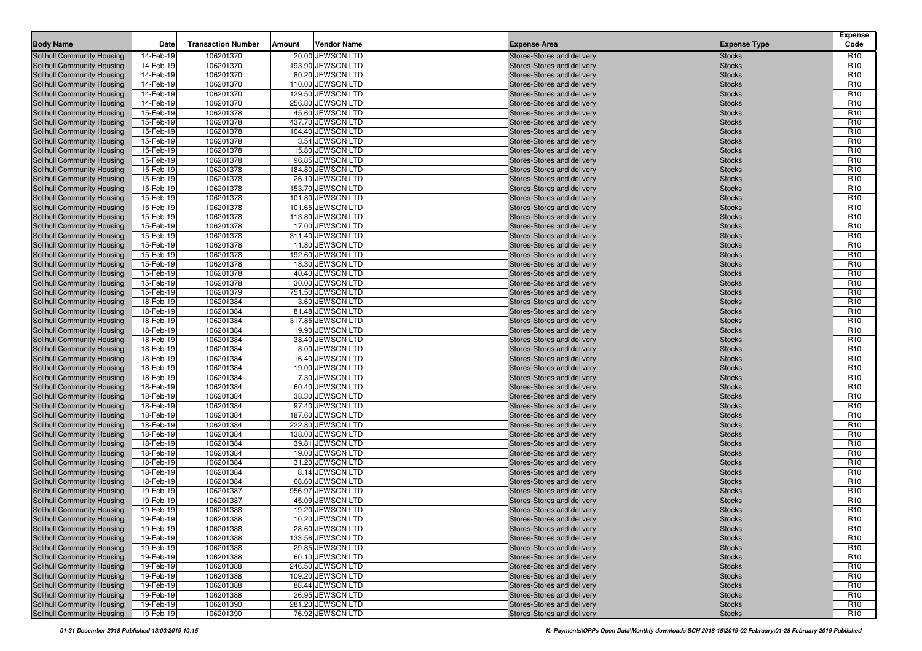| Body Name | Date | Transaction Number | Amount | Vendor Name | Expense Area | Expense Type | Expense Code |
|---|---|---|---|---|---|---|---|
| Solihull Community Housing | 14-Feb-19 | 106201370 | 20.00 | JEWSON LTD | Stores-Stores and delivery | Stocks | R10 |
| Solihull Community Housing | 14-Feb-19 | 106201370 | 193.90 | JEWSON LTD | Stores-Stores and delivery | Stocks | R10 |
| Solihull Community Housing | 14-Feb-19 | 106201370 | 80.20 | JEWSON LTD | Stores-Stores and delivery | Stocks | R10 |
| Solihull Community Housing | 14-Feb-19 | 106201370 | 110.00 | JEWSON LTD | Stores-Stores and delivery | Stocks | R10 |
| Solihull Community Housing | 14-Feb-19 | 106201370 | 129.50 | JEWSON LTD | Stores-Stores and delivery | Stocks | R10 |
| Solihull Community Housing | 14-Feb-19 | 106201370 | 256.80 | JEWSON LTD | Stores-Stores and delivery | Stocks | R10 |
| Solihull Community Housing | 15-Feb-19 | 106201378 | 45.60 | JEWSON LTD | Stores-Stores and delivery | Stocks | R10 |
| Solihull Community Housing | 15-Feb-19 | 106201378 | 437.70 | JEWSON LTD | Stores-Stores and delivery | Stocks | R10 |
| Solihull Community Housing | 15-Feb-19 | 106201378 | 104.40 | JEWSON LTD | Stores-Stores and delivery | Stocks | R10 |
| Solihull Community Housing | 15-Feb-19 | 106201378 | 3.54 | JEWSON LTD | Stores-Stores and delivery | Stocks | R10 |
| Solihull Community Housing | 15-Feb-19 | 106201378 | 15.80 | JEWSON LTD | Stores-Stores and delivery | Stocks | R10 |
| Solihull Community Housing | 15-Feb-19 | 106201378 | 96.85 | JEWSON LTD | Stores-Stores and delivery | Stocks | R10 |
| Solihull Community Housing | 15-Feb-19 | 106201378 | 184.80 | JEWSON LTD | Stores-Stores and delivery | Stocks | R10 |
| Solihull Community Housing | 15-Feb-19 | 106201378 | 26.10 | JEWSON LTD | Stores-Stores and delivery | Stocks | R10 |
| Solihull Community Housing | 15-Feb-19 | 106201378 | 153.70 | JEWSON LTD | Stores-Stores and delivery | Stocks | R10 |
| Solihull Community Housing | 15-Feb-19 | 106201378 | 101.80 | JEWSON LTD | Stores-Stores and delivery | Stocks | R10 |
| Solihull Community Housing | 15-Feb-19 | 106201378 | 101.65 | JEWSON LTD | Stores-Stores and delivery | Stocks | R10 |
| Solihull Community Housing | 15-Feb-19 | 106201378 | 113.80 | JEWSON LTD | Stores-Stores and delivery | Stocks | R10 |
| Solihull Community Housing | 15-Feb-19 | 106201378 | 17.00 | JEWSON LTD | Stores-Stores and delivery | Stocks | R10 |
| Solihull Community Housing | 15-Feb-19 | 106201378 | 311.40 | JEWSON LTD | Stores-Stores and delivery | Stocks | R10 |
| Solihull Community Housing | 15-Feb-19 | 106201378 | 11.80 | JEWSON LTD | Stores-Stores and delivery | Stocks | R10 |
| Solihull Community Housing | 15-Feb-19 | 106201378 | 192.60 | JEWSON LTD | Stores-Stores and delivery | Stocks | R10 |
| Solihull Community Housing | 15-Feb-19 | 106201378 | 18.30 | JEWSON LTD | Stores-Stores and delivery | Stocks | R10 |
| Solihull Community Housing | 15-Feb-19 | 106201378 | 40.40 | JEWSON LTD | Stores-Stores and delivery | Stocks | R10 |
| Solihull Community Housing | 15-Feb-19 | 106201378 | 30.00 | JEWSON LTD | Stores-Stores and delivery | Stocks | R10 |
| Solihull Community Housing | 15-Feb-19 | 106201379 | 751.50 | JEWSON LTD | Stores-Stores and delivery | Stocks | R10 |
| Solihull Community Housing | 18-Feb-19 | 106201384 | 3.60 | JEWSON LTD | Stores-Stores and delivery | Stocks | R10 |
| Solihull Community Housing | 18-Feb-19 | 106201384 | 81.48 | JEWSON LTD | Stores-Stores and delivery | Stocks | R10 |
| Solihull Community Housing | 18-Feb-19 | 106201384 | 317.85 | JEWSON LTD | Stores-Stores and delivery | Stocks | R10 |
| Solihull Community Housing | 18-Feb-19 | 106201384 | 19.90 | JEWSON LTD | Stores-Stores and delivery | Stocks | R10 |
| Solihull Community Housing | 18-Feb-19 | 106201384 | 38.40 | JEWSON LTD | Stores-Stores and delivery | Stocks | R10 |
| Solihull Community Housing | 18-Feb-19 | 106201384 | 8.00 | JEWSON LTD | Stores-Stores and delivery | Stocks | R10 |
| Solihull Community Housing | 18-Feb-19 | 106201384 | 16.40 | JEWSON LTD | Stores-Stores and delivery | Stocks | R10 |
| Solihull Community Housing | 18-Feb-19 | 106201384 | 19.00 | JEWSON LTD | Stores-Stores and delivery | Stocks | R10 |
| Solihull Community Housing | 18-Feb-19 | 106201384 | 7.30 | JEWSON LTD | Stores-Stores and delivery | Stocks | R10 |
| Solihull Community Housing | 18-Feb-19 | 106201384 | 60.40 | JEWSON LTD | Stores-Stores and delivery | Stocks | R10 |
| Solihull Community Housing | 18-Feb-19 | 106201384 | 38.30 | JEWSON LTD | Stores-Stores and delivery | Stocks | R10 |
| Solihull Community Housing | 18-Feb-19 | 106201384 | 97.40 | JEWSON LTD | Stores-Stores and delivery | Stocks | R10 |
| Solihull Community Housing | 18-Feb-19 | 106201384 | 187.60 | JEWSON LTD | Stores-Stores and delivery | Stocks | R10 |
| Solihull Community Housing | 18-Feb-19 | 106201384 | 222.80 | JEWSON LTD | Stores-Stores and delivery | Stocks | R10 |
| Solihull Community Housing | 18-Feb-19 | 106201384 | 138.00 | JEWSON LTD | Stores-Stores and delivery | Stocks | R10 |
| Solihull Community Housing | 18-Feb-19 | 106201384 | 39.81 | JEWSON LTD | Stores-Stores and delivery | Stocks | R10 |
| Solihull Community Housing | 18-Feb-19 | 106201384 | 19.00 | JEWSON LTD | Stores-Stores and delivery | Stocks | R10 |
| Solihull Community Housing | 18-Feb-19 | 106201384 | 31.20 | JEWSON LTD | Stores-Stores and delivery | Stocks | R10 |
| Solihull Community Housing | 18-Feb-19 | 106201384 | 8.14 | JEWSON LTD | Stores-Stores and delivery | Stocks | R10 |
| Solihull Community Housing | 18-Feb-19 | 106201384 | 68.60 | JEWSON LTD | Stores-Stores and delivery | Stocks | R10 |
| Solihull Community Housing | 19-Feb-19 | 106201387 | 956.97 | JEWSON LTD | Stores-Stores and delivery | Stocks | R10 |
| Solihull Community Housing | 19-Feb-19 | 106201387 | 45.09 | JEWSON LTD | Stores-Stores and delivery | Stocks | R10 |
| Solihull Community Housing | 19-Feb-19 | 106201388 | 19.20 | JEWSON LTD | Stores-Stores and delivery | Stocks | R10 |
| Solihull Community Housing | 19-Feb-19 | 106201388 | 10.20 | JEWSON LTD | Stores-Stores and delivery | Stocks | R10 |
| Solihull Community Housing | 19-Feb-19 | 106201388 | 28.60 | JEWSON LTD | Stores-Stores and delivery | Stocks | R10 |
| Solihull Community Housing | 19-Feb-19 | 106201388 | 133.56 | JEWSON LTD | Stores-Stores and delivery | Stocks | R10 |
| Solihull Community Housing | 19-Feb-19 | 106201388 | 29.85 | JEWSON LTD | Stores-Stores and delivery | Stocks | R10 |
| Solihull Community Housing | 19-Feb-19 | 106201388 | 60.10 | JEWSON LTD | Stores-Stores and delivery | Stocks | R10 |
| Solihull Community Housing | 19-Feb-19 | 106201388 | 246.50 | JEWSON LTD | Stores-Stores and delivery | Stocks | R10 |
| Solihull Community Housing | 19-Feb-19 | 106201388 | 109.20 | JEWSON LTD | Stores-Stores and delivery | Stocks | R10 |
| Solihull Community Housing | 19-Feb-19 | 106201388 | 88.44 | JEWSON LTD | Stores-Stores and delivery | Stocks | R10 |
| Solihull Community Housing | 19-Feb-19 | 106201388 | 26.95 | JEWSON LTD | Stores-Stores and delivery | Stocks | R10 |
| Solihull Community Housing | 19-Feb-19 | 106201390 | 281.20 | JEWSON LTD | Stores-Stores and delivery | Stocks | R10 |
| Solihull Community Housing | 19-Feb-19 | 106201390 | 76.92 | JEWSON LTD | Stores-Stores and delivery | Stocks | R10 |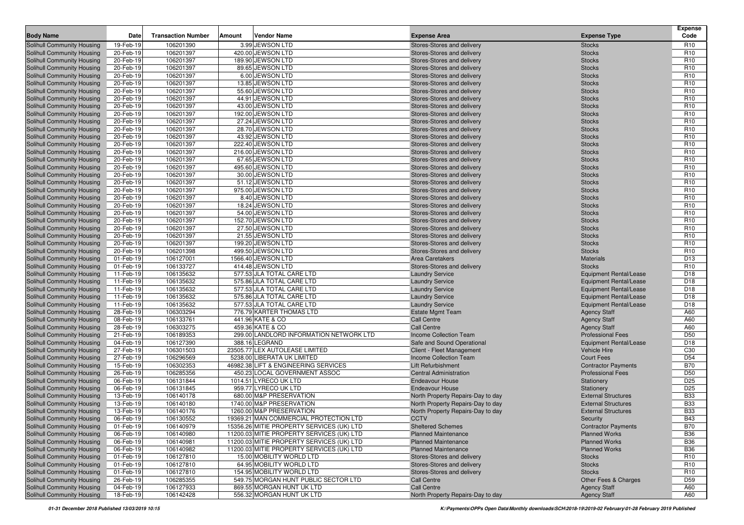| Body Name | Date | Transaction Number | Amount | Vendor Name | Expense Area | Expense Type | Expense Code |
|---|---|---|---|---|---|---|---|
| Solihull Community Housing | 19-Feb-19 | 106201390 | 3.99 | JEWSON LTD | Stores-Stores and delivery | Stocks | R10 |
| Solihull Community Housing | 20-Feb-19 | 106201397 | 420.00 | JEWSON LTD | Stores-Stores and delivery | Stocks | R10 |
| Solihull Community Housing | 20-Feb-19 | 106201397 | 189.90 | JEWSON LTD | Stores-Stores and delivery | Stocks | R10 |
| Solihull Community Housing | 20-Feb-19 | 106201397 | 89.65 | JEWSON LTD | Stores-Stores and delivery | Stocks | R10 |
| Solihull Community Housing | 20-Feb-19 | 106201397 | 6.00 | JEWSON LTD | Stores-Stores and delivery | Stocks | R10 |
| Solihull Community Housing | 20-Feb-19 | 106201397 | 13.85 | JEWSON LTD | Stores-Stores and delivery | Stocks | R10 |
| Solihull Community Housing | 20-Feb-19 | 106201397 | 55.60 | JEWSON LTD | Stores-Stores and delivery | Stocks | R10 |
| Solihull Community Housing | 20-Feb-19 | 106201397 | 44.91 | JEWSON LTD | Stores-Stores and delivery | Stocks | R10 |
| Solihull Community Housing | 20-Feb-19 | 106201397 | 43.00 | JEWSON LTD | Stores-Stores and delivery | Stocks | R10 |
| Solihull Community Housing | 20-Feb-19 | 106201397 | 192.00 | JEWSON LTD | Stores-Stores and delivery | Stocks | R10 |
| Solihull Community Housing | 20-Feb-19 | 106201397 | 27.24 | JEWSON LTD | Stores-Stores and delivery | Stocks | R10 |
| Solihull Community Housing | 20-Feb-19 | 106201397 | 28.70 | JEWSON LTD | Stores-Stores and delivery | Stocks | R10 |
| Solihull Community Housing | 20-Feb-19 | 106201397 | 43.92 | JEWSON LTD | Stores-Stores and delivery | Stocks | R10 |
| Solihull Community Housing | 20-Feb-19 | 106201397 | 222.40 | JEWSON LTD | Stores-Stores and delivery | Stocks | R10 |
| Solihull Community Housing | 20-Feb-19 | 106201397 | 216.00 | JEWSON LTD | Stores-Stores and delivery | Stocks | R10 |
| Solihull Community Housing | 20-Feb-19 | 106201397 | 67.65 | JEWSON LTD | Stores-Stores and delivery | Stocks | R10 |
| Solihull Community Housing | 20-Feb-19 | 106201397 | 495.60 | JEWSON LTD | Stores-Stores and delivery | Stocks | R10 |
| Solihull Community Housing | 20-Feb-19 | 106201397 | 30.00 | JEWSON LTD | Stores-Stores and delivery | Stocks | R10 |
| Solihull Community Housing | 20-Feb-19 | 106201397 | 51.12 | JEWSON LTD | Stores-Stores and delivery | Stocks | R10 |
| Solihull Community Housing | 20-Feb-19 | 106201397 | 975.00 | JEWSON LTD | Stores-Stores and delivery | Stocks | R10 |
| Solihull Community Housing | 20-Feb-19 | 106201397 | 8.40 | JEWSON LTD | Stores-Stores and delivery | Stocks | R10 |
| Solihull Community Housing | 20-Feb-19 | 106201397 | 18.24 | JEWSON LTD | Stores-Stores and delivery | Stocks | R10 |
| Solihull Community Housing | 20-Feb-19 | 106201397 | 54.00 | JEWSON LTD | Stores-Stores and delivery | Stocks | R10 |
| Solihull Community Housing | 20-Feb-19 | 106201397 | 152.70 | JEWSON LTD | Stores-Stores and delivery | Stocks | R10 |
| Solihull Community Housing | 20-Feb-19 | 106201397 | 27.50 | JEWSON LTD | Stores-Stores and delivery | Stocks | R10 |
| Solihull Community Housing | 20-Feb-19 | 106201397 | 21.55 | JEWSON LTD | Stores-Stores and delivery | Stocks | R10 |
| Solihull Community Housing | 20-Feb-19 | 106201397 | 199.20 | JEWSON LTD | Stores-Stores and delivery | Stocks | R10 |
| Solihull Community Housing | 20-Feb-19 | 106201398 | 499.50 | JEWSON LTD | Stores-Stores and delivery | Stocks | R10 |
| Solihull Community Housing | 01-Feb-19 | 106127001 | 1566.40 | JEWSON LTD | Area Caretakers | Materials | D13 |
| Solihull Community Housing | 01-Feb-19 | 106133727 | 414.48 | JEWSON LTD | Stores-Stores and delivery | Stocks | R10 |
| Solihull Community Housing | 11-Feb-19 | 106135632 | 577.53 | JLA TOTAL CARE LTD | Laundry Service | Equipment Rental/Lease | D18 |
| Solihull Community Housing | 11-Feb-19 | 106135632 | 575.86 | JLA TOTAL CARE LTD | Laundry Service | Equipment Rental/Lease | D18 |
| Solihull Community Housing | 11-Feb-19 | 106135632 | 577.53 | JLA TOTAL CARE LTD | Laundry Service | Equipment Rental/Lease | D18 |
| Solihull Community Housing | 11-Feb-19 | 106135632 | 575.86 | JLA TOTAL CARE LTD | Laundry Service | Equipment Rental/Lease | D18 |
| Solihull Community Housing | 11-Feb-19 | 106135632 | 577.53 | JLA TOTAL CARE LTD | Laundry Service | Equipment Rental/Lease | D18 |
| Solihull Community Housing | 28-Feb-19 | 106303294 | 776.79 | KARTER THOMAS LTD | Estate Mgmt Team | Agency Staff | A60 |
| Solihull Community Housing | 08-Feb-19 | 106133761 | 441.96 | KATE & CO | Call Centre | Agency Staff | A60 |
| Solihull Community Housing | 28-Feb-19 | 106303275 | 459.36 | KATE & CO | Call Centre | Agency Staff | A60 |
| Solihull Community Housing | 21-Feb-19 | 106189353 | 299.00 | LANDLORD INFORMATION NETWORK LTD | Income Collection Team | Professional Fees | D50 |
| Solihull Community Housing | 04-Feb-19 | 106127390 | 388.16 | LEGRAND | Safe and Sound Operational | Equipment Rental/Lease | D18 |
| Solihull Community Housing | 27-Feb-19 | 106301503 | 23505.77 | LEX AUTOLEASE LIMITED | Client - Fleet Management | Vehicle Hire | C30 |
| Solihull Community Housing | 27-Feb-19 | 106296569 | 5238.00 | LIBERATA UK LIMITED | Income Collection Team | Court Fees | D54 |
| Solihull Community Housing | 15-Feb-19 | 106302353 | 46982.38 | LIFT & ENGINEERING SERVICES | Lift Refurbishment | Contractor Payments | B70 |
| Solihull Community Housing | 26-Feb-19 | 106285356 | 450.23 | LOCAL GOVERNMENT ASSOC | Central Administration | Professional Fees | D50 |
| Solihull Community Housing | 06-Feb-19 | 106131844 | 1014.51 | LYRECO UK LTD | Endeavour House | Stationery | D25 |
| Solihull Community Housing | 06-Feb-19 | 106131845 | 959.77 | LYRECO UK LTD | Endeavour House | Stationery | D25 |
| Solihull Community Housing | 13-Feb-19 | 106140178 | 680.00 | M&P PRESERVATION | North Property Repairs-Day to day | External Structures | B33 |
| Solihull Community Housing | 13-Feb-19 | 106140180 | 1740.00 | M&P PRESERVATION | North Property Repairs-Day to day | External Structures | B33 |
| Solihull Community Housing | 13-Feb-19 | 106140176 | 1260.00 | M&P PRESERVATION | North Property Repairs-Day to day | External Structures | B33 |
| Solihull Community Housing | 06-Feb-19 | 106130552 | 19369.21 | MAN COMMERCIAL PROTECTION LTD | CCTV | Security | B43 |
| Solihull Community Housing | 01-Feb-19 | 106140979 | 15356.26 | MITIE PROPERTY SERVICES (UK) LTD | Sheltered Schemes | Contractor Payments | B70 |
| Solihull Community Housing | 06-Feb-19 | 106140980 | 11200.03 | MITIE PROPERTY SERVICES (UK) LTD | Planned Maintenance | Planned Works | B36 |
| Solihull Community Housing | 06-Feb-19 | 106140981 | 11200.03 | MITIE PROPERTY SERVICES (UK) LTD | Planned Maintenance | Planned Works | B36 |
| Solihull Community Housing | 06-Feb-19 | 106140982 | 11200.03 | MITIE PROPERTY SERVICES (UK) LTD | Planned Maintenance | Planned Works | B36 |
| Solihull Community Housing | 01-Feb-19 | 106127810 | 15.00 | MOBILITY WORLD LTD | Stores-Stores and delivery | Stocks | R10 |
| Solihull Community Housing | 01-Feb-19 | 106127810 | 64.95 | MOBILITY WORLD LTD | Stores-Stores and delivery | Stocks | R10 |
| Solihull Community Housing | 01-Feb-19 | 106127810 | 154.95 | MOBILITY WORLD LTD | Stores-Stores and delivery | Stocks | R10 |
| Solihull Community Housing | 26-Feb-19 | 106285355 | 549.75 | MORGAN HUNT PUBLIC SECTOR LTD | Call Centre | Other Fees & Charges | D59 |
| Solihull Community Housing | 04-Feb-19 | 106127933 | 869.55 | MORGAN HUNT UK LTD | Call Centre | Agency Staff | A60 |
| Solihull Community Housing | 18-Feb-19 | 106142428 | 556.32 | MORGAN HUNT UK LTD | North Property Repairs-Day to day | Agency Staff | A60 |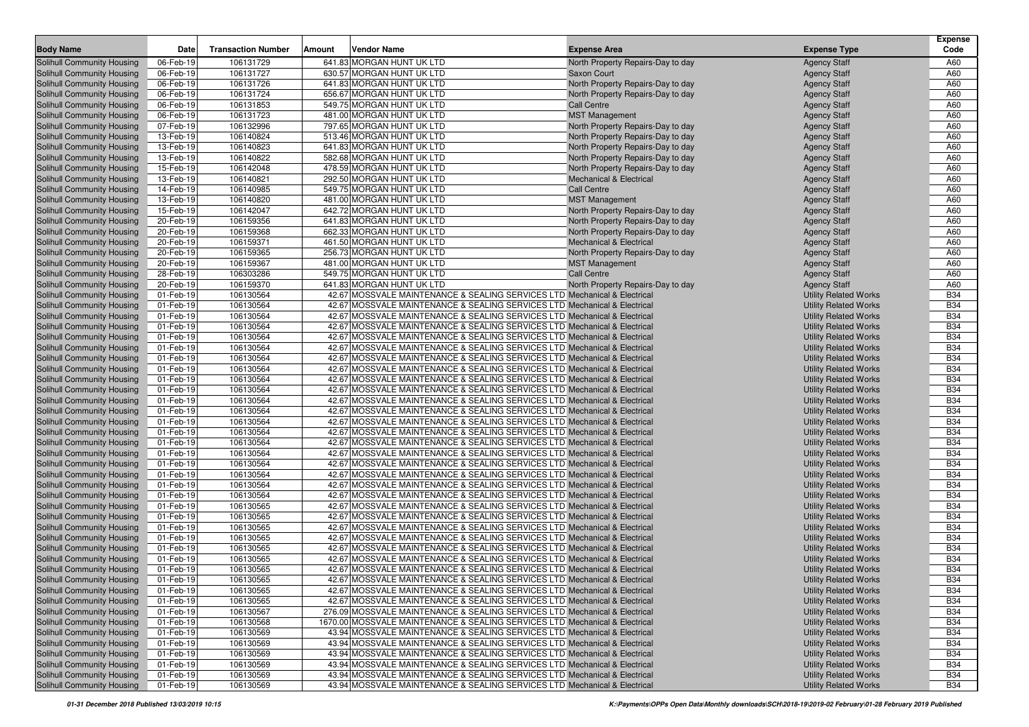| Body Name | Date | Transaction Number | Amount | Vendor Name | Expense Area | Expense Type | Expense Code |
|---|---|---|---|---|---|---|---|
| Solihull Community Housing | 06-Feb-19 | 106131729 | 641.83 | MORGAN HUNT UK LTD | North Property Repairs-Day to day | Agency Staff | A60 |
| Solihull Community Housing | 06-Feb-19 | 106131727 | 630.57 | MORGAN HUNT UK LTD | Saxon Court | Agency Staff | A60 |
| Solihull Community Housing | 06-Feb-19 | 106131726 | 641.83 | MORGAN HUNT UK LTD | North Property Repairs-Day to day | Agency Staff | A60 |
| Solihull Community Housing | 06-Feb-19 | 106131724 | 656.67 | MORGAN HUNT UK LTD | North Property Repairs-Day to day | Agency Staff | A60 |
| Solihull Community Housing | 06-Feb-19 | 106131853 | 549.75 | MORGAN HUNT UK LTD | Call Centre | Agency Staff | A60 |
| Solihull Community Housing | 06-Feb-19 | 106131723 | 481.00 | MORGAN HUNT UK LTD | MST Management | Agency Staff | A60 |
| Solihull Community Housing | 07-Feb-19 | 106132996 | 797.65 | MORGAN HUNT UK LTD | North Property Repairs-Day to day | Agency Staff | A60 |
| Solihull Community Housing | 13-Feb-19 | 106140824 | 513.46 | MORGAN HUNT UK LTD | North Property Repairs-Day to day | Agency Staff | A60 |
| Solihull Community Housing | 13-Feb-19 | 106140823 | 641.83 | MORGAN HUNT UK LTD | North Property Repairs-Day to day | Agency Staff | A60 |
| Solihull Community Housing | 13-Feb-19 | 106140822 | 582.68 | MORGAN HUNT UK LTD | North Property Repairs-Day to day | Agency Staff | A60 |
| Solihull Community Housing | 15-Feb-19 | 106142048 | 478.59 | MORGAN HUNT UK LTD | North Property Repairs-Day to day | Agency Staff | A60 |
| Solihull Community Housing | 13-Feb-19 | 106140821 | 292.50 | MORGAN HUNT UK LTD | Mechanical & Electrical | Agency Staff | A60 |
| Solihull Community Housing | 14-Feb-19 | 106140985 | 549.75 | MORGAN HUNT UK LTD | Call Centre | Agency Staff | A60 |
| Solihull Community Housing | 13-Feb-19 | 106140820 | 481.00 | MORGAN HUNT UK LTD | MST Management | Agency Staff | A60 |
| Solihull Community Housing | 15-Feb-19 | 106142047 | 642.72 | MORGAN HUNT UK LTD | North Property Repairs-Day to day | Agency Staff | A60 |
| Solihull Community Housing | 20-Feb-19 | 106159356 | 641.83 | MORGAN HUNT UK LTD | North Property Repairs-Day to day | Agency Staff | A60 |
| Solihull Community Housing | 20-Feb-19 | 106159368 | 662.33 | MORGAN HUNT UK LTD | North Property Repairs-Day to day | Agency Staff | A60 |
| Solihull Community Housing | 20-Feb-19 | 106159371 | 461.50 | MORGAN HUNT UK LTD | Mechanical & Electrical | Agency Staff | A60 |
| Solihull Community Housing | 20-Feb-19 | 106159365 | 256.73 | MORGAN HUNT UK LTD | North Property Repairs-Day to day | Agency Staff | A60 |
| Solihull Community Housing | 20-Feb-19 | 106159367 | 481.00 | MORGAN HUNT UK LTD | MST Management | Agency Staff | A60 |
| Solihull Community Housing | 28-Feb-19 | 106303286 | 549.75 | MORGAN HUNT UK LTD | Call Centre | Agency Staff | A60 |
| Solihull Community Housing | 20-Feb-19 | 106159370 | 641.83 | MORGAN HUNT UK LTD | North Property Repairs-Day to day | Agency Staff | A60 |
| Solihull Community Housing | 01-Feb-19 | 106130564 | 42.67 | MOSSVALE MAINTENANCE & SEALING SERVICES LTD | Mechanical & Electrical | Utility Related Works | B34 |
| Solihull Community Housing | 01-Feb-19 | 106130564 | 42.67 | MOSSVALE MAINTENANCE & SEALING SERVICES LTD | Mechanical & Electrical | Utility Related Works | B34 |
| Solihull Community Housing | 01-Feb-19 | 106130564 | 42.67 | MOSSVALE MAINTENANCE & SEALING SERVICES LTD | Mechanical & Electrical | Utility Related Works | B34 |
| Solihull Community Housing | 01-Feb-19 | 106130564 | 42.67 | MOSSVALE MAINTENANCE & SEALING SERVICES LTD | Mechanical & Electrical | Utility Related Works | B34 |
| Solihull Community Housing | 01-Feb-19 | 106130564 | 42.67 | MOSSVALE MAINTENANCE & SEALING SERVICES LTD | Mechanical & Electrical | Utility Related Works | B34 |
| Solihull Community Housing | 01-Feb-19 | 106130564 | 42.67 | MOSSVALE MAINTENANCE & SEALING SERVICES LTD | Mechanical & Electrical | Utility Related Works | B34 |
| Solihull Community Housing | 01-Feb-19 | 106130564 | 42.67 | MOSSVALE MAINTENANCE & SEALING SERVICES LTD | Mechanical & Electrical | Utility Related Works | B34 |
| Solihull Community Housing | 01-Feb-19 | 106130564 | 42.67 | MOSSVALE MAINTENANCE & SEALING SERVICES LTD | Mechanical & Electrical | Utility Related Works | B34 |
| Solihull Community Housing | 01-Feb-19 | 106130564 | 42.67 | MOSSVALE MAINTENANCE & SEALING SERVICES LTD | Mechanical & Electrical | Utility Related Works | B34 |
| Solihull Community Housing | 01-Feb-19 | 106130564 | 42.67 | MOSSVALE MAINTENANCE & SEALING SERVICES LTD | Mechanical & Electrical | Utility Related Works | B34 |
| Solihull Community Housing | 01-Feb-19 | 106130564 | 42.67 | MOSSVALE MAINTENANCE & SEALING SERVICES LTD | Mechanical & Electrical | Utility Related Works | B34 |
| Solihull Community Housing | 01-Feb-19 | 106130564 | 42.67 | MOSSVALE MAINTENANCE & SEALING SERVICES LTD | Mechanical & Electrical | Utility Related Works | B34 |
| Solihull Community Housing | 01-Feb-19 | 106130564 | 42.67 | MOSSVALE MAINTENANCE & SEALING SERVICES LTD | Mechanical & Electrical | Utility Related Works | B34 |
| Solihull Community Housing | 01-Feb-19 | 106130564 | 42.67 | MOSSVALE MAINTENANCE & SEALING SERVICES LTD | Mechanical & Electrical | Utility Related Works | B34 |
| Solihull Community Housing | 01-Feb-19 | 106130564 | 42.67 | MOSSVALE MAINTENANCE & SEALING SERVICES LTD | Mechanical & Electrical | Utility Related Works | B34 |
| Solihull Community Housing | 01-Feb-19 | 106130564 | 42.67 | MOSSVALE MAINTENANCE & SEALING SERVICES LTD | Mechanical & Electrical | Utility Related Works | B34 |
| Solihull Community Housing | 01-Feb-19 | 106130564 | 42.67 | MOSSVALE MAINTENANCE & SEALING SERVICES LTD | Mechanical & Electrical | Utility Related Works | B34 |
| Solihull Community Housing | 01-Feb-19 | 106130564 | 42.67 | MOSSVALE MAINTENANCE & SEALING SERVICES LTD | Mechanical & Electrical | Utility Related Works | B34 |
| Solihull Community Housing | 01-Feb-19 | 106130564 | 42.67 | MOSSVALE MAINTENANCE & SEALING SERVICES LTD | Mechanical & Electrical | Utility Related Works | B34 |
| Solihull Community Housing | 01-Feb-19 | 106130564 | 42.67 | MOSSVALE MAINTENANCE & SEALING SERVICES LTD | Mechanical & Electrical | Utility Related Works | B34 |
| Solihull Community Housing | 01-Feb-19 | 106130565 | 42.67 | MOSSVALE MAINTENANCE & SEALING SERVICES LTD | Mechanical & Electrical | Utility Related Works | B34 |
| Solihull Community Housing | 01-Feb-19 | 106130565 | 42.67 | MOSSVALE MAINTENANCE & SEALING SERVICES LTD | Mechanical & Electrical | Utility Related Works | B34 |
| Solihull Community Housing | 01-Feb-19 | 106130565 | 42.67 | MOSSVALE MAINTENANCE & SEALING SERVICES LTD | Mechanical & Electrical | Utility Related Works | B34 |
| Solihull Community Housing | 01-Feb-19 | 106130565 | 42.67 | MOSSVALE MAINTENANCE & SEALING SERVICES LTD | Mechanical & Electrical | Utility Related Works | B34 |
| Solihull Community Housing | 01-Feb-19 | 106130565 | 42.67 | MOSSVALE MAINTENANCE & SEALING SERVICES LTD | Mechanical & Electrical | Utility Related Works | B34 |
| Solihull Community Housing | 01-Feb-19 | 106130565 | 42.67 | MOSSVALE MAINTENANCE & SEALING SERVICES LTD | Mechanical & Electrical | Utility Related Works | B34 |
| Solihull Community Housing | 01-Feb-19 | 106130565 | 42.67 | MOSSVALE MAINTENANCE & SEALING SERVICES LTD | Mechanical & Electrical | Utility Related Works | B34 |
| Solihull Community Housing | 01-Feb-19 | 106130565 | 42.67 | MOSSVALE MAINTENANCE & SEALING SERVICES LTD | Mechanical & Electrical | Utility Related Works | B34 |
| Solihull Community Housing | 01-Feb-19 | 106130565 | 42.67 | MOSSVALE MAINTENANCE & SEALING SERVICES LTD | Mechanical & Electrical | Utility Related Works | B34 |
| Solihull Community Housing | 01-Feb-19 | 106130565 | 42.67 | MOSSVALE MAINTENANCE & SEALING SERVICES LTD | Mechanical & Electrical | Utility Related Works | B34 |
| Solihull Community Housing | 01-Feb-19 | 106130567 | 276.09 | MOSSVALE MAINTENANCE & SEALING SERVICES LTD | Mechanical & Electrical | Utility Related Works | B34 |
| Solihull Community Housing | 01-Feb-19 | 106130568 | 1670.00 | MOSSVALE MAINTENANCE & SEALING SERVICES LTD | Mechanical & Electrical | Utility Related Works | B34 |
| Solihull Community Housing | 01-Feb-19 | 106130569 | 43.94 | MOSSVALE MAINTENANCE & SEALING SERVICES LTD | Mechanical & Electrical | Utility Related Works | B34 |
| Solihull Community Housing | 01-Feb-19 | 106130569 | 43.94 | MOSSVALE MAINTENANCE & SEALING SERVICES LTD | Mechanical & Electrical | Utility Related Works | B34 |
| Solihull Community Housing | 01-Feb-19 | 106130569 | 43.94 | MOSSVALE MAINTENANCE & SEALING SERVICES LTD | Mechanical & Electrical | Utility Related Works | B34 |
| Solihull Community Housing | 01-Feb-19 | 106130569 | 43.94 | MOSSVALE MAINTENANCE & SEALING SERVICES LTD | Mechanical & Electrical | Utility Related Works | B34 |
| Solihull Community Housing | 01-Feb-19 | 106130569 | 43.94 | MOSSVALE MAINTENANCE & SEALING SERVICES LTD | Mechanical & Electrical | Utility Related Works | B34 |
| Solihull Community Housing | 01-Feb-19 | 106130569 | 43.94 | MOSSVALE MAINTENANCE & SEALING SERVICES LTD | Mechanical & Electrical | Utility Related Works | B34 |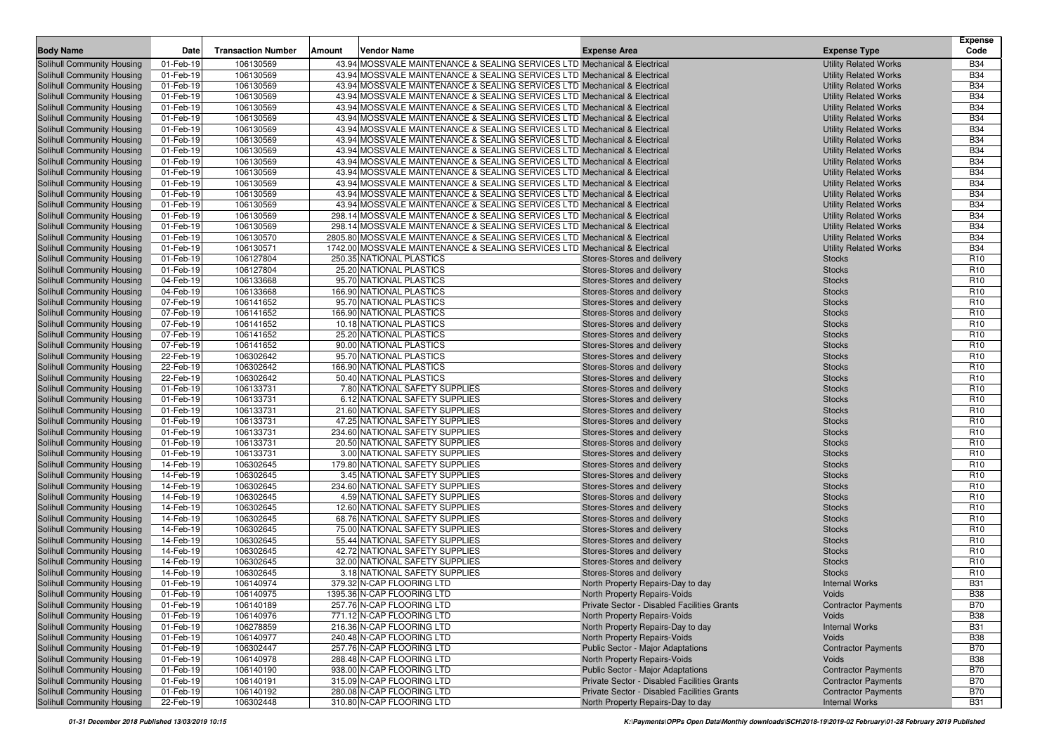| Body Name | Date | Transaction Number | Amount | Vendor Name | Expense Area | Expense Type | Expense Code |
|---|---|---|---|---|---|---|---|
| Solihull Community Housing | 01-Feb-19 | 106130569 | 43.94 | MOSSVALE MAINTENANCE & SEALING SERVICES LTD | Mechanical & Electrical | Utility Related Works | B34 |
| Solihull Community Housing | 01-Feb-19 | 106130569 | 43.94 | MOSSVALE MAINTENANCE & SEALING SERVICES LTD | Mechanical & Electrical | Utility Related Works | B34 |
| Solihull Community Housing | 01-Feb-19 | 106130569 | 43.94 | MOSSVALE MAINTENANCE & SEALING SERVICES LTD | Mechanical & Electrical | Utility Related Works | B34 |
| Solihull Community Housing | 01-Feb-19 | 106130569 | 43.94 | MOSSVALE MAINTENANCE & SEALING SERVICES LTD | Mechanical & Electrical | Utility Related Works | B34 |
| Solihull Community Housing | 01-Feb-19 | 106130569 | 43.94 | MOSSVALE MAINTENANCE & SEALING SERVICES LTD | Mechanical & Electrical | Utility Related Works | B34 |
| Solihull Community Housing | 01-Feb-19 | 106130569 | 43.94 | MOSSVALE MAINTENANCE & SEALING SERVICES LTD | Mechanical & Electrical | Utility Related Works | B34 |
| Solihull Community Housing | 01-Feb-19 | 106130569 | 43.94 | MOSSVALE MAINTENANCE & SEALING SERVICES LTD | Mechanical & Electrical | Utility Related Works | B34 |
| Solihull Community Housing | 01-Feb-19 | 106130569 | 43.94 | MOSSVALE MAINTENANCE & SEALING SERVICES LTD | Mechanical & Electrical | Utility Related Works | B34 |
| Solihull Community Housing | 01-Feb-19 | 106130569 | 43.94 | MOSSVALE MAINTENANCE & SEALING SERVICES LTD | Mechanical & Electrical | Utility Related Works | B34 |
| Solihull Community Housing | 01-Feb-19 | 106130569 | 43.94 | MOSSVALE MAINTENANCE & SEALING SERVICES LTD | Mechanical & Electrical | Utility Related Works | B34 |
| Solihull Community Housing | 01-Feb-19 | 106130569 | 43.94 | MOSSVALE MAINTENANCE & SEALING SERVICES LTD | Mechanical & Electrical | Utility Related Works | B34 |
| Solihull Community Housing | 01-Feb-19 | 106130569 | 43.94 | MOSSVALE MAINTENANCE & SEALING SERVICES LTD | Mechanical & Electrical | Utility Related Works | B34 |
| Solihull Community Housing | 01-Feb-19 | 106130569 | 43.94 | MOSSVALE MAINTENANCE & SEALING SERVICES LTD | Mechanical & Electrical | Utility Related Works | B34 |
| Solihull Community Housing | 01-Feb-19 | 106130569 | 43.94 | MOSSVALE MAINTENANCE & SEALING SERVICES LTD | Mechanical & Electrical | Utility Related Works | B34 |
| Solihull Community Housing | 01-Feb-19 | 106130569 | 298.14 | MOSSVALE MAINTENANCE & SEALING SERVICES LTD | Mechanical & Electrical | Utility Related Works | B34 |
| Solihull Community Housing | 01-Feb-19 | 106130569 | 298.14 | MOSSVALE MAINTENANCE & SEALING SERVICES LTD | Mechanical & Electrical | Utility Related Works | B34 |
| Solihull Community Housing | 01-Feb-19 | 106130570 | 2805.80 | MOSSVALE MAINTENANCE & SEALING SERVICES LTD | Mechanical & Electrical | Utility Related Works | B34 |
| Solihull Community Housing | 01-Feb-19 | 106130571 | 1742.00 | MOSSVALE MAINTENANCE & SEALING SERVICES LTD | Mechanical & Electrical | Utility Related Works | B34 |
| Solihull Community Housing | 01-Feb-19 | 106127804 | 250.35 | NATIONAL PLASTICS | Stores-Stores and delivery | Stocks | R10 |
| Solihull Community Housing | 01-Feb-19 | 106127804 | 25.20 | NATIONAL PLASTICS | Stores-Stores and delivery | Stocks | R10 |
| Solihull Community Housing | 04-Feb-19 | 106133668 | 95.70 | NATIONAL PLASTICS | Stores-Stores and delivery | Stocks | R10 |
| Solihull Community Housing | 04-Feb-19 | 106133668 | 166.90 | NATIONAL PLASTICS | Stores-Stores and delivery | Stocks | R10 |
| Solihull Community Housing | 07-Feb-19 | 106141652 | 95.70 | NATIONAL PLASTICS | Stores-Stores and delivery | Stocks | R10 |
| Solihull Community Housing | 07-Feb-19 | 106141652 | 166.90 | NATIONAL PLASTICS | Stores-Stores and delivery | Stocks | R10 |
| Solihull Community Housing | 07-Feb-19 | 106141652 | 10.18 | NATIONAL PLASTICS | Stores-Stores and delivery | Stocks | R10 |
| Solihull Community Housing | 07-Feb-19 | 106141652 | 25.20 | NATIONAL PLASTICS | Stores-Stores and delivery | Stocks | R10 |
| Solihull Community Housing | 07-Feb-19 | 106141652 | 90.00 | NATIONAL PLASTICS | Stores-Stores and delivery | Stocks | R10 |
| Solihull Community Housing | 22-Feb-19 | 106302642 | 95.70 | NATIONAL PLASTICS | Stores-Stores and delivery | Stocks | R10 |
| Solihull Community Housing | 22-Feb-19 | 106302642 | 166.90 | NATIONAL PLASTICS | Stores-Stores and delivery | Stocks | R10 |
| Solihull Community Housing | 22-Feb-19 | 106302642 | 50.40 | NATIONAL PLASTICS | Stores-Stores and delivery | Stocks | R10 |
| Solihull Community Housing | 01-Feb-19 | 106133731 | 7.80 | NATIONAL SAFETY SUPPLIES | Stores-Stores and delivery | Stocks | R10 |
| Solihull Community Housing | 01-Feb-19 | 106133731 | 6.12 | NATIONAL SAFETY SUPPLIES | Stores-Stores and delivery | Stocks | R10 |
| Solihull Community Housing | 01-Feb-19 | 106133731 | 21.60 | NATIONAL SAFETY SUPPLIES | Stores-Stores and delivery | Stocks | R10 |
| Solihull Community Housing | 01-Feb-19 | 106133731 | 47.25 | NATIONAL SAFETY SUPPLIES | Stores-Stores and delivery | Stocks | R10 |
| Solihull Community Housing | 01-Feb-19 | 106133731 | 234.60 | NATIONAL SAFETY SUPPLIES | Stores-Stores and delivery | Stocks | R10 |
| Solihull Community Housing | 01-Feb-19 | 106133731 | 20.50 | NATIONAL SAFETY SUPPLIES | Stores-Stores and delivery | Stocks | R10 |
| Solihull Community Housing | 01-Feb-19 | 106133731 | 3.00 | NATIONAL SAFETY SUPPLIES | Stores-Stores and delivery | Stocks | R10 |
| Solihull Community Housing | 14-Feb-19 | 106302645 | 179.80 | NATIONAL SAFETY SUPPLIES | Stores-Stores and delivery | Stocks | R10 |
| Solihull Community Housing | 14-Feb-19 | 106302645 | 3.45 | NATIONAL SAFETY SUPPLIES | Stores-Stores and delivery | Stocks | R10 |
| Solihull Community Housing | 14-Feb-19 | 106302645 | 234.60 | NATIONAL SAFETY SUPPLIES | Stores-Stores and delivery | Stocks | R10 |
| Solihull Community Housing | 14-Feb-19 | 106302645 | 4.59 | NATIONAL SAFETY SUPPLIES | Stores-Stores and delivery | Stocks | R10 |
| Solihull Community Housing | 14-Feb-19 | 106302645 | 12.60 | NATIONAL SAFETY SUPPLIES | Stores-Stores and delivery | Stocks | R10 |
| Solihull Community Housing | 14-Feb-19 | 106302645 | 68.76 | NATIONAL SAFETY SUPPLIES | Stores-Stores and delivery | Stocks | R10 |
| Solihull Community Housing | 14-Feb-19 | 106302645 | 75.00 | NATIONAL SAFETY SUPPLIES | Stores-Stores and delivery | Stocks | R10 |
| Solihull Community Housing | 14-Feb-19 | 106302645 | 55.44 | NATIONAL SAFETY SUPPLIES | Stores-Stores and delivery | Stocks | R10 |
| Solihull Community Housing | 14-Feb-19 | 106302645 | 42.72 | NATIONAL SAFETY SUPPLIES | Stores-Stores and delivery | Stocks | R10 |
| Solihull Community Housing | 14-Feb-19 | 106302645 | 32.00 | NATIONAL SAFETY SUPPLIES | Stores-Stores and delivery | Stocks | R10 |
| Solihull Community Housing | 14-Feb-19 | 106302645 | 3.18 | NATIONAL SAFETY SUPPLIES | Stores-Stores and delivery | Stocks | R10 |
| Solihull Community Housing | 01-Feb-19 | 106140974 | 379.32 | N-CAP FLOORING LTD | North Property Repairs-Day to day | Internal Works | B31 |
| Solihull Community Housing | 01-Feb-19 | 106140975 | 1395.36 | N-CAP FLOORING LTD | North Property Repairs-Voids | Voids | B38 |
| Solihull Community Housing | 01-Feb-19 | 106140189 | 257.76 | N-CAP FLOORING LTD | Private Sector - Disabled Facilities Grants | Contractor Payments | B70 |
| Solihull Community Housing | 01-Feb-19 | 106140976 | 771.12 | N-CAP FLOORING LTD | North Property Repairs-Voids | Voids | B38 |
| Solihull Community Housing | 01-Feb-19 | 106278859 | 216.36 | N-CAP FLOORING LTD | North Property Repairs-Day to day | Internal Works | B31 |
| Solihull Community Housing | 01-Feb-19 | 106140977 | 240.48 | N-CAP FLOORING LTD | North Property Repairs-Voids | Voids | B38 |
| Solihull Community Housing | 01-Feb-19 | 106302447 | 257.76 | N-CAP FLOORING LTD | Public Sector - Major Adaptations | Contractor Payments | B70 |
| Solihull Community Housing | 01-Feb-19 | 106140978 | 288.48 | N-CAP FLOORING LTD | North Property Repairs-Voids | Voids | B38 |
| Solihull Community Housing | 01-Feb-19 | 106140190 | 938.00 | N-CAP FLOORING LTD | Public Sector - Major Adaptations | Contractor Payments | B70 |
| Solihull Community Housing | 01-Feb-19 | 106140191 | 315.09 | N-CAP FLOORING LTD | Private Sector - Disabled Facilities Grants | Contractor Payments | B70 |
| Solihull Community Housing | 01-Feb-19 | 106140192 | 280.08 | N-CAP FLOORING LTD | Private Sector - Disabled Facilities Grants | Contractor Payments | B70 |
| Solihull Community Housing | 22-Feb-19 | 106302448 | 310.80 | N-CAP FLOORING LTD | North Property Repairs-Day to day | Internal Works | B31 |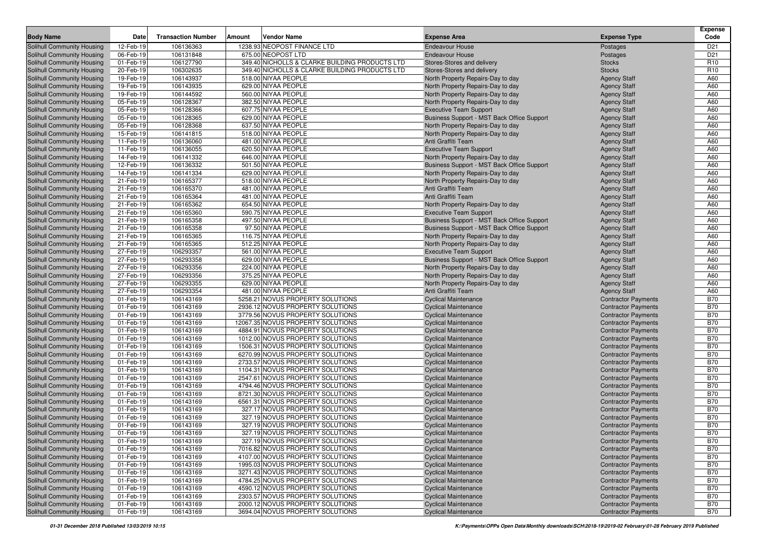| Body Name | Date | Transaction Number | Amount | Vendor Name | Expense Area | Expense Type | Expense Code |
|---|---|---|---|---|---|---|---|
| Solihull Community Housing | 12-Feb-19 | 106136363 | 1238.93 | NEOPOST FINANCE LTD | Endeavour House | Postages | D21 |
| Solihull Community Housing | 06-Feb-19 | 106131848 | 675.00 | NEOPOST LTD | Endeavour House | Postages | D21 |
| Solihull Community Housing | 01-Feb-19 | 106127790 | 349.40 | NICHOLLS & CLARKE BUILDING PRODUCTS LTD | Stores-Stores and delivery | Stocks | R10 |
| Solihull Community Housing | 20-Feb-19 | 106302635 | 349.40 | NICHOLLS & CLARKE BUILDING PRODUCTS LTD | Stores-Stores and delivery | Stocks | R10 |
| Solihull Community Housing | 19-Feb-19 | 106143937 | 518.00 | NIYAA PEOPLE | North Property Repairs-Day to day | Agency Staff | A60 |
| Solihull Community Housing | 19-Feb-19 | 106143935 | 629.00 | NIYAA PEOPLE | North Property Repairs-Day to day | Agency Staff | A60 |
| Solihull Community Housing | 19-Feb-19 | 106144592 | 560.00 | NIYAA PEOPLE | North Property Repairs-Day to day | Agency Staff | A60 |
| Solihull Community Housing | 05-Feb-19 | 106128367 | 382.50 | NIYAA PEOPLE | North Property Repairs-Day to day | Agency Staff | A60 |
| Solihull Community Housing | 05-Feb-19 | 106128366 | 607.75 | NIYAA PEOPLE | Executive Team Support | Agency Staff | A60 |
| Solihull Community Housing | 05-Feb-19 | 106128365 | 629.00 | NIYAA PEOPLE | Business Support - MST Back Office Support | Agency Staff | A60 |
| Solihull Community Housing | 05-Feb-19 | 106128368 | 637.50 | NIYAA PEOPLE | North Property Repairs-Day to day | Agency Staff | A60 |
| Solihull Community Housing | 15-Feb-19 | 106141815 | 518.00 | NIYAA PEOPLE | North Property Repairs-Day to day | Agency Staff | A60 |
| Solihull Community Housing | 11-Feb-19 | 106136060 | 481.00 | NIYAA PEOPLE | Anti Graffiti Team | Agency Staff | A60 |
| Solihull Community Housing | 11-Feb-19 | 106136055 | 620.50 | NIYAA PEOPLE | Executive Team Support | Agency Staff | A60 |
| Solihull Community Housing | 14-Feb-19 | 106141332 | 646.00 | NIYAA PEOPLE | North Property Repairs-Day to day | Agency Staff | A60 |
| Solihull Community Housing | 12-Feb-19 | 106136332 | 501.50 | NIYAA PEOPLE | Business Support - MST Back Office Support | Agency Staff | A60 |
| Solihull Community Housing | 14-Feb-19 | 106141334 | 629.00 | NIYAA PEOPLE | North Property Repairs-Day to day | Agency Staff | A60 |
| Solihull Community Housing | 21-Feb-19 | 106165377 | 518.00 | NIYAA PEOPLE | North Property Repairs-Day to day | Agency Staff | A60 |
| Solihull Community Housing | 21-Feb-19 | 106165370 | 481.00 | NIYAA PEOPLE | Anti Graffiti Team | Agency Staff | A60 |
| Solihull Community Housing | 21-Feb-19 | 106165364 | 481.00 | NIYAA PEOPLE | Anti Graffiti Team | Agency Staff | A60 |
| Solihull Community Housing | 21-Feb-19 | 106165362 | 654.50 | NIYAA PEOPLE | North Property Repairs-Day to day | Agency Staff | A60 |
| Solihull Community Housing | 21-Feb-19 | 106165360 | 590.75 | NIYAA PEOPLE | Executive Team Support | Agency Staff | A60 |
| Solihull Community Housing | 21-Feb-19 | 106165358 | 497.50 | NIYAA PEOPLE | Business Support - MST Back Office Support | Agency Staff | A60 |
| Solihull Community Housing | 21-Feb-19 | 106165358 | 97.50 | NIYAA PEOPLE | Business Support - MST Back Office Support | Agency Staff | A60 |
| Solihull Community Housing | 21-Feb-19 | 106165365 | 116.75 | NIYAA PEOPLE | North Property Repairs-Day to day | Agency Staff | A60 |
| Solihull Community Housing | 21-Feb-19 | 106165365 | 512.25 | NIYAA PEOPLE | North Property Repairs-Day to day | Agency Staff | A60 |
| Solihull Community Housing | 27-Feb-19 | 106293357 | 561.00 | NIYAA PEOPLE | Executive Team Support | Agency Staff | A60 |
| Solihull Community Housing | 27-Feb-19 | 106293358 | 629.00 | NIYAA PEOPLE | Business Support - MST Back Office Support | Agency Staff | A60 |
| Solihull Community Housing | 27-Feb-19 | 106293356 | 224.00 | NIYAA PEOPLE | North Property Repairs-Day to day | Agency Staff | A60 |
| Solihull Community Housing | 27-Feb-19 | 106293356 | 375.25 | NIYAA PEOPLE | North Property Repairs-Day to day | Agency Staff | A60 |
| Solihull Community Housing | 27-Feb-19 | 106293355 | 629.00 | NIYAA PEOPLE | North Property Repairs-Day to day | Agency Staff | A60 |
| Solihull Community Housing | 27-Feb-19 | 106293354 | 481.00 | NIYAA PEOPLE | Anti Graffiti Team | Agency Staff | A60 |
| Solihull Community Housing | 01-Feb-19 | 106143169 | 5258.21 | NOVUS PROPERTY SOLUTIONS | Cyclical Maintenance | Contractor Payments | B70 |
| Solihull Community Housing | 01-Feb-19 | 106143169 | 2936.12 | NOVUS PROPERTY SOLUTIONS | Cyclical Maintenance | Contractor Payments | B70 |
| Solihull Community Housing | 01-Feb-19 | 106143169 | 3779.56 | NOVUS PROPERTY SOLUTIONS | Cyclical Maintenance | Contractor Payments | B70 |
| Solihull Community Housing | 01-Feb-19 | 106143169 | 12067.35 | NOVUS PROPERTY SOLUTIONS | Cyclical Maintenance | Contractor Payments | B70 |
| Solihull Community Housing | 01-Feb-19 | 106143169 | 4884.91 | NOVUS PROPERTY SOLUTIONS | Cyclical Maintenance | Contractor Payments | B70 |
| Solihull Community Housing | 01-Feb-19 | 106143169 | 1012.00 | NOVUS PROPERTY SOLUTIONS | Cyclical Maintenance | Contractor Payments | B70 |
| Solihull Community Housing | 01-Feb-19 | 106143169 | 1506.31 | NOVUS PROPERTY SOLUTIONS | Cyclical Maintenance | Contractor Payments | B70 |
| Solihull Community Housing | 01-Feb-19 | 106143169 | 6270.99 | NOVUS PROPERTY SOLUTIONS | Cyclical Maintenance | Contractor Payments | B70 |
| Solihull Community Housing | 01-Feb-19 | 106143169 | 2733.57 | NOVUS PROPERTY SOLUTIONS | Cyclical Maintenance | Contractor Payments | B70 |
| Solihull Community Housing | 01-Feb-19 | 106143169 | 1104.31 | NOVUS PROPERTY SOLUTIONS | Cyclical Maintenance | Contractor Payments | B70 |
| Solihull Community Housing | 01-Feb-19 | 106143169 | 2547.61 | NOVUS PROPERTY SOLUTIONS | Cyclical Maintenance | Contractor Payments | B70 |
| Solihull Community Housing | 01-Feb-19 | 106143169 | 4794.46 | NOVUS PROPERTY SOLUTIONS | Cyclical Maintenance | Contractor Payments | B70 |
| Solihull Community Housing | 01-Feb-19 | 106143169 | 8721.30 | NOVUS PROPERTY SOLUTIONS | Cyclical Maintenance | Contractor Payments | B70 |
| Solihull Community Housing | 01-Feb-19 | 106143169 | 6561.31 | NOVUS PROPERTY SOLUTIONS | Cyclical Maintenance | Contractor Payments | B70 |
| Solihull Community Housing | 01-Feb-19 | 106143169 | 327.17 | NOVUS PROPERTY SOLUTIONS | Cyclical Maintenance | Contractor Payments | B70 |
| Solihull Community Housing | 01-Feb-19 | 106143169 | 327.19 | NOVUS PROPERTY SOLUTIONS | Cyclical Maintenance | Contractor Payments | B70 |
| Solihull Community Housing | 01-Feb-19 | 106143169 | 327.19 | NOVUS PROPERTY SOLUTIONS | Cyclical Maintenance | Contractor Payments | B70 |
| Solihull Community Housing | 01-Feb-19 | 106143169 | 327.19 | NOVUS PROPERTY SOLUTIONS | Cyclical Maintenance | Contractor Payments | B70 |
| Solihull Community Housing | 01-Feb-19 | 106143169 | 327.19 | NOVUS PROPERTY SOLUTIONS | Cyclical Maintenance | Contractor Payments | B70 |
| Solihull Community Housing | 01-Feb-19 | 106143169 | 7016.82 | NOVUS PROPERTY SOLUTIONS | Cyclical Maintenance | Contractor Payments | B70 |
| Solihull Community Housing | 01-Feb-19 | 106143169 | 4107.00 | NOVUS PROPERTY SOLUTIONS | Cyclical Maintenance | Contractor Payments | B70 |
| Solihull Community Housing | 01-Feb-19 | 106143169 | 1995.03 | NOVUS PROPERTY SOLUTIONS | Cyclical Maintenance | Contractor Payments | B70 |
| Solihull Community Housing | 01-Feb-19 | 106143169 | 3271.43 | NOVUS PROPERTY SOLUTIONS | Cyclical Maintenance | Contractor Payments | B70 |
| Solihull Community Housing | 01-Feb-19 | 106143169 | 4784.25 | NOVUS PROPERTY SOLUTIONS | Cyclical Maintenance | Contractor Payments | B70 |
| Solihull Community Housing | 01-Feb-19 | 106143169 | 4590.12 | NOVUS PROPERTY SOLUTIONS | Cyclical Maintenance | Contractor Payments | B70 |
| Solihull Community Housing | 01-Feb-19 | 106143169 | 2303.57 | NOVUS PROPERTY SOLUTIONS | Cyclical Maintenance | Contractor Payments | B70 |
| Solihull Community Housing | 01-Feb-19 | 106143169 | 2000.12 | NOVUS PROPERTY SOLUTIONS | Cyclical Maintenance | Contractor Payments | B70 |
| Solihull Community Housing | 01-Feb-19 | 106143169 | 3694.04 | NOVUS PROPERTY SOLUTIONS | Cyclical Maintenance | Contractor Payments | B70 |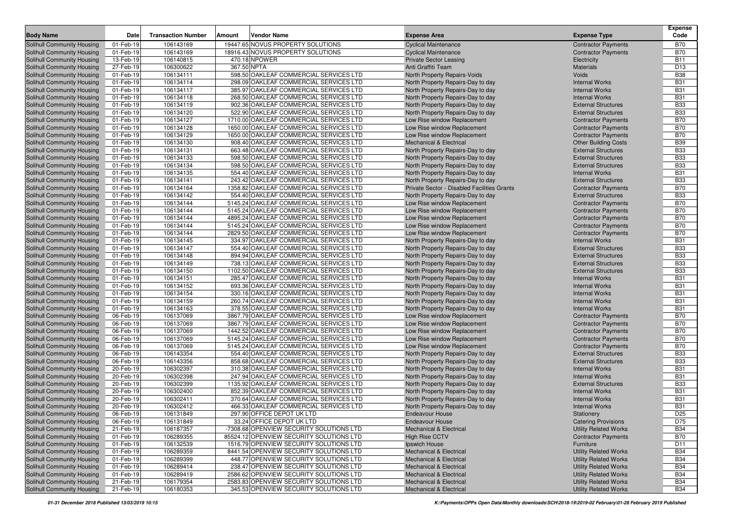| Body Name | Date | Transaction Number | Amount | Vendor Name | Expense Area | Expense Type | Expense Code |
|---|---|---|---|---|---|---|---|
| Solihull Community Housing | 01-Feb-19 | 106143169 | 19447.65 | NOVUS PROPERTY SOLUTIONS | Cyclical Maintenance | Contractor Payments | B70 |
| Solihull Community Housing | 01-Feb-19 | 106143169 | 18916.43 | NOVUS PROPERTY SOLUTIONS | Cyclical Maintenance | Contractor Payments | B70 |
| Solihull Community Housing | 13-Feb-19 | 106140815 | 470.18 | NPOWER | Private Sector Leasing | Electricity | B11 |
| Solihull Community Housing | 27-Feb-19 | 106300622 | 367.50 | NPTA | Anti Graffiti Team | Materials | D13 |
| Solihull Community Housing | 01-Feb-19 | 106134111 | 598.50 | OAKLEAF COMMERCIAL SERVICES LTD | North Property Repairs-Voids | Voids | B38 |
| Solihull Community Housing | 01-Feb-19 | 106134114 | 298.09 | OAKLEAF COMMERCIAL SERVICES LTD | North Property Repairs-Day to day | Internal Works | B31 |
| Solihull Community Housing | 01-Feb-19 | 106134117 | 385.97 | OAKLEAF COMMERCIAL SERVICES LTD | North Property Repairs-Day to day | Internal Works | B31 |
| Solihull Community Housing | 01-Feb-19 | 106134118 | 268.50 | OAKLEAF COMMERCIAL SERVICES LTD | North Property Repairs-Day to day | Internal Works | B31 |
| Solihull Community Housing | 01-Feb-19 | 106134119 | 902.36 | OAKLEAF COMMERCIAL SERVICES LTD | North Property Repairs-Day to day | External Structures | B33 |
| Solihull Community Housing | 01-Feb-19 | 106134120 | 522.90 | OAKLEAF COMMERCIAL SERVICES LTD | North Property Repairs-Day to day | External Structures | B33 |
| Solihull Community Housing | 01-Feb-19 | 106134127 | 1710.00 | OAKLEAF COMMERCIAL SERVICES LTD | Low Rise window Replacement | Contractor Payments | B70 |
| Solihull Community Housing | 01-Feb-19 | 106134128 | 1650.00 | OAKLEAF COMMERCIAL SERVICES LTD | Low Rise window Replacement | Contractor Payments | B70 |
| Solihull Community Housing | 01-Feb-19 | 106134129 | 1650.00 | OAKLEAF COMMERCIAL SERVICES LTD | Low Rise window Replacement | Contractor Payments | B70 |
| Solihull Community Housing | 01-Feb-19 | 106134130 | 908.40 | OAKLEAF COMMERCIAL SERVICES LTD | Mechanical & Electrical | Other Building Costs | B39 |
| Solihull Community Housing | 01-Feb-19 | 106134131 | 663.48 | OAKLEAF COMMERCIAL SERVICES LTD | North Property Repairs-Day to day | External Structures | B33 |
| Solihull Community Housing | 01-Feb-19 | 106134133 | 598.50 | OAKLEAF COMMERCIAL SERVICES LTD | North Property Repairs-Day to day | External Structures | B33 |
| Solihull Community Housing | 01-Feb-19 | 106134134 | 598.50 | OAKLEAF COMMERCIAL SERVICES LTD | North Property Repairs-Day to day | External Structures | B33 |
| Solihull Community Housing | 01-Feb-19 | 106134135 | 554.40 | OAKLEAF COMMERCIAL SERVICES LTD | North Property Repairs-Day to day | Internal Works | B31 |
| Solihull Community Housing | 01-Feb-19 | 106134141 | 243.42 | OAKLEAF COMMERCIAL SERVICES LTD | North Property Repairs-Day to day | External Structures | B33 |
| Solihull Community Housing | 01-Feb-19 | 106134164 | 1358.82 | OAKLEAF COMMERCIAL SERVICES LTD | Private Sector - Disabled Facilities Grants | Contractor Payments | B70 |
| Solihull Community Housing | 01-Feb-19 | 106134142 | 554.40 | OAKLEAF COMMERCIAL SERVICES LTD | North Property Repairs-Day to day | External Structures | B33 |
| Solihull Community Housing | 01-Feb-19 | 106134144 | 5145.24 | OAKLEAF COMMERCIAL SERVICES LTD | Low Rise window Replacement | Contractor Payments | B70 |
| Solihull Community Housing | 01-Feb-19 | 106134144 | 5145.24 | OAKLEAF COMMERCIAL SERVICES LTD | Low Rise window Replacement | Contractor Payments | B70 |
| Solihull Community Housing | 01-Feb-19 | 106134144 | 4895.24 | OAKLEAF COMMERCIAL SERVICES LTD | Low Rise window Replacement | Contractor Payments | B70 |
| Solihull Community Housing | 01-Feb-19 | 106134144 | 5145.24 | OAKLEAF COMMERCIAL SERVICES LTD | Low Rise window Replacement | Contractor Payments | B70 |
| Solihull Community Housing | 01-Feb-19 | 106134144 | 2829.50 | OAKLEAF COMMERCIAL SERVICES LTD | Low Rise window Replacement | Contractor Payments | B70 |
| Solihull Community Housing | 01-Feb-19 | 106134145 | 334.97 | OAKLEAF COMMERCIAL SERVICES LTD | North Property Repairs-Day to day | Internal Works | B31 |
| Solihull Community Housing | 01-Feb-19 | 106134147 | 554.40 | OAKLEAF COMMERCIAL SERVICES LTD | North Property Repairs-Day to day | External Structures | B33 |
| Solihull Community Housing | 01-Feb-19 | 106134148 | 894.94 | OAKLEAF COMMERCIAL SERVICES LTD | North Property Repairs-Day to day | External Structures | B33 |
| Solihull Community Housing | 01-Feb-19 | 106134149 | 738.13 | OAKLEAF COMMERCIAL SERVICES LTD | North Property Repairs-Day to day | External Structures | B33 |
| Solihull Community Housing | 01-Feb-19 | 106134150 | 1102.50 | OAKLEAF COMMERCIAL SERVICES LTD | North Property Repairs-Day to day | External Structures | B33 |
| Solihull Community Housing | 01-Feb-19 | 106134151 | 285.47 | OAKLEAF COMMERCIAL SERVICES LTD | North Property Repairs-Day to day | Internal Works | B31 |
| Solihull Community Housing | 01-Feb-19 | 106134152 | 693.36 | OAKLEAF COMMERCIAL SERVICES LTD | North Property Repairs-Day to day | Internal Works | B31 |
| Solihull Community Housing | 01-Feb-19 | 106134154 | 330.16 | OAKLEAF COMMERCIAL SERVICES LTD | North Property Repairs-Day to day | Internal Works | B31 |
| Solihull Community Housing | 01-Feb-19 | 106134159 | 260.74 | OAKLEAF COMMERCIAL SERVICES LTD | North Property Repairs-Day to day | Internal Works | B31 |
| Solihull Community Housing | 01-Feb-19 | 106134163 | 378.55 | OAKLEAF COMMERCIAL SERVICES LTD | North Property Repairs-Day to day | Internal Works | B31 |
| Solihull Community Housing | 06-Feb-19 | 106137069 | 3867.79 | OAKLEAF COMMERCIAL SERVICES LTD | Low Rise window Replacement | Contractor Payments | B70 |
| Solihull Community Housing | 06-Feb-19 | 106137069 | 3867.79 | OAKLEAF COMMERCIAL SERVICES LTD | Low Rise window Replacement | Contractor Payments | B70 |
| Solihull Community Housing | 06-Feb-19 | 106137069 | 1442.52 | OAKLEAF COMMERCIAL SERVICES LTD | Low Rise window Replacement | Contractor Payments | B70 |
| Solihull Community Housing | 06-Feb-19 | 106137069 | 5145.24 | OAKLEAF COMMERCIAL SERVICES LTD | Low Rise window Replacement | Contractor Payments | B70 |
| Solihull Community Housing | 06-Feb-19 | 106137069 | 5145.24 | OAKLEAF COMMERCIAL SERVICES LTD | Low Rise window Replacement | Contractor Payments | B70 |
| Solihull Community Housing | 06-Feb-19 | 106143354 | 554.40 | OAKLEAF COMMERCIAL SERVICES LTD | North Property Repairs-Day to day | External Structures | B33 |
| Solihull Community Housing | 06-Feb-19 | 106143356 | 858.68 | OAKLEAF COMMERCIAL SERVICES LTD | North Property Repairs-Day to day | External Structures | B33 |
| Solihull Community Housing | 20-Feb-19 | 106302397 | 310.38 | OAKLEAF COMMERCIAL SERVICES LTD | North Property Repairs-Day to day | Internal Works | B31 |
| Solihull Community Housing | 20-Feb-19 | 106302398 | 247.94 | OAKLEAF COMMERCIAL SERVICES LTD | North Property Repairs-Day to day | Internal Works | B31 |
| Solihull Community Housing | 20-Feb-19 | 106302399 | 1135.92 | OAKLEAF COMMERCIAL SERVICES LTD | North Property Repairs-Day to day | External Structures | B33 |
| Solihull Community Housing | 20-Feb-19 | 106302400 | 852.39 | OAKLEAF COMMERCIAL SERVICES LTD | North Property Repairs-Day to day | Internal Works | B31 |
| Solihull Community Housing | 20-Feb-19 | 106302411 | 370.64 | OAKLEAF COMMERCIAL SERVICES LTD | North Property Repairs-Day to day | Internal Works | B31 |
| Solihull Community Housing | 20-Feb-19 | 106302412 | 466.33 | OAKLEAF COMMERCIAL SERVICES LTD | North Property Repairs-Day to day | Internal Works | B31 |
| Solihull Community Housing | 06-Feb-19 | 106131849 | 297.90 | OFFICE DEPOT UK LTD | Endeavour House | Stationery | D25 |
| Solihull Community Housing | 06-Feb-19 | 106131849 | 33.24 | OFFICE DEPOT UK LTD | Endeavour House | Catering Provisions | D75 |
| Solihull Community Housing | 21-Feb-19 | 106187357 | -7308.68 | OPENVIEW SECURITY SOLUTIONS LTD | Mechanical & Electrical | Utility Related Works | B34 |
| Solihull Community Housing | 01-Feb-19 | 106289355 | 85524.12 | OPENVIEW SECURITY SOLUTIONS LTD | High Rise CCTV | Contractor Payments | B70 |
| Solihull Community Housing | 01-Feb-19 | 106132539 | 1516.79 | OPENVIEW SECURITY SOLUTIONS LTD | Ipswich House | Furniture | D11 |
| Solihull Community Housing | 01-Feb-19 | 106289359 | 8441.54 | OPENVIEW SECURITY SOLUTIONS LTD | Mechanical & Electrical | Utility Related Works | B34 |
| Solihull Community Housing | 01-Feb-19 | 106289399 | 448.77 | OPENVIEW SECURITY SOLUTIONS LTD | Mechanical & Electrical | Utility Related Works | B34 |
| Solihull Community Housing | 01-Feb-19 | 106289414 | 238.47 | OPENVIEW SECURITY SOLUTIONS LTD | Mechanical & Electrical | Utility Related Works | B34 |
| Solihull Community Housing | 01-Feb-19 | 106289419 | 2586.62 | OPENVIEW SECURITY SOLUTIONS LTD | Mechanical & Electrical | Utility Related Works | B34 |
| Solihull Community Housing | 21-Feb-19 | 106179354 | 2583.83 | OPENVIEW SECURITY SOLUTIONS LTD | Mechanical & Electrical | Utility Related Works | B34 |
| Solihull Community Housing | 21-Feb-19 | 106180353 | 345.53 | OPENVIEW SECURITY SOLUTIONS LTD | Mechanical & Electrical | Utility Related Works | B34 |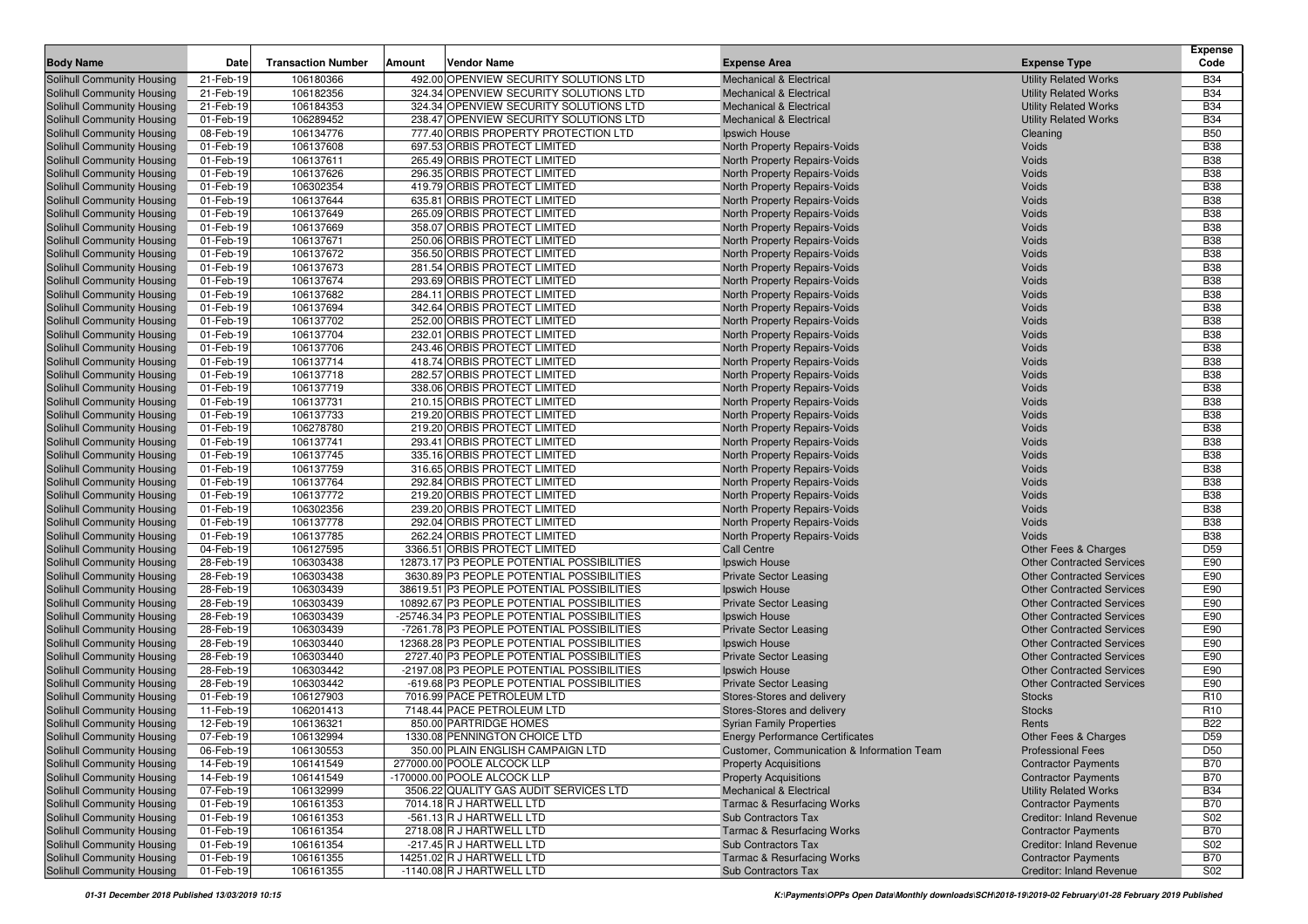| Body Name | Date | Transaction Number | Amount | Vendor Name | Expense Area | Expense Type | Expense Code |
|---|---|---|---|---|---|---|---|
| Solihull Community Housing | 21-Feb-19 | 106180366 | 492.00 | OPENVIEW SECURITY SOLUTIONS LTD | Mechanical & Electrical | Utility Related Works | B34 |
| Solihull Community Housing | 21-Feb-19 | 106182356 | 324.34 | OPENVIEW SECURITY SOLUTIONS LTD | Mechanical & Electrical | Utility Related Works | B34 |
| Solihull Community Housing | 21-Feb-19 | 106184353 | 324.34 | OPENVIEW SECURITY SOLUTIONS LTD | Mechanical & Electrical | Utility Related Works | B34 |
| Solihull Community Housing | 01-Feb-19 | 106289452 | 238.47 | OPENVIEW SECURITY SOLUTIONS LTD | Mechanical & Electrical | Utility Related Works | B34 |
| Solihull Community Housing | 08-Feb-19 | 106134776 | 777.40 | ORBIS PROPERTY PROTECTION LTD | Ipswich House | Cleaning | B50 |
| Solihull Community Housing | 01-Feb-19 | 106137608 | 697.53 | ORBIS PROTECT LIMITED | North Property Repairs-Voids | Voids | B38 |
| Solihull Community Housing | 01-Feb-19 | 106137611 | 265.49 | ORBIS PROTECT LIMITED | North Property Repairs-Voids | Voids | B38 |
| Solihull Community Housing | 01-Feb-19 | 106137626 | 296.35 | ORBIS PROTECT LIMITED | North Property Repairs-Voids | Voids | B38 |
| Solihull Community Housing | 01-Feb-19 | 106302354 | 419.79 | ORBIS PROTECT LIMITED | North Property Repairs-Voids | Voids | B38 |
| Solihull Community Housing | 01-Feb-19 | 106137644 | 635.81 | ORBIS PROTECT LIMITED | North Property Repairs-Voids | Voids | B38 |
| Solihull Community Housing | 01-Feb-19 | 106137649 | 265.09 | ORBIS PROTECT LIMITED | North Property Repairs-Voids | Voids | B38 |
| Solihull Community Housing | 01-Feb-19 | 106137669 | 358.07 | ORBIS PROTECT LIMITED | North Property Repairs-Voids | Voids | B38 |
| Solihull Community Housing | 01-Feb-19 | 106137671 | 250.06 | ORBIS PROTECT LIMITED | North Property Repairs-Voids | Voids | B38 |
| Solihull Community Housing | 01-Feb-19 | 106137672 | 356.50 | ORBIS PROTECT LIMITED | North Property Repairs-Voids | Voids | B38 |
| Solihull Community Housing | 01-Feb-19 | 106137673 | 281.54 | ORBIS PROTECT LIMITED | North Property Repairs-Voids | Voids | B38 |
| Solihull Community Housing | 01-Feb-19 | 106137674 | 293.69 | ORBIS PROTECT LIMITED | North Property Repairs-Voids | Voids | B38 |
| Solihull Community Housing | 01-Feb-19 | 106137682 | 284.11 | ORBIS PROTECT LIMITED | North Property Repairs-Voids | Voids | B38 |
| Solihull Community Housing | 01-Feb-19 | 106137694 | 342.64 | ORBIS PROTECT LIMITED | North Property Repairs-Voids | Voids | B38 |
| Solihull Community Housing | 01-Feb-19 | 106137702 | 252.00 | ORBIS PROTECT LIMITED | North Property Repairs-Voids | Voids | B38 |
| Solihull Community Housing | 01-Feb-19 | 106137704 | 232.01 | ORBIS PROTECT LIMITED | North Property Repairs-Voids | Voids | B38 |
| Solihull Community Housing | 01-Feb-19 | 106137706 | 243.46 | ORBIS PROTECT LIMITED | North Property Repairs-Voids | Voids | B38 |
| Solihull Community Housing | 01-Feb-19 | 106137714 | 418.74 | ORBIS PROTECT LIMITED | North Property Repairs-Voids | Voids | B38 |
| Solihull Community Housing | 01-Feb-19 | 106137718 | 282.57 | ORBIS PROTECT LIMITED | North Property Repairs-Voids | Voids | B38 |
| Solihull Community Housing | 01-Feb-19 | 106137719 | 338.06 | ORBIS PROTECT LIMITED | North Property Repairs-Voids | Voids | B38 |
| Solihull Community Housing | 01-Feb-19 | 106137731 | 210.15 | ORBIS PROTECT LIMITED | North Property Repairs-Voids | Voids | B38 |
| Solihull Community Housing | 01-Feb-19 | 106137733 | 219.20 | ORBIS PROTECT LIMITED | North Property Repairs-Voids | Voids | B38 |
| Solihull Community Housing | 01-Feb-19 | 106278780 | 219.20 | ORBIS PROTECT LIMITED | North Property Repairs-Voids | Voids | B38 |
| Solihull Community Housing | 01-Feb-19 | 106137741 | 293.41 | ORBIS PROTECT LIMITED | North Property Repairs-Voids | Voids | B38 |
| Solihull Community Housing | 01-Feb-19 | 106137745 | 335.16 | ORBIS PROTECT LIMITED | North Property Repairs-Voids | Voids | B38 |
| Solihull Community Housing | 01-Feb-19 | 106137759 | 316.65 | ORBIS PROTECT LIMITED | North Property Repairs-Voids | Voids | B38 |
| Solihull Community Housing | 01-Feb-19 | 106137764 | 292.84 | ORBIS PROTECT LIMITED | North Property Repairs-Voids | Voids | B38 |
| Solihull Community Housing | 01-Feb-19 | 106137772 | 219.20 | ORBIS PROTECT LIMITED | North Property Repairs-Voids | Voids | B38 |
| Solihull Community Housing | 01-Feb-19 | 106302356 | 239.20 | ORBIS PROTECT LIMITED | North Property Repairs-Voids | Voids | B38 |
| Solihull Community Housing | 01-Feb-19 | 106137778 | 292.04 | ORBIS PROTECT LIMITED | North Property Repairs-Voids | Voids | B38 |
| Solihull Community Housing | 01-Feb-19 | 106137785 | 262.24 | ORBIS PROTECT LIMITED | North Property Repairs-Voids | Voids | B38 |
| Solihull Community Housing | 04-Feb-19 | 106127595 | 3366.51 | ORBIS PROTECT LIMITED | Call Centre | Other Fees & Charges | D59 |
| Solihull Community Housing | 28-Feb-19 | 106303438 | 12873.17 | P3 PEOPLE POTENTIAL POSSIBILITIES | Ipswich House | Other Contracted Services | E90 |
| Solihull Community Housing | 28-Feb-19 | 106303438 | 3630.89 | P3 PEOPLE POTENTIAL POSSIBILITIES | Private Sector Leasing | Other Contracted Services | E90 |
| Solihull Community Housing | 28-Feb-19 | 106303439 | 38619.51 | P3 PEOPLE POTENTIAL POSSIBILITIES | Ipswich House | Other Contracted Services | E90 |
| Solihull Community Housing | 28-Feb-19 | 106303439 | 10892.67 | P3 PEOPLE POTENTIAL POSSIBILITIES | Private Sector Leasing | Other Contracted Services | E90 |
| Solihull Community Housing | 28-Feb-19 | 106303439 | -25746.34 | P3 PEOPLE POTENTIAL POSSIBILITIES | Ipswich House | Other Contracted Services | E90 |
| Solihull Community Housing | 28-Feb-19 | 106303439 | -7261.78 | P3 PEOPLE POTENTIAL POSSIBILITIES | Private Sector Leasing | Other Contracted Services | E90 |
| Solihull Community Housing | 28-Feb-19 | 106303440 | 12368.28 | P3 PEOPLE POTENTIAL POSSIBILITIES | Ipswich House | Other Contracted Services | E90 |
| Solihull Community Housing | 28-Feb-19 | 106303440 | 2727.40 | P3 PEOPLE POTENTIAL POSSIBILITIES | Private Sector Leasing | Other Contracted Services | E90 |
| Solihull Community Housing | 28-Feb-19 | 106303442 | -2197.08 | P3 PEOPLE POTENTIAL POSSIBILITIES | Ipswich House | Other Contracted Services | E90 |
| Solihull Community Housing | 28-Feb-19 | 106303442 | -619.68 | P3 PEOPLE POTENTIAL POSSIBILITIES | Private Sector Leasing | Other Contracted Services | E90 |
| Solihull Community Housing | 01-Feb-19 | 106127903 | 7016.99 | PACE PETROLEUM LTD | Stores-Stores and delivery | Stocks | R10 |
| Solihull Community Housing | 11-Feb-19 | 106201413 | 7148.44 | PACE PETROLEUM LTD | Stores-Stores and delivery | Stocks | R10 |
| Solihull Community Housing | 12-Feb-19 | 106136321 | 850.00 | PARTRIDGE HOMES | Syrian Family Properties | Rents | B22 |
| Solihull Community Housing | 07-Feb-19 | 106132994 | 1330.08 | PENNINGTON CHOICE LTD | Energy Performance Certificates | Other Fees & Charges | D59 |
| Solihull Community Housing | 06-Feb-19 | 106130553 | 350.00 | PLAIN ENGLISH CAMPAIGN LTD | Customer, Communication & Information Team | Professional Fees | D50 |
| Solihull Community Housing | 14-Feb-19 | 106141549 | 277000.00 | POOLE ALCOCK LLP | Property Acquisitions | Contractor Payments | B70 |
| Solihull Community Housing | 14-Feb-19 | 106141549 | -170000.00 | POOLE ALCOCK LLP | Property Acquisitions | Contractor Payments | B70 |
| Solihull Community Housing | 07-Feb-19 | 106132999 | 3506.22 | QUALITY GAS AUDIT SERVICES LTD | Mechanical & Electrical | Utility Related Works | B34 |
| Solihull Community Housing | 01-Feb-19 | 106161353 | 7014.18 | R J HARTWELL LTD | Tarmac & Resurfacing Works | Contractor Payments | B70 |
| Solihull Community Housing | 01-Feb-19 | 106161353 | -561.13 | R J HARTWELL LTD | Sub Contractors Tax | Creditor: Inland Revenue | S02 |
| Solihull Community Housing | 01-Feb-19 | 106161354 | 2718.08 | R J HARTWELL LTD | Tarmac & Resurfacing Works | Contractor Payments | B70 |
| Solihull Community Housing | 01-Feb-19 | 106161354 | -217.45 | R J HARTWELL LTD | Sub Contractors Tax | Creditor: Inland Revenue | S02 |
| Solihull Community Housing | 01-Feb-19 | 106161355 | 14251.02 | R J HARTWELL LTD | Tarmac & Resurfacing Works | Contractor Payments | B70 |
| Solihull Community Housing | 01-Feb-19 | 106161355 | -1140.08 | R J HARTWELL LTD | Sub Contractors Tax | Creditor: Inland Revenue | S02 |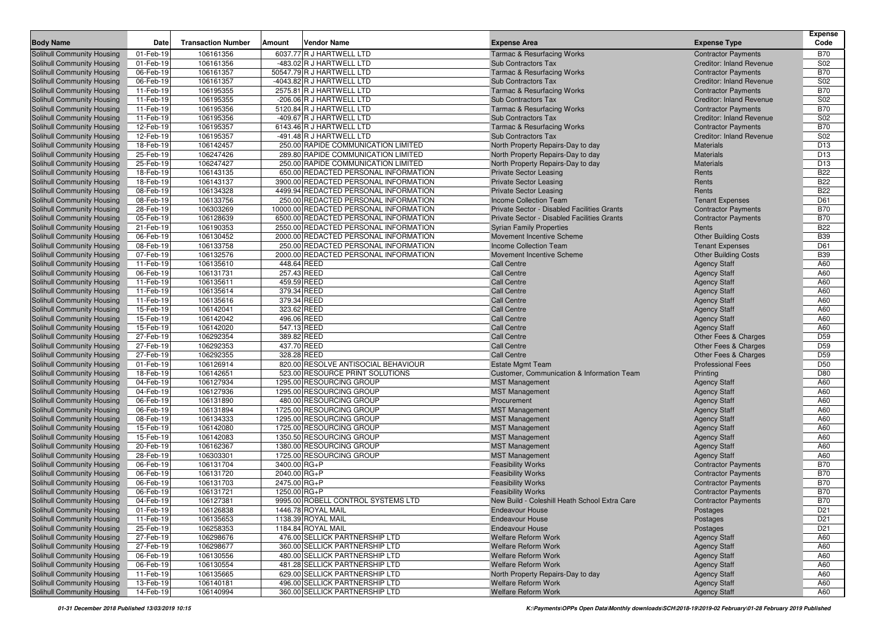| Body Name | Date | Transaction Number | Amount | Vendor Name | Expense Area | Expense Type | Expense Code |
|---|---|---|---|---|---|---|---|
| Solihull Community Housing | 01-Feb-19 | 106161356 | 6037.77 | R J HARTWELL LTD | Tarmac & Resurfacing Works | Contractor Payments | B70 |
| Solihull Community Housing | 01-Feb-19 | 106161356 | -483.02 | R J HARTWELL LTD | Sub Contractors Tax | Creditor: Inland Revenue | S02 |
| Solihull Community Housing | 06-Feb-19 | 106161357 | 50547.79 | R J HARTWELL LTD | Tarmac & Resurfacing Works | Contractor Payments | B70 |
| Solihull Community Housing | 06-Feb-19 | 106161357 | -4043.82 | R J HARTWELL LTD | Sub Contractors Tax | Creditor: Inland Revenue | S02 |
| Solihull Community Housing | 11-Feb-19 | 106195355 | 2575.81 | R J HARTWELL LTD | Tarmac & Resurfacing Works | Contractor Payments | B70 |
| Solihull Community Housing | 11-Feb-19 | 106195355 | -206.06 | R J HARTWELL LTD | Sub Contractors Tax | Creditor: Inland Revenue | S02 |
| Solihull Community Housing | 11-Feb-19 | 106195356 | 5120.84 | R J HARTWELL LTD | Tarmac & Resurfacing Works | Contractor Payments | B70 |
| Solihull Community Housing | 11-Feb-19 | 106195356 | -409.67 | R J HARTWELL LTD | Sub Contractors Tax | Creditor: Inland Revenue | S02 |
| Solihull Community Housing | 12-Feb-19 | 106195357 | 6143.46 | R J HARTWELL LTD | Tarmac & Resurfacing Works | Contractor Payments | B70 |
| Solihull Community Housing | 12-Feb-19 | 106195357 | -491.48 | R J HARTWELL LTD | Sub Contractors Tax | Creditor: Inland Revenue | S02 |
| Solihull Community Housing | 18-Feb-19 | 106142457 | 250.00 | RAPIDE COMMUNICATION LIMITED | North Property Repairs-Day to day | Materials | D13 |
| Solihull Community Housing | 25-Feb-19 | 106247426 | 289.80 | RAPIDE COMMUNICATION LIMITED | North Property Repairs-Day to day | Materials | D13 |
| Solihull Community Housing | 25-Feb-19 | 106247427 | 250.00 | RAPIDE COMMUNICATION LIMITED | North Property Repairs-Day to day | Materials | D13 |
| Solihull Community Housing | 18-Feb-19 | 106143135 | 650.00 | REDACTED PERSONAL INFORMATION | Private Sector Leasing | Rents | B22 |
| Solihull Community Housing | 18-Feb-19 | 106143137 | 3900.00 | REDACTED PERSONAL INFORMATION | Private Sector Leasing | Rents | B22 |
| Solihull Community Housing | 08-Feb-19 | 106134328 | 4499.94 | REDACTED PERSONAL INFORMATION | Private Sector Leasing | Rents | B22 |
| Solihull Community Housing | 08-Feb-19 | 106133756 | 250.00 | REDACTED PERSONAL INFORMATION | Income Collection Team | Tenant Expenses | D61 |
| Solihull Community Housing | 28-Feb-19 | 106303269 | 10000.00 | REDACTED PERSONAL INFORMATION | Private Sector - Disabled Facilities Grants | Contractor Payments | B70 |
| Solihull Community Housing | 05-Feb-19 | 106128639 | 6500.00 | REDACTED PERSONAL INFORMATION | Private Sector - Disabled Facilities Grants | Contractor Payments | B70 |
| Solihull Community Housing | 21-Feb-19 | 106190353 | 2550.00 | REDACTED PERSONAL INFORMATION | Syrian Family Properties | Rents | B22 |
| Solihull Community Housing | 06-Feb-19 | 106130452 | 2000.00 | REDACTED PERSONAL INFORMATION | Movement Incentive Scheme | Other Building Costs | B39 |
| Solihull Community Housing | 08-Feb-19 | 106133758 | 250.00 | REDACTED PERSONAL INFORMATION | Income Collection Team | Tenant Expenses | D61 |
| Solihull Community Housing | 07-Feb-19 | 106132576 | 2000.00 | REDACTED PERSONAL INFORMATION | Movement Incentive Scheme | Other Building Costs | B39 |
| Solihull Community Housing | 11-Feb-19 | 106135610 | 448.64 | REED | Call Centre | Agency Staff | A60 |
| Solihull Community Housing | 06-Feb-19 | 106131731 | 257.43 | REED | Call Centre | Agency Staff | A60 |
| Solihull Community Housing | 11-Feb-19 | 106135611 | 459.59 | REED | Call Centre | Agency Staff | A60 |
| Solihull Community Housing | 11-Feb-19 | 106135614 | 379.34 | REED | Call Centre | Agency Staff | A60 |
| Solihull Community Housing | 11-Feb-19 | 106135616 | 379.34 | REED | Call Centre | Agency Staff | A60 |
| Solihull Community Housing | 15-Feb-19 | 106142041 | 323.62 | REED | Call Centre | Agency Staff | A60 |
| Solihull Community Housing | 15-Feb-19 | 106142042 | 496.06 | REED | Call Centre | Agency Staff | A60 |
| Solihull Community Housing | 15-Feb-19 | 106142020 | 547.13 | REED | Call Centre | Agency Staff | A60 |
| Solihull Community Housing | 27-Feb-19 | 106292354 | 389.82 | REED | Call Centre | Other Fees & Charges | D59 |
| Solihull Community Housing | 27-Feb-19 | 106292353 | 437.70 | REED | Call Centre | Other Fees & Charges | D59 |
| Solihull Community Housing | 27-Feb-19 | 106292355 | 328.28 | REED | Call Centre | Other Fees & Charges | D59 |
| Solihull Community Housing | 01-Feb-19 | 106126914 | 820.00 | RESOLVE ANTISOCIAL BEHAVIOUR | Estate Mgmt Team | Professional Fees | D50 |
| Solihull Community Housing | 18-Feb-19 | 106142651 | 523.00 | RESOURCE PRINT SOLUTIONS | Customer, Communication & Information Team | Printing | D80 |
| Solihull Community Housing | 04-Feb-19 | 106127934 | 1295.00 | RESOURCING GROUP | MST Management | Agency Staff | A60 |
| Solihull Community Housing | 04-Feb-19 | 106127936 | 1295.00 | RESOURCING GROUP | MST Management | Agency Staff | A60 |
| Solihull Community Housing | 06-Feb-19 | 106131890 | 480.00 | RESOURCING GROUP | Procurement | Agency Staff | A60 |
| Solihull Community Housing | 06-Feb-19 | 106131894 | 1725.00 | RESOURCING GROUP | MST Management | Agency Staff | A60 |
| Solihull Community Housing | 08-Feb-19 | 106134333 | 1295.00 | RESOURCING GROUP | MST Management | Agency Staff | A60 |
| Solihull Community Housing | 15-Feb-19 | 106142080 | 1725.00 | RESOURCING GROUP | MST Management | Agency Staff | A60 |
| Solihull Community Housing | 15-Feb-19 | 106142083 | 1350.50 | RESOURCING GROUP | MST Management | Agency Staff | A60 |
| Solihull Community Housing | 20-Feb-19 | 106162367 | 1380.00 | RESOURCING GROUP | MST Management | Agency Staff | A60 |
| Solihull Community Housing | 28-Feb-19 | 106303301 | 1725.00 | RESOURCING GROUP | MST Management | Agency Staff | A60 |
| Solihull Community Housing | 06-Feb-19 | 106131704 | 3400.00 | RG+P | Feasibility Works | Contractor Payments | B70 |
| Solihull Community Housing | 06-Feb-19 | 106131720 | 2040.00 | RG+P | Feasibility Works | Contractor Payments | B70 |
| Solihull Community Housing | 06-Feb-19 | 106131703 | 2475.00 | RG+P | Feasibility Works | Contractor Payments | B70 |
| Solihull Community Housing | 06-Feb-19 | 106131721 | 1250.00 | RG+P | Feasibility Works | Contractor Payments | B70 |
| Solihull Community Housing | 04-Feb-19 | 106127381 | 9995.00 | ROBELL CONTROL SYSTEMS LTD | New Build - Coleshill Heath School Extra Care | Contractor Payments | B70 |
| Solihull Community Housing | 01-Feb-19 | 106126838 | 1446.78 | ROYAL MAIL | Endeavour House | Postages | D21 |
| Solihull Community Housing | 11-Feb-19 | 106135653 | 1138.39 | ROYAL MAIL | Endeavour House | Postages | D21 |
| Solihull Community Housing | 25-Feb-19 | 106258353 | 1184.84 | ROYAL MAIL | Endeavour House | Postages | D21 |
| Solihull Community Housing | 27-Feb-19 | 106298676 | 476.00 | SELLICK PARTNERSHIP LTD | Welfare Reform Work | Agency Staff | A60 |
| Solihull Community Housing | 27-Feb-19 | 106298677 | 360.00 | SELLICK PARTNERSHIP LTD | Welfare Reform Work | Agency Staff | A60 |
| Solihull Community Housing | 06-Feb-19 | 106130556 | 480.00 | SELLICK PARTNERSHIP LTD | Welfare Reform Work | Agency Staff | A60 |
| Solihull Community Housing | 06-Feb-19 | 106130554 | 481.28 | SELLICK PARTNERSHIP LTD | Welfare Reform Work | Agency Staff | A60 |
| Solihull Community Housing | 11-Feb-19 | 106135665 | 629.00 | SELLICK PARTNERSHIP LTD | North Property Repairs-Day to day | Agency Staff | A60 |
| Solihull Community Housing | 13-Feb-19 | 106140181 | 496.00 | SELLICK PARTNERSHIP LTD | Welfare Reform Work | Agency Staff | A60 |
| Solihull Community Housing | 14-Feb-19 | 106140994 | 360.00 | SELLICK PARTNERSHIP LTD | Welfare Reform Work | Agency Staff | A60 |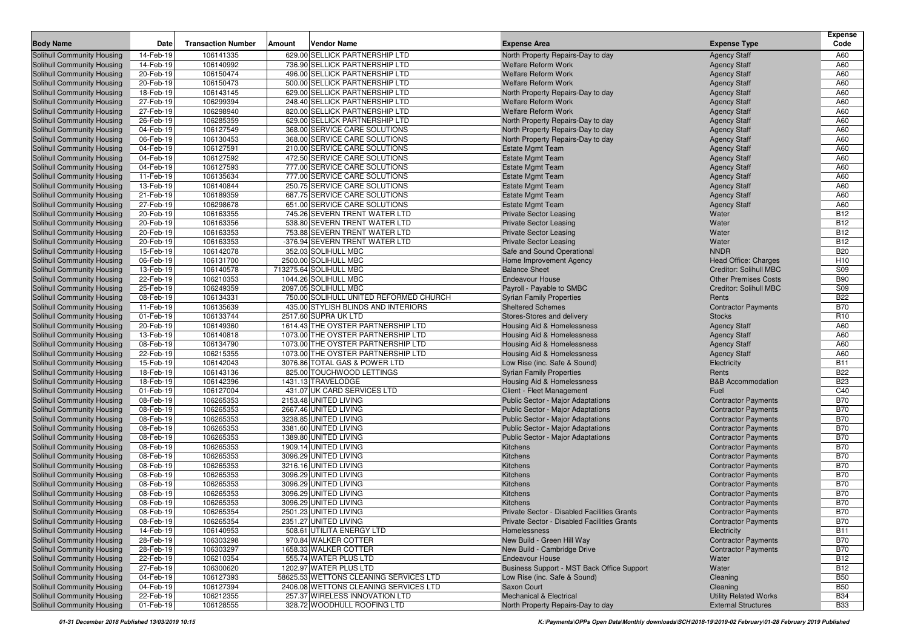| Body Name | Date | Transaction Number | Amount | Vendor Name | Expense Area | Expense Type | Expense Code |
|---|---|---|---|---|---|---|---|
| Solihull Community Housing | 14-Feb-19 | 106141335 | 629.00 | SELLICK PARTNERSHIP LTD | North Property Repairs-Day to day | Agency Staff | A60 |
| Solihull Community Housing | 14-Feb-19 | 106140992 | 736.90 | SELLICK PARTNERSHIP LTD | Welfare Reform Work | Agency Staff | A60 |
| Solihull Community Housing | 20-Feb-19 | 106150474 | 496.00 | SELLICK PARTNERSHIP LTD | Welfare Reform Work | Agency Staff | A60 |
| Solihull Community Housing | 20-Feb-19 | 106150473 | 500.00 | SELLICK PARTNERSHIP LTD | Welfare Reform Work | Agency Staff | A60 |
| Solihull Community Housing | 18-Feb-19 | 106143145 | 629.00 | SELLICK PARTNERSHIP LTD | North Property Repairs-Day to day | Agency Staff | A60 |
| Solihull Community Housing | 27-Feb-19 | 106299394 | 248.40 | SELLICK PARTNERSHIP LTD | Welfare Reform Work | Agency Staff | A60 |
| Solihull Community Housing | 27-Feb-19 | 106298940 | 820.00 | SELLICK PARTNERSHIP LTD | Welfare Reform Work | Agency Staff | A60 |
| Solihull Community Housing | 26-Feb-19 | 106285359 | 629.00 | SELLICK PARTNERSHIP LTD | North Property Repairs-Day to day | Agency Staff | A60 |
| Solihull Community Housing | 04-Feb-19 | 106127549 | 368.00 | SERVICE CARE SOLUTIONS | North Property Repairs-Day to day | Agency Staff | A60 |
| Solihull Community Housing | 06-Feb-19 | 106130453 | 368.00 | SERVICE CARE SOLUTIONS | North Property Repairs-Day to day | Agency Staff | A60 |
| Solihull Community Housing | 04-Feb-19 | 106127591 | 210.00 | SERVICE CARE SOLUTIONS | Estate Mgmt Team | Agency Staff | A60 |
| Solihull Community Housing | 04-Feb-19 | 106127592 | 472.50 | SERVICE CARE SOLUTIONS | Estate Mgmt Team | Agency Staff | A60 |
| Solihull Community Housing | 04-Feb-19 | 106127593 | 777.00 | SERVICE CARE SOLUTIONS | Estate Mgmt Team | Agency Staff | A60 |
| Solihull Community Housing | 11-Feb-19 | 106135634 | 777.00 | SERVICE CARE SOLUTIONS | Estate Mgmt Team | Agency Staff | A60 |
| Solihull Community Housing | 13-Feb-19 | 106140844 | 250.75 | SERVICE CARE SOLUTIONS | Estate Mgmt Team | Agency Staff | A60 |
| Solihull Community Housing | 21-Feb-19 | 106189359 | 687.75 | SERVICE CARE SOLUTIONS | Estate Mgmt Team | Agency Staff | A60 |
| Solihull Community Housing | 27-Feb-19 | 106298678 | 651.00 | SERVICE CARE SOLUTIONS | Estate Mgmt Team | Agency Staff | A60 |
| Solihull Community Housing | 20-Feb-19 | 106163355 | 745.26 | SEVERN TRENT WATER LTD | Private Sector Leasing | Water | B12 |
| Solihull Community Housing | 20-Feb-19 | 106163356 | 538.80 | SEVERN TRENT WATER LTD | Private Sector Leasing | Water | B12 |
| Solihull Community Housing | 20-Feb-19 | 106163353 | 753.88 | SEVERN TRENT WATER LTD | Private Sector Leasing | Water | B12 |
| Solihull Community Housing | 20-Feb-19 | 106163353 | -376.94 | SEVERN TRENT WATER LTD | Private Sector Leasing | Water | B12 |
| Solihull Community Housing | 15-Feb-19 | 106142078 | 352.03 | SOLIHULL MBC | Safe and Sound Operational | NNDR | B20 |
| Solihull Community Housing | 06-Feb-19 | 106131700 | 2500.00 | SOLIHULL MBC | Home Improvement Agency | Head Office: Charges | H10 |
| Solihull Community Housing | 13-Feb-19 | 106140578 | 713275.64 | SOLIHULL MBC | Balance Sheet | Creditor: Solihull MBC | S09 |
| Solihull Community Housing | 22-Feb-19 | 106210353 | 1044.26 | SOLIHULL MBC | Endeavour House | Other Premises Costs | B90 |
| Solihull Community Housing | 25-Feb-19 | 106249359 | 2097.05 | SOLIHULL MBC | Payroll - Payable to SMBC | Creditor: Solihull MBC | S09 |
| Solihull Community Housing | 08-Feb-19 | 106134331 | 750.00 | SOLIHULL UNITED REFORMED CHURCH | Syrian Family Properties | Rents | B22 |
| Solihull Community Housing | 11-Feb-19 | 106135639 | 435.00 | STYLISH BLINDS AND INTERIORS | Sheltered Schemes | Contractor Payments | B70 |
| Solihull Community Housing | 01-Feb-19 | 106133744 | 2517.60 | SUPRA UK LTD | Stores-Stores and delivery | Stocks | R10 |
| Solihull Community Housing | 20-Feb-19 | 106149360 | 1614.43 | THE OYSTER PARTNERSHIP LTD | Housing Aid & Homelessness | Agency Staff | A60 |
| Solihull Community Housing | 13-Feb-19 | 106140818 | 1073.00 | THE OYSTER PARTNERSHIP LTD | Housing Aid & Homelessness | Agency Staff | A60 |
| Solihull Community Housing | 08-Feb-19 | 106134790 | 1073.00 | THE OYSTER PARTNERSHIP LTD | Housing Aid & Homelessness | Agency Staff | A60 |
| Solihull Community Housing | 22-Feb-19 | 106215355 | 1073.00 | THE OYSTER PARTNERSHIP LTD | Housing Aid & Homelessness | Agency Staff | A60 |
| Solihull Community Housing | 15-Feb-19 | 106142043 | 3076.86 | TOTAL GAS & POWER LTD | Low Rise (inc. Safe & Sound) | Electricity | B11 |
| Solihull Community Housing | 18-Feb-19 | 106143136 | 825.00 | TOUCHWOOD LETTINGS | Syrian Family Properties | Rents | B22 |
| Solihull Community Housing | 18-Feb-19 | 106142396 | 1431.13 | TRAVELODGE | Housing Aid & Homelessness | B&B Accommodation | B23 |
| Solihull Community Housing | 01-Feb-19 | 106127004 | 431.07 | UK CARD SERVICES LTD | Client - Fleet Management | Fuel | C40 |
| Solihull Community Housing | 08-Feb-19 | 106265353 | 2153.48 | UNITED LIVING | Public Sector - Major Adaptations | Contractor Payments | B70 |
| Solihull Community Housing | 08-Feb-19 | 106265353 | 2667.46 | UNITED LIVING | Public Sector - Major Adaptations | Contractor Payments | B70 |
| Solihull Community Housing | 08-Feb-19 | 106265353 | 3238.85 | UNITED LIVING | Public Sector - Major Adaptations | Contractor Payments | B70 |
| Solihull Community Housing | 08-Feb-19 | 106265353 | 3381.60 | UNITED LIVING | Public Sector - Major Adaptations | Contractor Payments | B70 |
| Solihull Community Housing | 08-Feb-19 | 106265353 | 1389.80 | UNITED LIVING | Public Sector - Major Adaptations | Contractor Payments | B70 |
| Solihull Community Housing | 08-Feb-19 | 106265353 | 1909.14 | UNITED LIVING | Kitchens | Contractor Payments | B70 |
| Solihull Community Housing | 08-Feb-19 | 106265353 | 3096.29 | UNITED LIVING | Kitchens | Contractor Payments | B70 |
| Solihull Community Housing | 08-Feb-19 | 106265353 | 3216.16 | UNITED LIVING | Kitchens | Contractor Payments | B70 |
| Solihull Community Housing | 08-Feb-19 | 106265353 | 3096.29 | UNITED LIVING | Kitchens | Contractor Payments | B70 |
| Solihull Community Housing | 08-Feb-19 | 106265353 | 3096.29 | UNITED LIVING | Kitchens | Contractor Payments | B70 |
| Solihull Community Housing | 08-Feb-19 | 106265353 | 3096.29 | UNITED LIVING | Kitchens | Contractor Payments | B70 |
| Solihull Community Housing | 08-Feb-19 | 106265353 | 3096.29 | UNITED LIVING | Kitchens | Contractor Payments | B70 |
| Solihull Community Housing | 08-Feb-19 | 106265354 | 2501.23 | UNITED LIVING | Private Sector - Disabled Facilities Grants | Contractor Payments | B70 |
| Solihull Community Housing | 08-Feb-19 | 106265354 | 2351.27 | UNITED LIVING | Private Sector - Disabled Facilities Grants | Contractor Payments | B70 |
| Solihull Community Housing | 14-Feb-19 | 106140953 | 508.61 | UTILITA ENERGY LTD | Homelessness | Electricity | B11 |
| Solihull Community Housing | 28-Feb-19 | 106303298 | 970.84 | WALKER COTTER | New Build - Green Hill Way | Contractor Payments | B70 |
| Solihull Community Housing | 28-Feb-19 | 106303297 | 1658.33 | WALKER COTTER | New Build - Cambridge Drive | Contractor Payments | B70 |
| Solihull Community Housing | 22-Feb-19 | 106210354 | 555.74 | WATER PLUS LTD | Endeavour House | Water | B12 |
| Solihull Community Housing | 27-Feb-19 | 106300620 | 1202.97 | WATER PLUS LTD | Business Support - MST Back Office Support | Water | B12 |
| Solihull Community Housing | 04-Feb-19 | 106127393 | 58625.53 | WETTONS CLEANING SERVICES LTD | Low Rise (inc. Safe & Sound) | Cleaning | B50 |
| Solihull Community Housing | 04-Feb-19 | 106127394 | 2406.08 | WETTONS CLEANING SERVICES LTD | Saxon Court | Cleaning | B50 |
| Solihull Community Housing | 22-Feb-19 | 106212355 | 257.37 | WIRELESS INNOVATION LTD | Mechanical & Electrical | Utility Related Works | B34 |
| Solihull Community Housing | 01-Feb-19 | 106128555 | 328.72 | WOODHULL ROOFING LTD | North Property Repairs-Day to day | External Structures | B33 |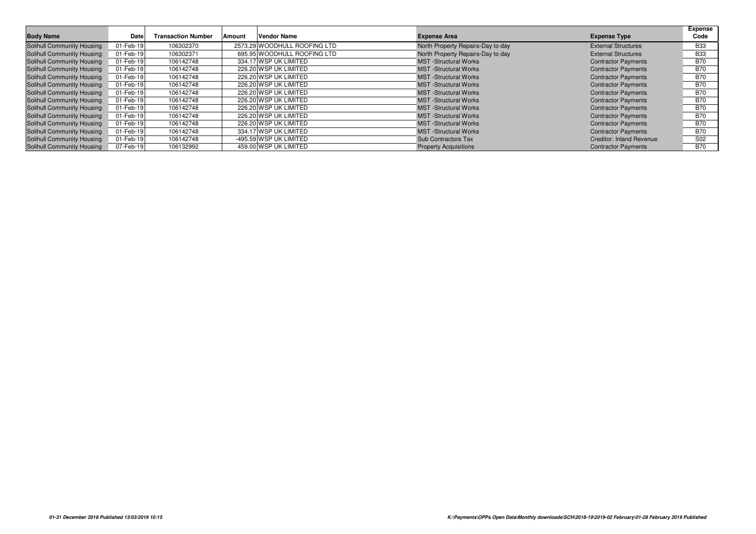| Body Name | Date | Transaction Number | Amount | Vendor Name | Expense Area | Expense Type | Expense Code |
|---|---|---|---|---|---|---|---|
| Solihull Community Housing | 01-Feb-19 | 106302370 | 2573.29 | WOODHULL ROOFING LTD | North Property Repairs-Day to day | External Structures | B33 |
| Solihull Community Housing | 01-Feb-19 | 106302371 | 695.95 | WOODHULL ROOFING LTD | North Property Repairs-Day to day | External Structures | B33 |
| Solihull Community Housing | 01-Feb-19 | 106142748 | 334.17 | WSP UK LIMITED | MST -Structural Works | Contractor Payments | B70 |
| Solihull Community Housing | 01-Feb-19 | 106142748 | 226.20 | WSP UK LIMITED | MST -Structural Works | Contractor Payments | B70 |
| Solihull Community Housing | 01-Feb-19 | 106142748 | 226.20 | WSP UK LIMITED | MST -Structural Works | Contractor Payments | B70 |
| Solihull Community Housing | 01-Feb-19 | 106142748 | 226.20 | WSP UK LIMITED | MST -Structural Works | Contractor Payments | B70 |
| Solihull Community Housing | 01-Feb-19 | 106142748 | 226.20 | WSP UK LIMITED | MST -Structural Works | Contractor Payments | B70 |
| Solihull Community Housing | 01-Feb-19 | 106142748 | 226.20 | WSP UK LIMITED | MST -Structural Works | Contractor Payments | B70 |
| Solihull Community Housing | 01-Feb-19 | 106142748 | 226.20 | WSP UK LIMITED | MST -Structural Works | Contractor Payments | B70 |
| Solihull Community Housing | 01-Feb-19 | 106142748 | 226.20 | WSP UK LIMITED | MST -Structural Works | Contractor Payments | B70 |
| Solihull Community Housing | 01-Feb-19 | 106142748 | 226.20 | WSP UK LIMITED | MST -Structural Works | Contractor Payments | B70 |
| Solihull Community Housing | 01-Feb-19 | 106142748 | 334.17 | WSP UK LIMITED | MST -Structural Works | Contractor Payments | B70 |
| Solihull Community Housing | 01-Feb-19 | 106142748 | -495.59 | WSP UK LIMITED | Sub Contractors Tax | Creditor: Inland Revenue | S02 |
| Solihull Community Housing | 07-Feb-19 | 106132992 | 459.00 | WSP UK LIMITED | Property Acquisitions | Contractor Payments | B70 |

*01-31 December 2018 Published 13/03/2019 10:15*

*K:\Payments\OPPs Open Data\Monthly downloads\SCH\2018-19\2019-02 February\01-28 February 2019 Published*